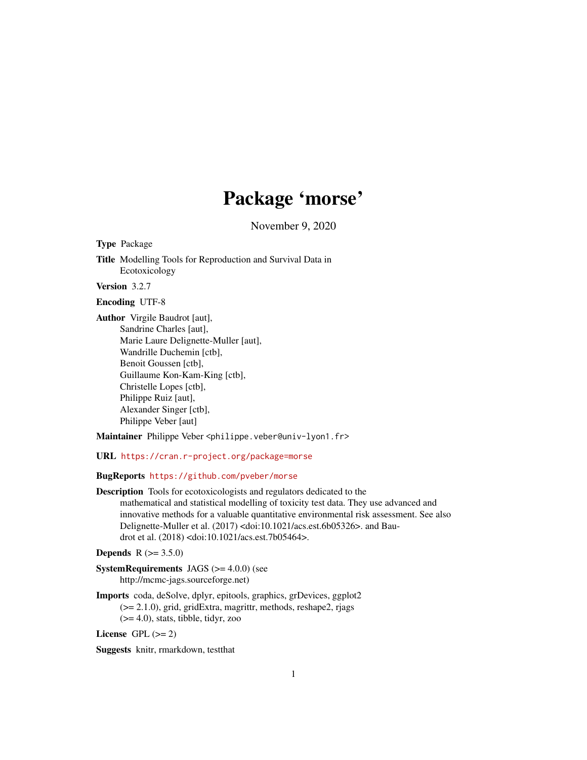# Package 'morse'

November 9, 2020

**Type** Package

**Title** Modelling Tools for Reproduction and Survival Data in Ecotoxicology

**Version** 3.2.7

**Encoding** UTF-8

**Author** Virgile Baudrot [aut],
Sandrine Charles [aut],
Marie Laure Delignette-Muller [aut],
Wandrille Duchemin [ctb],
Benoit Goussen [ctb],
Guillaume Kon-Kam-King [ctb],
Christelle Lopes [ctb],
Philippe Ruiz [aut],
Alexander Singer [ctb],
Philippe Veber [aut]

**Maintainer** Philippe Veber <philippe.veber@univ-lyon1.fr>

**URL** https://cran.r-project.org/package=morse

**BugReports** https://github.com/pveber/morse

**Description** Tools for ecotoxicologists and regulators dedicated to the mathematical and statistical modelling of toxicity test data. They use advanced and innovative methods for a valuable quantitative environmental risk assessment. See also Delignette-Muller et al. (2017) <doi:10.1021/acs.est.6b05326>. and Baudrot et al. (2018) <doi:10.1021/acs.est.7b05464>.

**Depends** R (>= 3.5.0)

**SystemRequirements** JAGS (>= 4.0.0) (see http://mcmc-jags.sourceforge.net)

**Imports** coda, deSolve, dplyr, epitools, graphics, grDevices, ggplot2 (>= 2.1.0), grid, gridExtra, magrittr, methods, reshape2, rjags (>= 4.0), stats, tibble, tidyr, zoo

**License** GPL (>= 2)

**Suggests** knitr, rmarkdown, testthat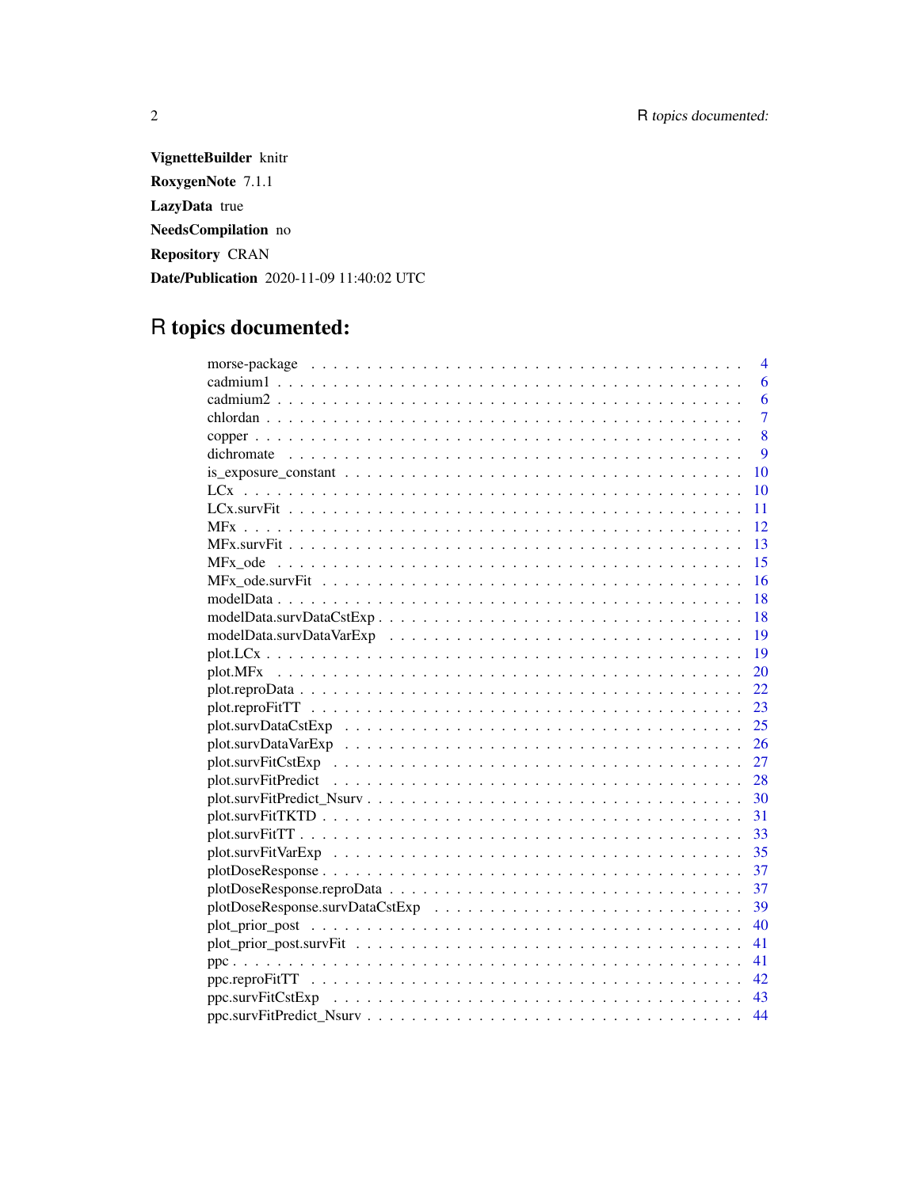**VignetteBuilder** knitr

**RoxygenNote** 7.1.1

**LazyData** true

**NeedsCompilation** no

**Repository** CRAN

**Date/Publication** 2020-11-09 11:40:02 UTC

# R topics documented:

| | |
|---|---|
| morse-package | 4 |
| cadmium1 | 6 |
| cadmium2 | 6 |
| chlordan | 7 |
| copper | 8 |
| dichromate | 9 |
| is_exposure_constant | 10 |
| LCx | 10 |
| LCx.survFit | 11 |
| MFx | 12 |
| MFx.survFit | 13 |
| MFx_ode | 15 |
| MFx_ode.survFit | 16 |
| modelData | 18 |
| modelData.survDataCstExp | 18 |
| modelData.survDataVarExp | 19 |
| plot.LCx | 19 |
| plot.MFx | 20 |
| plot.reproData | 22 |
| plot.reproFitTT | 23 |
| plot.survDataCstExp | 25 |
| plot.survDataVarExp | 26 |
| plot.survFitCstExp | 27 |
| plot.survFitPredict | 28 |
| plot.survFitPredict_Nsurv | 30 |
| plot.survFitTKTD | 31 |
| plot.survFitTT | 33 |
| plot.survFitVarExp | 35 |
| plotDoseResponse | 37 |
| plotDoseResponse.reproData | 37 |
| plotDoseResponse.survDataCstExp | 39 |
| plot_prior_post | 40 |
| plot_prior_post.survFit | 41 |
| ppc | 41 |
| ppc.reproFitTT | 42 |
| ppc.survFitCstExp | 43 |
| ppc.survFitPredict_Nsurv | 44 |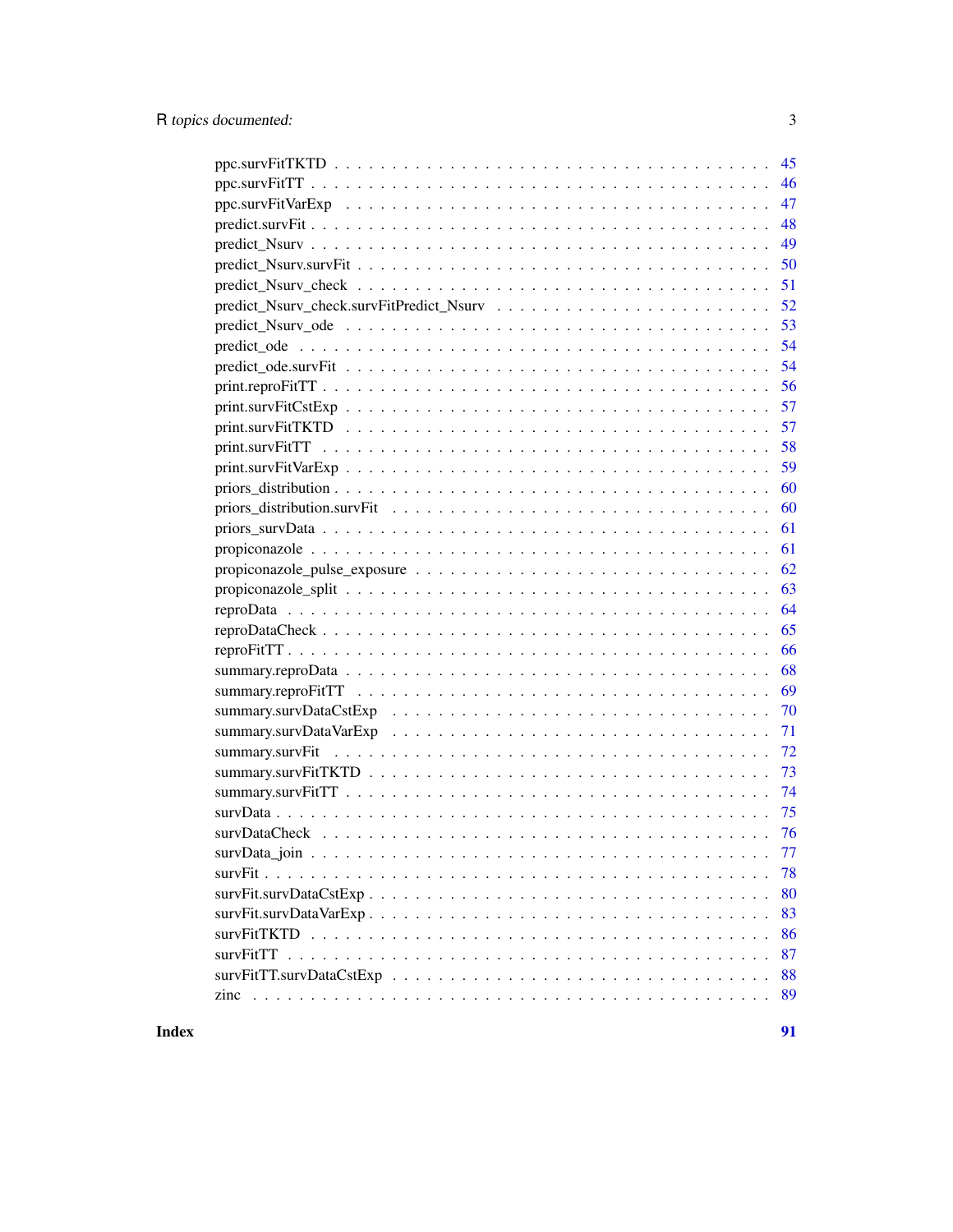ppc.survFitTKTD . . . . . . . . . . . . . . . . . . . . . . . . . . . . . . . . . . . 45
ppc.survFitTT . . . . . . . . . . . . . . . . . . . . . . . . . . . . . . . . . . . . 46
ppc.survFitVarExp . . . . . . . . . . . . . . . . . . . . . . . . . . . . . . . . . . 47
predict.survFit . . . . . . . . . . . . . . . . . . . . . . . . . . . . . . . . . . . 48
predict_Nsurv . . . . . . . . . . . . . . . . . . . . . . . . . . . . . . . . . . . . 49
predict_Nsurv.survFit . . . . . . . . . . . . . . . . . . . . . . . . . . . . . . . . 50
predict_Nsurv_check . . . . . . . . . . . . . . . . . . . . . . . . . . . . . . . . . 51
predict_Nsurv_check.survFitPredict_Nsurv . . . . . . . . . . . . . . . . . . . . . . 52
predict_Nsurv_ode . . . . . . . . . . . . . . . . . . . . . . . . . . . . . . . . . . 53
predict_ode . . . . . . . . . . . . . . . . . . . . . . . . . . . . . . . . . . . . . 54
predict_ode.survFit . . . . . . . . . . . . . . . . . . . . . . . . . . . . . . . . . 54
print.reproFitTT . . . . . . . . . . . . . . . . . . . . . . . . . . . . . . . . . . 56
print.survFitCstExp . . . . . . . . . . . . . . . . . . . . . . . . . . . . . . . . . 57
print.survFitTKTD . . . . . . . . . . . . . . . . . . . . . . . . . . . . . . . . . . 57
print.survFitTT . . . . . . . . . . . . . . . . . . . . . . . . . . . . . . . . . . . 58
print.survFitVarExp . . . . . . . . . . . . . . . . . . . . . . . . . . . . . . . . . 59
priors_distribution . . . . . . . . . . . . . . . . . . . . . . . . . . . . . . . . . 60
priors_distribution.survFit . . . . . . . . . . . . . . . . . . . . . . . . . . . . . 60
priors_survData . . . . . . . . . . . . . . . . . . . . . . . . . . . . . . . . . . . 61
propiconazole . . . . . . . . . . . . . . . . . . . . . . . . . . . . . . . . . . . . 61
propiconazole_pulse_exposure . . . . . . . . . . . . . . . . . . . . . . . . . . . . 62
propiconazole_split . . . . . . . . . . . . . . . . . . . . . . . . . . . . . . . . . 63
reproData . . . . . . . . . . . . . . . . . . . . . . . . . . . . . . . . . . . . . . 64
reproDataCheck . . . . . . . . . . . . . . . . . . . . . . . . . . . . . . . . . . . 65
reproFitTT . . . . . . . . . . . . . . . . . . . . . . . . . . . . . . . . . . . . . 66
summary.reproData . . . . . . . . . . . . . . . . . . . . . . . . . . . . . . . . . . 68
summary.reproFitTT . . . . . . . . . . . . . . . . . . . . . . . . . . . . . . . . . 69
summary.survDataCstExp . . . . . . . . . . . . . . . . . . . . . . . . . . . . . . . 70
summary.survDataVarExp . . . . . . . . . . . . . . . . . . . . . . . . . . . . . . . 71
summary.survFit . . . . . . . . . . . . . . . . . . . . . . . . . . . . . . . . . . . 72
summary.survFitTKTD . . . . . . . . . . . . . . . . . . . . . . . . . . . . . . . . . 73
summary.survFitTT . . . . . . . . . . . . . . . . . . . . . . . . . . . . . . . . . . 74
survData . . . . . . . . . . . . . . . . . . . . . . . . . . . . . . . . . . . . . . . 75
survDataCheck . . . . . . . . . . . . . . . . . . . . . . . . . . . . . . . . . . . . 76
survData_join . . . . . . . . . . . . . . . . . . . . . . . . . . . . . . . . . . . . 77
survFit . . . . . . . . . . . . . . . . . . . . . . . . . . . . . . . . . . . . . . . . 78
survFit.survDataCstExp . . . . . . . . . . . . . . . . . . . . . . . . . . . . . . . . 80
survFit.survDataVarExp . . . . . . . . . . . . . . . . . . . . . . . . . . . . . . . . 83
survFitTKTD . . . . . . . . . . . . . . . . . . . . . . . . . . . . . . . . . . . . . 86
survFitTT . . . . . . . . . . . . . . . . . . . . . . . . . . . . . . . . . . . . . . 87
survFitTT.survDataCstExp . . . . . . . . . . . . . . . . . . . . . . . . . . . . . . 88
zinc . . . . . . . . . . . . . . . . . . . . . . . . . . . . . . . . . . . . . . . . . 89

**Index** **91**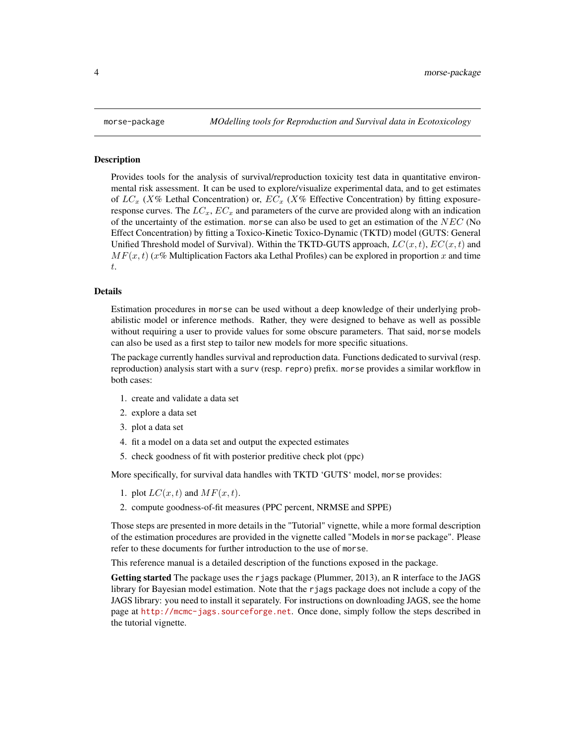# morse-package — *MOdelling tools for Reproduction and Survival data in Ecotoxicology*

## Description

Provides tools for the analysis of survival/reproduction toxicity test data in quantitative environmental risk assessment. It can be used to explore/visualize experimental data, and to get estimates of $LC_x$ ($X\%$ Lethal Concentration) or, $EC_x$ ($X\%$ Effective Concentration) by fitting exposure-response curves. The $LC_x$, $EC_x$ and parameters of the curve are provided along with an indication of the uncertainty of the estimation. `morse` can also be used to get an estimation of the $NEC$ (No Effect Concentration) by fitting a Toxico-Kinetic Toxico-Dynamic (TKTD) model (GUTS: General Unified Threshold model of Survival). Within the TKTD-GUTS approach, $LC(x,t)$, $EC(x,t)$ and $MF(x,t)$ ($x\%$ Multiplication Factors aka Lethal Profiles) can be explored in proportion $x$ and time $t$.

## Details

Estimation procedures in `morse` can be used without a deep knowledge of their underlying probabilistic model or inference methods. Rather, they were designed to behave as well as possible without requiring a user to provide values for some obscure parameters. That said, `morse` models can also be used as a first step to tailor new models for more specific situations.

The package currently handles survival and reproduction data. Functions dedicated to survival (resp. reproduction) analysis start with a `surv` (resp. `repro`) prefix. `morse` provides a similar workflow in both cases:

1. create and validate a data set
2. explore a data set
3. plot a data set
4. fit a model on a data set and output the expected estimates
5. check goodness of fit with posterior preditive check plot (ppc)

More specifically, for survival data handles with TKTD 'GUTS' model, `morse` provides:

1. plot $LC(x,t)$ and $MF(x,t)$.
2. compute goodness-of-fit measures (PPC percent, NRMSE and SPPE)

Those steps are presented in more details in the "Tutorial" vignette, while a more formal description of the estimation procedures are provided in the vignette called "Models in `morse` package". Please refer to these documents for further introduction to the use of `morse`.

This reference manual is a detailed description of the functions exposed in the package.

**Getting started** The package uses the `rjags` package (Plummer, 2013), an R interface to the JAGS library for Bayesian model estimation. Note that the `rjags` package does not include a copy of the JAGS library: you need to install it separately. For instructions on downloading JAGS, see the home page at http://mcmc-jags.sourceforge.net. Once done, simply follow the steps described in the tutorial vignette.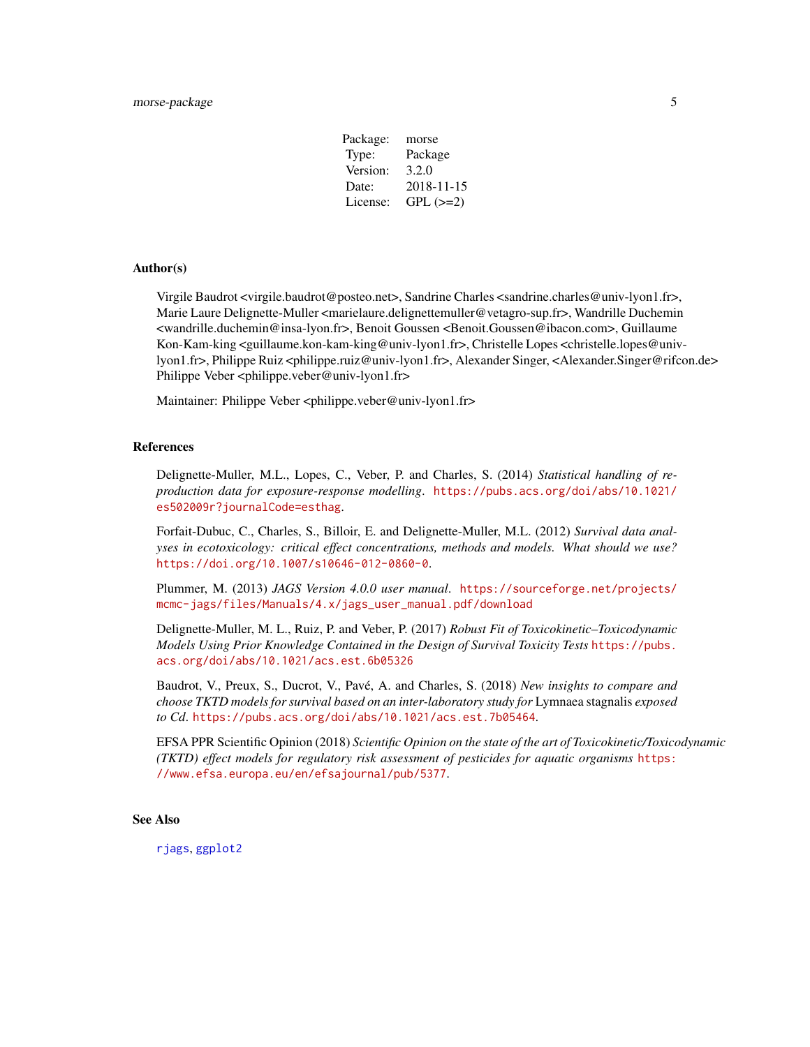| Package: | morse |
|---|---|
| Type: | Package |
| Version: | 3.2.0 |
| Date: | 2018-11-15 |
| License: | GPL (>=2) |

## Author(s)

Virgile Baudrot <virgile.baudrot@posteo.net>, Sandrine Charles <sandrine.charles@univ-lyon1.fr>, Marie Laure Delignette-Muller <marielaure.delignettemuller@vetagro-sup.fr>, Wandrille Duchemin <wandrille.duchemin@insa-lyon.fr>, Benoit Goussen <Benoit.Goussen@ibacon.com>, Guillaume Kon-Kam-king <guillaume.kon-kam-king@univ-lyon1.fr>, Christelle Lopes <christelle.lopes@univ-lyon1.fr>, Philippe Ruiz <philippe.ruiz@univ-lyon1.fr>, Alexander Singer, <Alexander.Singer@rifcon.de> Philippe Veber <philippe.veber@univ-lyon1.fr>

Maintainer: Philippe Veber <philippe.veber@univ-lyon1.fr>

## References

Delignette-Muller, M.L., Lopes, C., Veber, P. and Charles, S. (2014) *Statistical handling of reproduction data for exposure-response modelling*. https://pubs.acs.org/doi/abs/10.1021/es502009r?journalCode=esthag.

Forfait-Dubuc, C., Charles, S., Billoir, E. and Delignette-Muller, M.L. (2012) *Survival data analyses in ecotoxicology: critical effect concentrations, methods and models. What should we use?* https://doi.org/10.1007/s10646-012-0860-0.

Plummer, M. (2013) *JAGS Version 4.0.0 user manual*. https://sourceforge.net/projects/mcmc-jags/files/Manuals/4.x/jags_user_manual.pdf/download

Delignette-Muller, M. L., Ruiz, P. and Veber, P. (2017) *Robust Fit of Toxicokinetic–Toxicodynamic Models Using Prior Knowledge Contained in the Design of Survival Toxicity Tests* https://pubs.acs.org/doi/abs/10.1021/acs.est.6b05326

Baudrot, V., Preux, S., Ducrot, V., Pavé, A. and Charles, S. (2018) *New insights to compare and choose TKTD models for survival based on an inter-laboratory study for* Lymnaea stagnalis *exposed to Cd*. https://pubs.acs.org/doi/abs/10.1021/acs.est.7b05464.

EFSA PPR Scientific Opinion (2018) *Scientific Opinion on the state of the art of Toxicokinetic/Toxicodynamic (TKTD) effect models for regulatory risk assessment of pesticides for aquatic organisms* https://www.efsa.europa.eu/en/efsajournal/pub/5377.

## See Also

rjags, ggplot2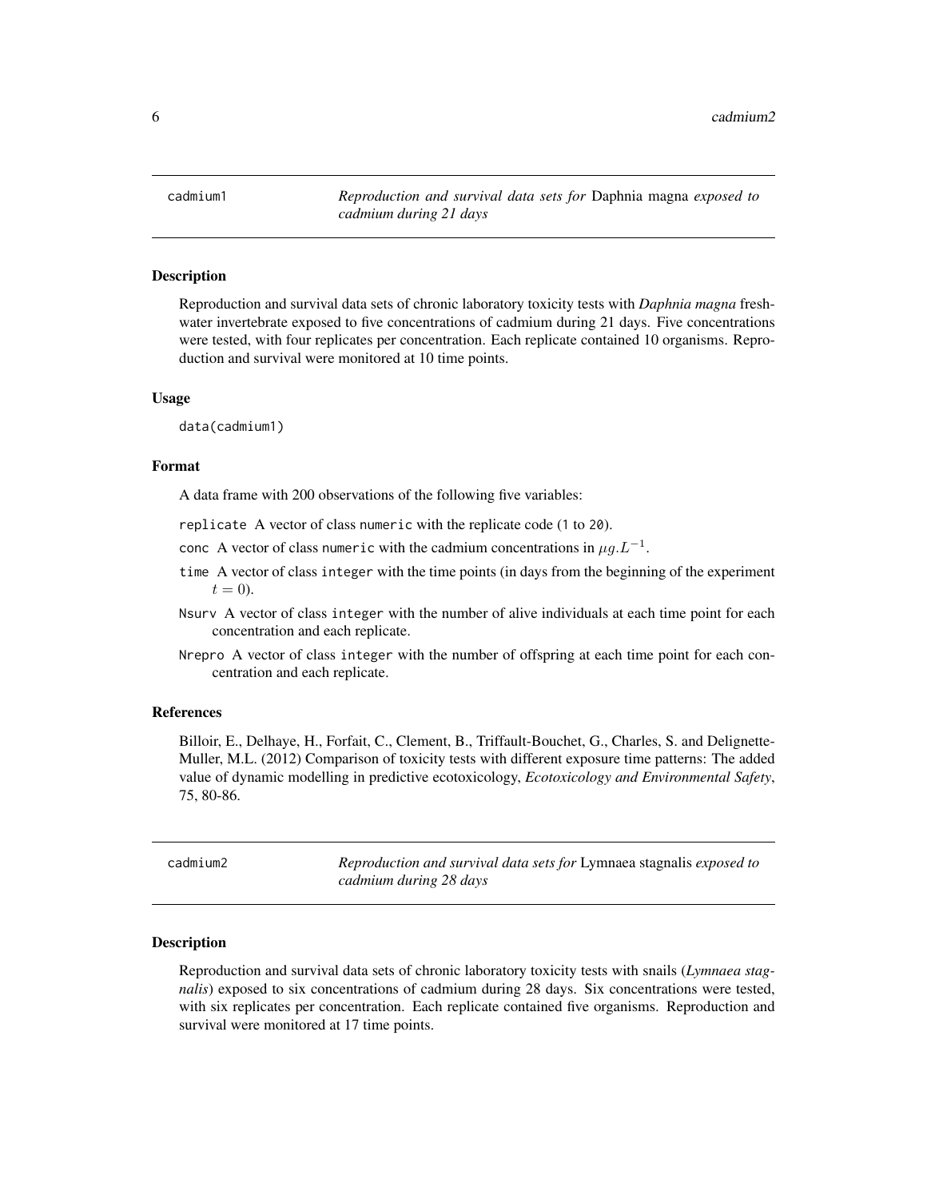## cadmium1 — *Reproduction and survival data sets for* Daphnia magna *exposed to cadmium during 21 days*

### Description

Reproduction and survival data sets of chronic laboratory toxicity tests with *Daphnia magna* freshwater invertebrate exposed to five concentrations of cadmium during 21 days. Five concentrations were tested, with four replicates per concentration. Each replicate contained 10 organisms. Reproduction and survival were monitored at 10 time points.

### Usage

```
data(cadmium1)
```

### Format

A data frame with 200 observations of the following five variables:

- `replicate` A vector of class `numeric` with the replicate code (`1` to `20`).
- `conc` A vector of class `numeric` with the cadmium concentrations in $\mu g.L^{-1}$.
- `time` A vector of class `integer` with the time points (in days from the beginning of the experiment $t = 0$).
- `Nsurv` A vector of class `integer` with the number of alive individuals at each time point for each concentration and each replicate.
- `Nrepro` A vector of class `integer` with the number of offspring at each time point for each concentration and each replicate.

### References

Billoir, E., Delhaye, H., Forfait, C., Clement, B., Triffault-Bouchet, G., Charles, S. and Delignette-Muller, M.L. (2012) Comparison of toxicity tests with different exposure time patterns: The added value of dynamic modelling in predictive ecotoxicology, *Ecotoxicology and Environmental Safety*, 75, 80-86.

## cadmium2 — *Reproduction and survival data sets for* Lymnaea stagnalis *exposed to cadmium during 28 days*

### Description

Reproduction and survival data sets of chronic laboratory toxicity tests with snails (*Lymnaea stagnalis*) exposed to six concentrations of cadmium during 28 days. Six concentrations were tested, with six replicates per concentration. Each replicate contained five organisms. Reproduction and survival were monitored at 17 time points.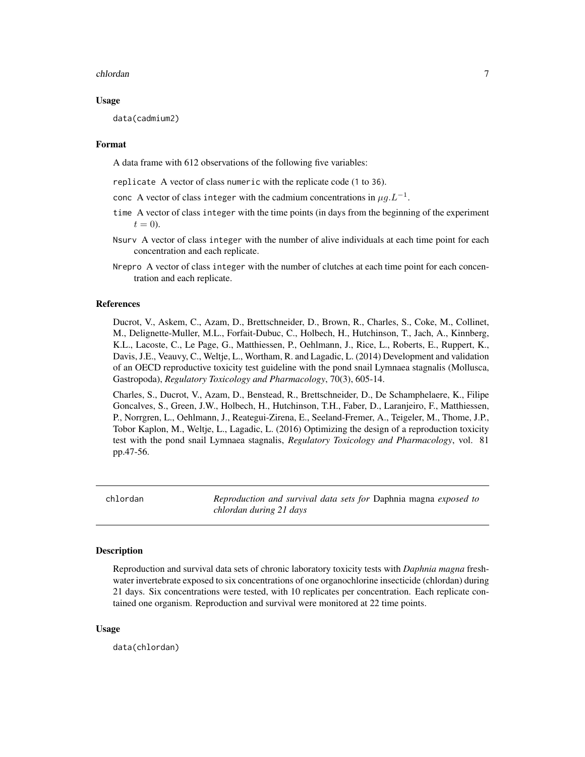### Usage

```
data(cadmium2)
```

### Format

A data frame with 612 observations of the following five variables:

- `replicate` A vector of class `numeric` with the replicate code (`1` to `36`).
- `conc` A vector of class `integer` with the cadmium concentrations in $\mu g.L^{-1}$.
- `time` A vector of class `integer` with the time points (in days from the beginning of the experiment $t = 0$).
- `Nsurv` A vector of class `integer` with the number of alive individuals at each time point for each concentration and each replicate.
- `Nrepro` A vector of class `integer` with the number of clutches at each time point for each concentration and each replicate.

### References

Ducrot, V., Askem, C., Azam, D., Brettschneider, D., Brown, R., Charles, S., Coke, M., Collinet, M., Delignette-Muller, M.L., Forfait-Dubuc, C., Holbech, H., Hutchinson, T., Jach, A., Kinnberg, K.L., Lacoste, C., Le Page, G., Matthiessen, P., Oehlmann, J., Rice, L., Roberts, E., Ruppert, K., Davis, J.E., Veauvy, C., Weltje, L., Wortham, R. and Lagadic, L. (2014) Development and validation of an OECD reproductive toxicity test guideline with the pond snail Lymnaea stagnalis (Mollusca, Gastropoda), *Regulatory Toxicology and Pharmacology*, 70(3), 605-14.

Charles, S., Ducrot, V., Azam, D., Benstead, R., Brettschneider, D., De Schamphelaere, K., Filipe Goncalves, S., Green, J.W., Holbech, H., Hutchinson, T.H., Faber, D., Laranjeiro, F., Matthiessen, P., Norrgren, L., Oehlmann, J., Reategui-Zirena, E., Seeland-Fremer, A., Teigeler, M., Thome, J.P., Tobor Kaplon, M., Weltje, L., Lagadic, L. (2016) Optimizing the design of a reproduction toxicity test with the pond snail Lymnaea stagnalis, *Regulatory Toxicology and Pharmacology*, vol. 81 pp.47-56.

---

## chlordan — *Reproduction and survival data sets for* Daphnia magna *exposed to chlordan during 21 days*

### Description

Reproduction and survival data sets of chronic laboratory toxicity tests with *Daphnia magna* freshwater invertebrate exposed to six concentrations of one organochlorine insecticide (chlordan) during 21 days. Six concentrations were tested, with 10 replicates per concentration. Each replicate contained one organism. Reproduction and survival were monitored at 22 time points.

### Usage

```
data(chlordan)
```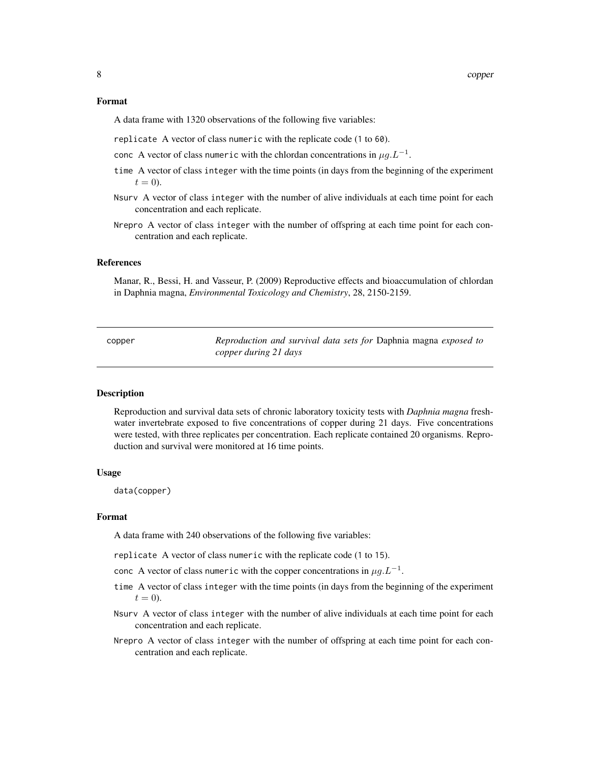## Format

A data frame with 1320 observations of the following five variables:

- `replicate` A vector of class `numeric` with the replicate code (`1` to `60`).
- `conc` A vector of class `numeric` with the chlordan concentrations in $\mu g.L^{-1}$.
- `time` A vector of class `integer` with the time points (in days from the beginning of the experiment $t = 0$).
- `Nsurv` A vector of class `integer` with the number of alive individuals at each time point for each concentration and each replicate.
- `Nrepro` A vector of class `integer` with the number of offspring at each time point for each concentration and each replicate.

## References

Manar, R., Bessi, H. and Vasseur, P. (2009) Reproductive effects and bioaccumulation of chlordan in Daphnia magna, *Environmental Toxicology and Chemistry*, 28, 2150-2159.

---

# copper — *Reproduction and survival data sets for* Daphnia magna *exposed to copper during 21 days*

---

## Description

Reproduction and survival data sets of chronic laboratory toxicity tests with *Daphnia magna* freshwater invertebrate exposed to five concentrations of copper during 21 days. Five concentrations were tested, with three replicates per concentration. Each replicate contained 20 organisms. Reproduction and survival were monitored at 16 time points.

## Usage

```
data(copper)
```

## Format

A data frame with 240 observations of the following five variables:

- `replicate` A vector of class `numeric` with the replicate code (`1` to `15`).
- `conc` A vector of class `numeric` with the copper concentrations in $\mu g.L^{-1}$.
- `time` A vector of class `integer` with the time points (in days from the beginning of the experiment $t = 0$).
- `Nsurv` A vector of class `integer` with the number of alive individuals at each time point for each concentration and each replicate.
- `Nrepro` A vector of class `integer` with the number of offspring at each time point for each concentration and each replicate.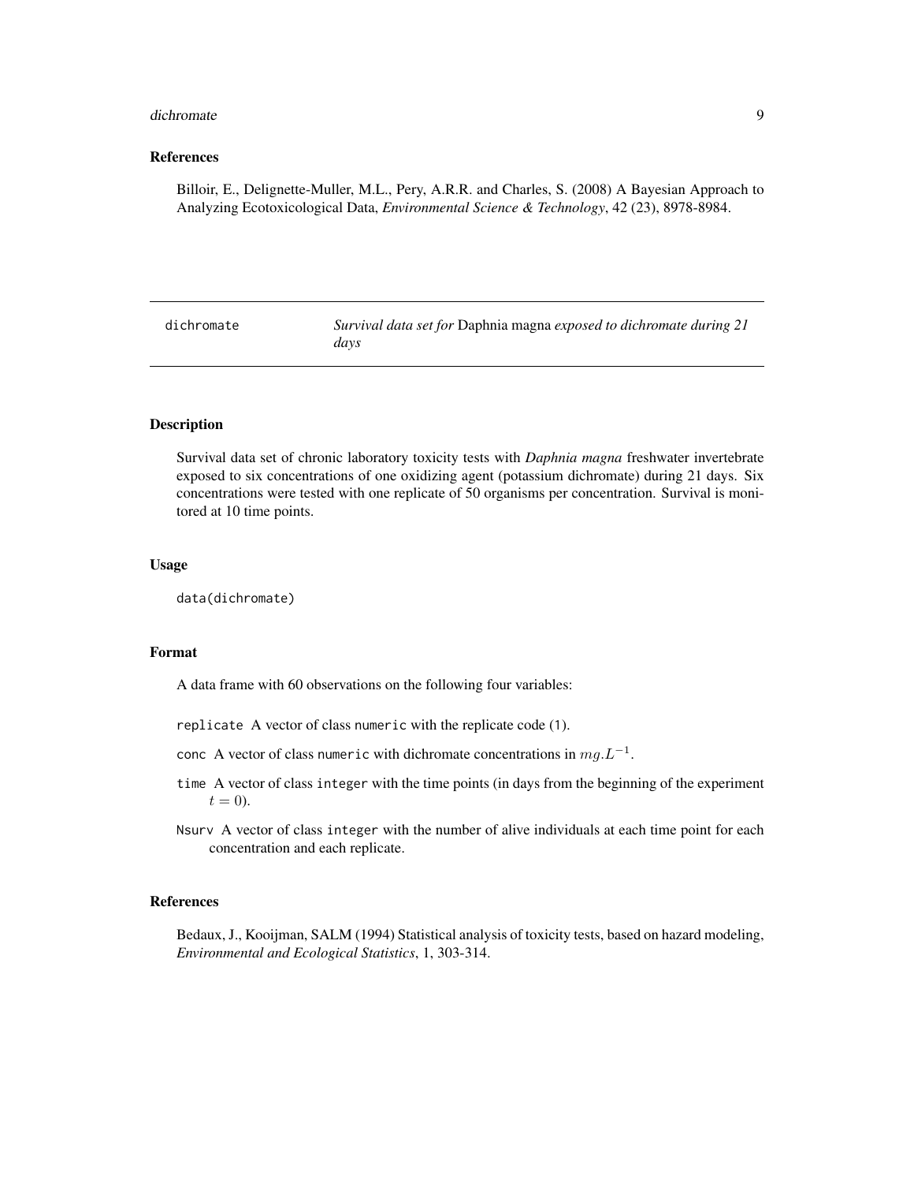## References

Billoir, E., Delignette-Muller, M.L., Pery, A.R.R. and Charles, S. (2008) A Bayesian Approach to Analyzing Ecotoxicological Data, *Environmental Science & Technology*, 42 (23), 8978-8984.

---

# dichromate — *Survival data set for* Daphnia magna *exposed to dichromate during 21 days*

---

## Description

Survival data set of chronic laboratory toxicity tests with *Daphnia magna* freshwater invertebrate exposed to six concentrations of one oxidizing agent (potassium dichromate) during 21 days. Six concentrations were tested with one replicate of 50 organisms per concentration. Survival is monitored at 10 time points.

## Usage

```
data(dichromate)
```

## Format

A data frame with 60 observations on the following four variables:

- `replicate` A vector of class `numeric` with the replicate code (`1`).
- `conc` A vector of class `numeric` with dichromate concentrations in $mg.L^{-1}$.
- `time` A vector of class `integer` with the time points (in days from the beginning of the experiment $t = 0$).
- `Nsurv` A vector of class `integer` with the number of alive individuals at each time point for each concentration and each replicate.

## References

Bedaux, J., Kooijman, SALM (1994) Statistical analysis of toxicity tests, based on hazard modeling, *Environmental and Ecological Statistics*, 1, 303-314.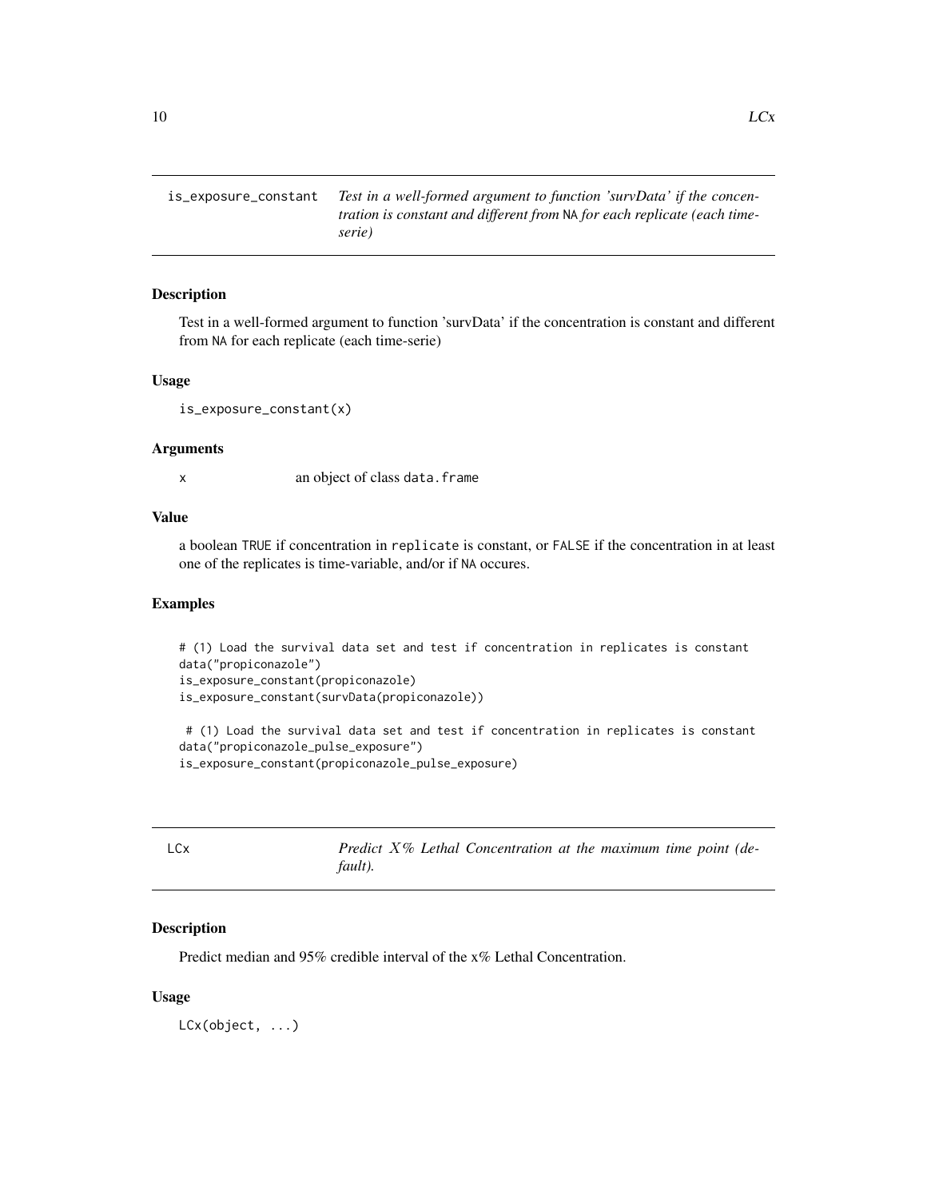## is_exposure_constant

*Test in a well-formed argument to function 'survData' if the concentration is constant and different from* NA *for each replicate (each time-serie)*

### Description

Test in a well-formed argument to function 'survData' if the concentration is constant and different from NA for each replicate (each time-serie)

### Usage

```
is_exposure_constant(x)
```

### Arguments

| | |
|---|---|
| x | an object of class data.frame |

### Value

a boolean TRUE if concentration in replicate is constant, or FALSE if the concentration in at least one of the replicates is time-variable, and/or if NA occures.

### Examples

```
# (1) Load the survival data set and test if concentration in replicates is constant
data("propiconazole")
is_exposure_constant(propiconazole)
is_exposure_constant(survData(propiconazole))

 # (1) Load the survival data set and test if concentration in replicates is constant
data("propiconazole_pulse_exposure")
is_exposure_constant(propiconazole_pulse_exposure)
```

## LCx

*Predict X% Lethal Concentration at the maximum time point (default).*

### Description

Predict median and 95% credible interval of the x% Lethal Concentration.

### Usage

```
LCx(object, ...)
```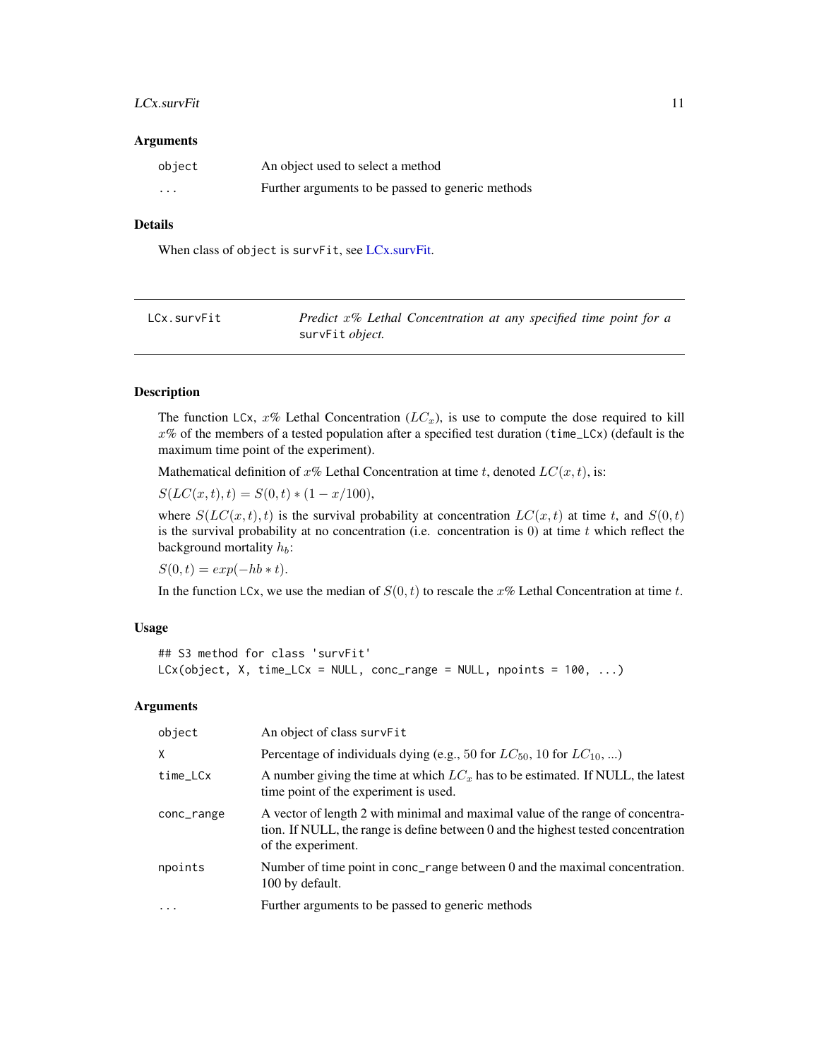### Arguments

| | |
|---|---|
| object | An object used to select a method |
| ... | Further arguments to be passed to generic methods |

### Details

When class of object is survFit, see LCx.survFit.

---

## LCx.survFit — *Predict $x$% Lethal Concentration at any specified time point for a* survFit *object.*

---

### Description

The function LCx, $x$% Lethal Concentration ($LC_x$), is use to compute the dose required to kill $x$% of the members of a tested population after a specified test duration (time_LCx) (default is the maximum time point of the experiment).

Mathematical definition of $x$% Lethal Concentration at time $t$, denoted $LC(x,t)$, is:

$S(LC(x,t),t) = S(0,t) * (1 - x/100)$,

where $S(LC(x,t),t)$ is the survival probability at concentration $LC(x,t)$ at time $t$, and $S(0,t)$ is the survival probability at no concentration (i.e. concentration is 0) at time $t$ which reflect the background mortality $h_b$:

$S(0,t) = exp(-hb * t)$.

In the function LCx, we use the median of $S(0,t)$ to rescale the $x$% Lethal Concentration at time $t$.

### Usage

```
## S3 method for class 'survFit'
LCx(object, X, time_LCx = NULL, conc_range = NULL, npoints = 100, ...)
```

### Arguments

| | |
|---|---|
| object | An object of class survFit |
| X | Percentage of individuals dying (e.g., 50 for $LC_{50}$, 10 for $LC_{10}$, ...) |
| time_LCx | A number giving the time at which $LC_x$ has to be estimated. If NULL, the latest time point of the experiment is used. |
| conc_range | A vector of length 2 with minimal and maximal value of the range of concentration. If NULL, the range is define between 0 and the highest tested concentration of the experiment. |
| npoints | Number of time point in conc_range between 0 and the maximal concentration. 100 by default. |
| ... | Further arguments to be passed to generic methods |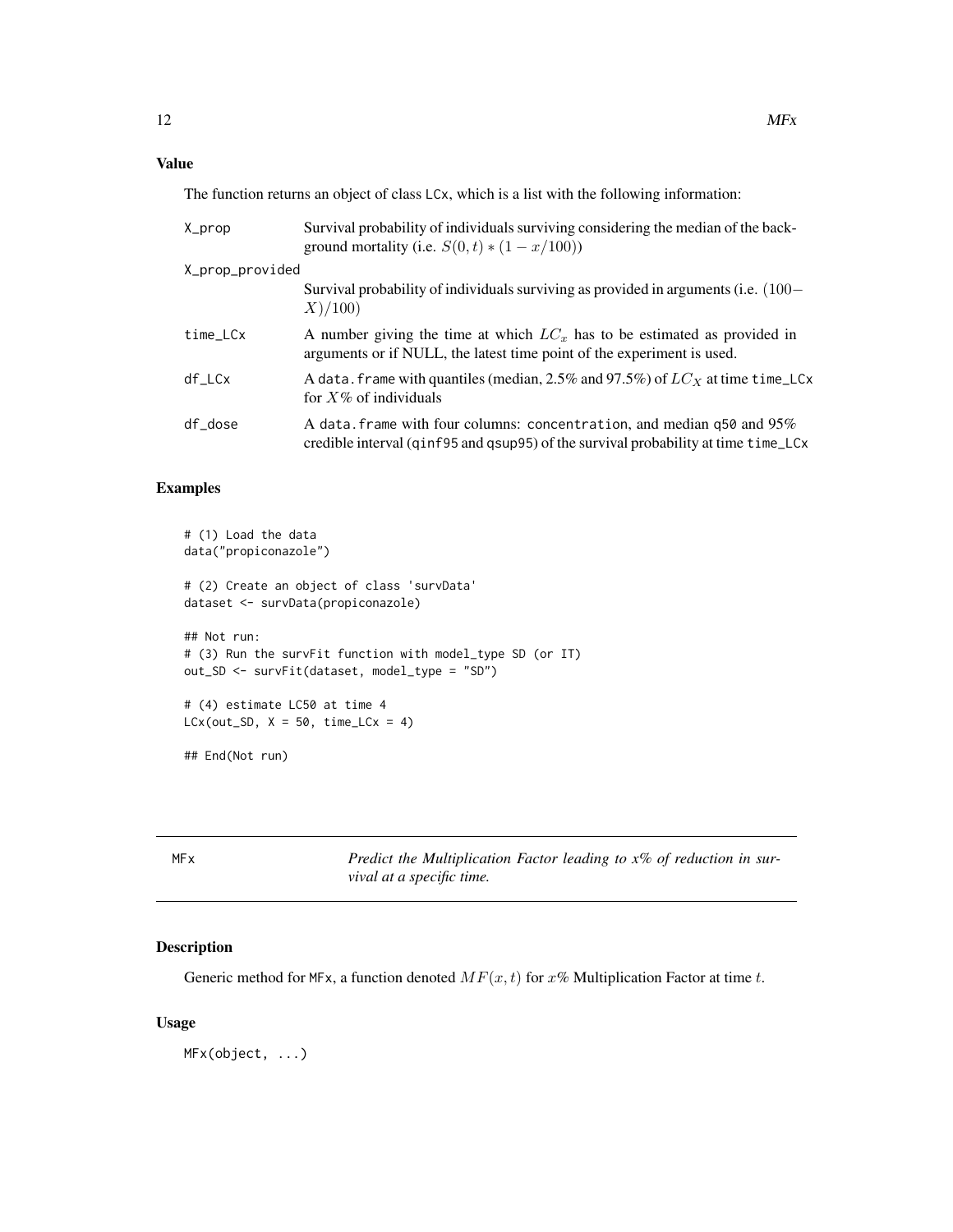## Value

The function returns an object of class LCx, which is a list with the following information:

- **X_prop**: Survival probability of individuals surviving considering the median of the background mortality (i.e. $S(0,t) * (1 - x/100)$)
- **X_prop_provided**: Survival probability of individuals surviving as provided in arguments (i.e. $(100 - X)/100$)
- **time_LCx**: A number giving the time at which $LC_x$ has to be estimated as provided in arguments or if NULL, the latest time point of the experiment is used.
- **df_LCx**: A data.frame with quantiles (median, 2.5% and 97.5%) of $LC_X$ at time time_LCx for $X\%$ of individuals
- **df_dose**: A data.frame with four columns: concentration, and median q50 and 95% credible interval (qinf95 and qsup95) of the survival probability at time time_LCx

## Examples

```
# (1) Load the data
data("propiconazole")

# (2) Create an object of class 'survData'
dataset <- survData(propiconazole)

## Not run:
# (3) Run the survFit function with model_type SD (or IT)
out_SD <- survFit(dataset, model_type = "SD")

# (4) estimate LC50 at time 4
LCx(out_SD, X = 50, time_LCx = 4)

## End(Not run)
```

---

# MFx — *Predict the Multiplication Factor leading to x% of reduction in survival at a specific time.*

---

## Description

Generic method for MFx, a function denoted $MF(x,t)$ for $x\%$ Multiplication Factor at time $t$.

## Usage

```
MFx(object, ...)
```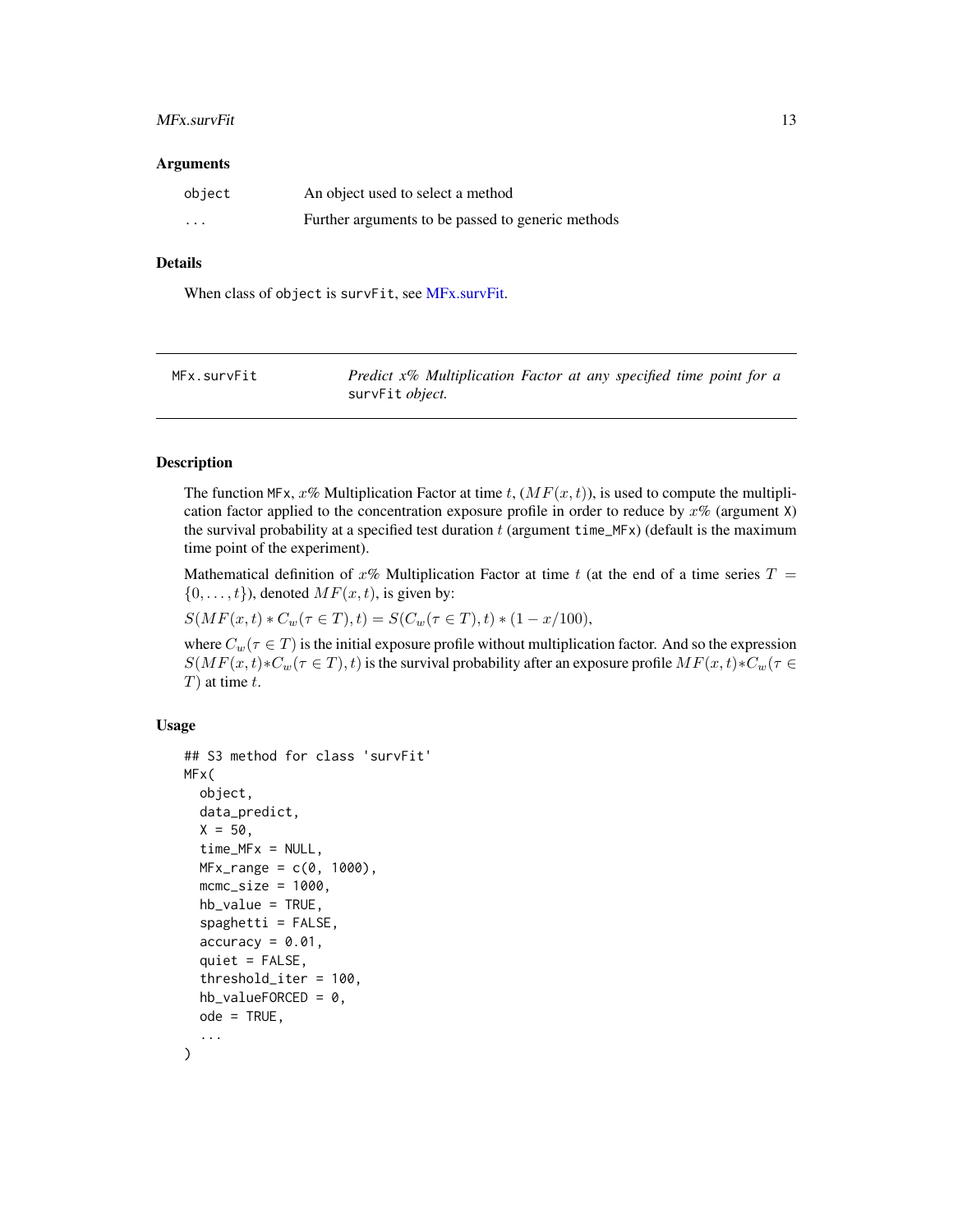### Arguments

| | |
|---|---|
| `object` | An object used to select a method |
| `...` | Further arguments to be passed to generic methods |

### Details

When class of `object` is `survFit`, see MFx.survFit.

---

## MFx.survFit — *Predict x% Multiplication Factor at any specified time point for a* `survFit` *object.*

---

### Description

The function `MFx`, $x$% Multiplication Factor at time $t$, ($MF(x, t)$), is used to compute the multiplication factor applied to the concentration exposure profile in order to reduce by $x$% (argument `X`) the survival probability at a specified test duration $t$ (argument `time_MFx`) (default is the maximum time point of the experiment).

Mathematical definition of $x$% Multiplication Factor at time $t$ (at the end of a time series $T = \{0, \ldots, t\}$), denoted $MF(x, t)$, is given by:

$S(MF(x, t) * C_w(\tau \in T), t) = S(C_w(\tau \in T), t) * (1 - x/100)$,

where $C_w(\tau \in T)$ is the initial exposure profile without multiplication factor. And so the expression $S(MF(x, t) * C_w(\tau \in T), t)$ is the survival probability after an exposure profile $MF(x, t) * C_w(\tau \in T)$ at time $t$.

### Usage

```
## S3 method for class 'survFit'
MFx(
  object,
  data_predict,
  X = 50,
  time_MFx = NULL,
  MFx_range = c(0, 1000),
  mcmc_size = 1000,
  hb_value = TRUE,
  spaghetti = FALSE,
  accuracy = 0.01,
  quiet = FALSE,
  threshold_iter = 100,
  hb_valueFORCED = 0,
  ode = TRUE,
  ...
)
```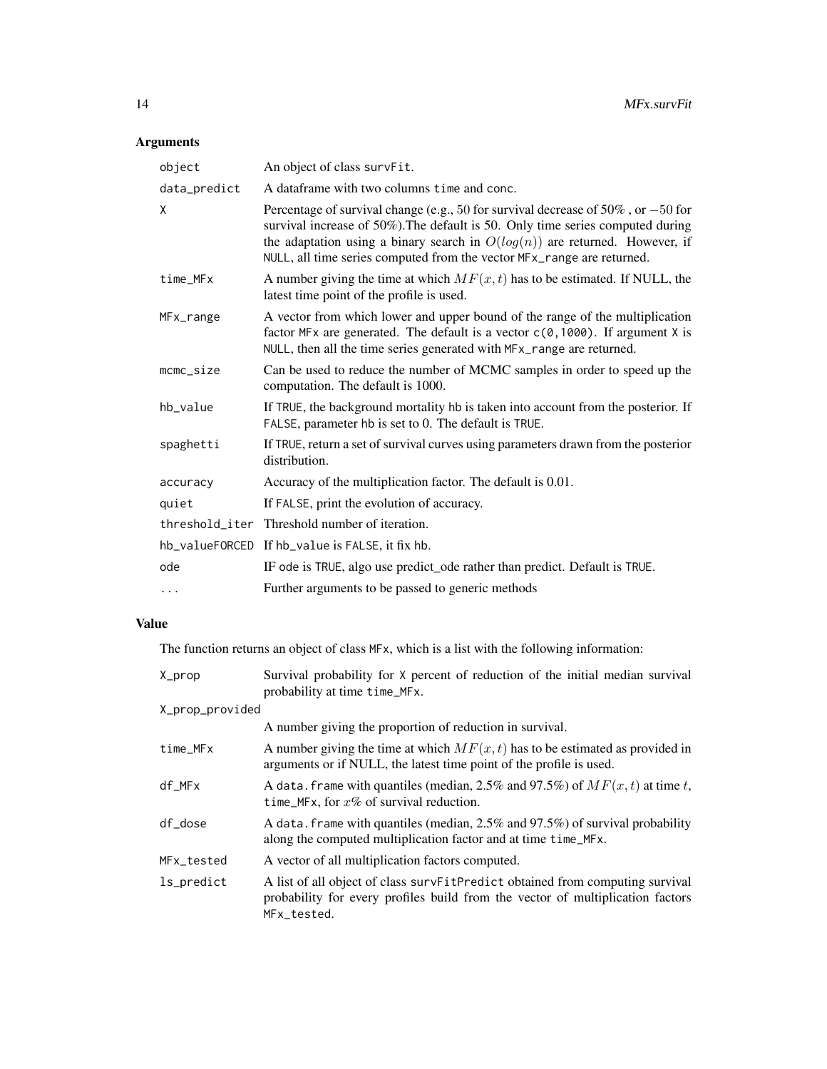## Arguments

| | |
|---|---|
| object | An object of class survFit. |
| data_predict | A dataframe with two columns time and conc. |
| X | Percentage of survival change (e.g., $50$ for survival decrease of 50% , or $-50$ for survival increase of 50%).The default is 50. Only time series computed during the adaptation using a binary search in $O(log(n))$ are returned. However, if NULL, all time series computed from the vector MFx_range are returned. |
| time_MFx | A number giving the time at which $MF(x,t)$ has to be estimated. If NULL, the latest time point of the profile is used. |
| MFx_range | A vector from which lower and upper bound of the range of the multiplication factor MFx are generated. The default is a vector c(0,1000). If argument X is NULL, then all the time series generated with MFx_range are returned. |
| mcmc_size | Can be used to reduce the number of MCMC samples in order to speed up the computation. The default is 1000. |
| hb_value | If TRUE, the background mortality hb is taken into account from the posterior. If FALSE, parameter hb is set to 0. The default is TRUE. |
| spaghetti | If TRUE, return a set of survival curves using parameters drawn from the posterior distribution. |
| accuracy | Accuracy of the multiplication factor. The default is 0.01. |
| quiet | If FALSE, print the evolution of accuracy. |
| threshold_iter | Threshold number of iteration. |
| hb_valueFORCED | If hb_value is FALSE, it fix hb. |
| ode | IF ode is TRUE, algo use predict_ode rather than predict. Default is TRUE. |
| ... | Further arguments to be passed to generic methods |

## Value

The function returns an object of class MFx, which is a list with the following information:

| | |
|---|---|
| X_prop | Survival probability for X percent of reduction of the initial median survival probability at time time_MFx. |
| X_prop_provided | A number giving the proportion of reduction in survival. |
| time_MFx | A number giving the time at which $MF(x,t)$ has to be estimated as provided in arguments or if NULL, the latest time point of the profile is used. |
| df_MFx | A data.frame with quantiles (median, 2.5% and 97.5%) of $MF(x,t)$ at time $t$, time_MFx, for $x$% of survival reduction. |
| df_dose | A data.frame with quantiles (median, 2.5% and 97.5%) of survival probability along the computed multiplication factor and at time time_MFx. |
| MFx_tested | A vector of all multiplication factors computed. |
| ls_predict | A list of all object of class survFitPredict obtained from computing survival probability for every profiles build from the vector of multiplication factors MFx_tested. |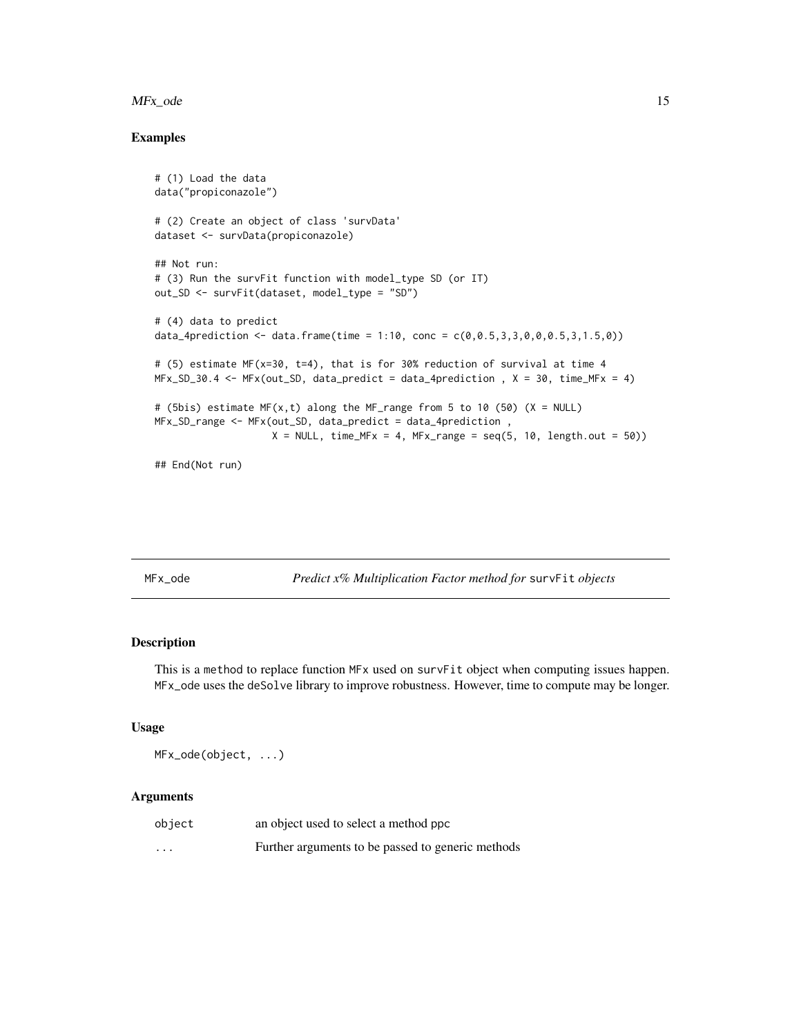## Examples

```
# (1) Load the data
data("propiconazole")

# (2) Create an object of class 'survData'
dataset <- survData(propiconazole)

## Not run:
# (3) Run the survFit function with model_type SD (or IT)
out_SD <- survFit(dataset, model_type = "SD")

# (4) data to predict
data_4prediction <- data.frame(time = 1:10, conc = c(0,0.5,3,3,0,0,0.5,3,1.5,0))

# (5) estimate MF(x=30, t=4), that is for 30% reduction of survival at time 4
MFx_SD_30.4 <- MFx(out_SD, data_predict = data_4prediction , X = 30, time_MFx = 4)

# (5bis) estimate MF(x,t) along the MF_range from 5 to 10 (50) (X = NULL)
MFx_SD_range <- MFx(out_SD, data_predict = data_4prediction ,
                    X = NULL, time_MFx = 4, MFx_range = seq(5, 10, length.out = 50))

## End(Not run)
```

---

# MFx_ode — *Predict x% Multiplication Factor method for* survFit *objects*

## Description

This is a method to replace function MFx used on survFit object when computing issues happen. MFx_ode uses the deSolve library to improve robustness. However, time to compute may be longer.

## Usage

```
MFx_ode(object, ...)
```

## Arguments

| | |
|---|---|
| object | an object used to select a method ppc |
| ... | Further arguments to be passed to generic methods |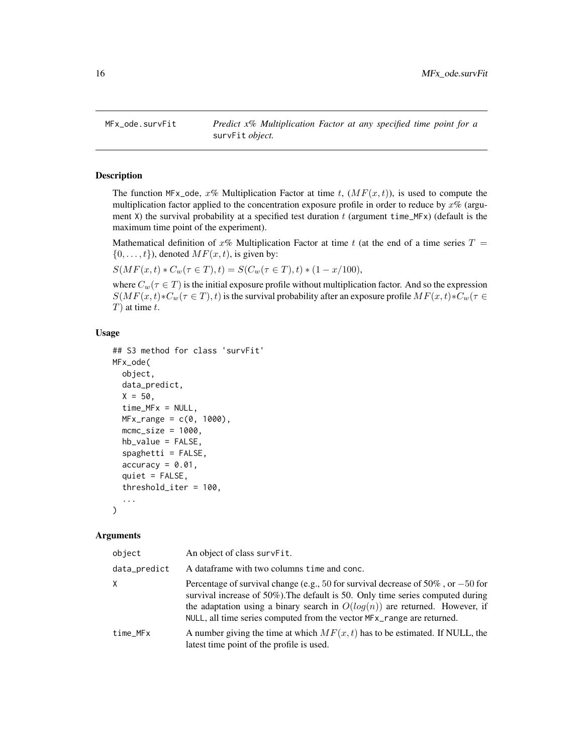# MFx_ode.survFit

*Predict x% Multiplication Factor at any specified time point for a* `survFit` *object.*

### Description

The function `MFx_ode`, $x\%$ Multiplication Factor at time $t$, ($MF(x,t)$), is used to compute the multiplication factor applied to the concentration exposure profile in order to reduce by $x\%$ (argument `X`) the survival probability at a specified test duration $t$ (argument `time_MFx`) (default is the maximum time point of the experiment).

Mathematical definition of $x\%$ Multiplication Factor at time $t$ (at the end of a time series $T = \{0,\ldots,t\}$), denoted $MF(x,t)$, is given by:

$S(MF(x,t) * C_w(\tau \in T), t) = S(C_w(\tau \in T), t) * (1 - x/100),$

where $C_w(\tau \in T)$ is the initial exposure profile without multiplication factor. And so the expression $S(MF(x,t) * C_w(\tau \in T), t)$ is the survival probability after an exposure profile $MF(x,t) * C_w(\tau \in T)$ at time $t$.

### Usage

```
## S3 method for class 'survFit'
MFx_ode(
  object,
  data_predict,
  X = 50,
  time_MFx = NULL,
  MFx_range = c(0, 1000),
  mcmc_size = 1000,
  hb_value = FALSE,
  spaghetti = FALSE,
  accuracy = 0.01,
  quiet = FALSE,
  threshold_iter = 100,
  ...
)
```

### Arguments

| | |
|---|---|
| `object` | An object of class `survFit`. |
| `data_predict` | A dataframe with two columns `time` and `conc`. |
| `X` | Percentage of survival change (e.g., $50$ for survival decrease of $50\%$ , or $-50$ for survival increase of $50\%$).The default is 50. Only time series computed during the adaptation using a binary search in $O(log(n))$ are returned. However, if `NULL`, all time series computed from the vector `MFx_range` are returned. |
| `time_MFx` | A number giving the time at which $MF(x,t)$ has to be estimated. If NULL, the latest time point of the profile is used. |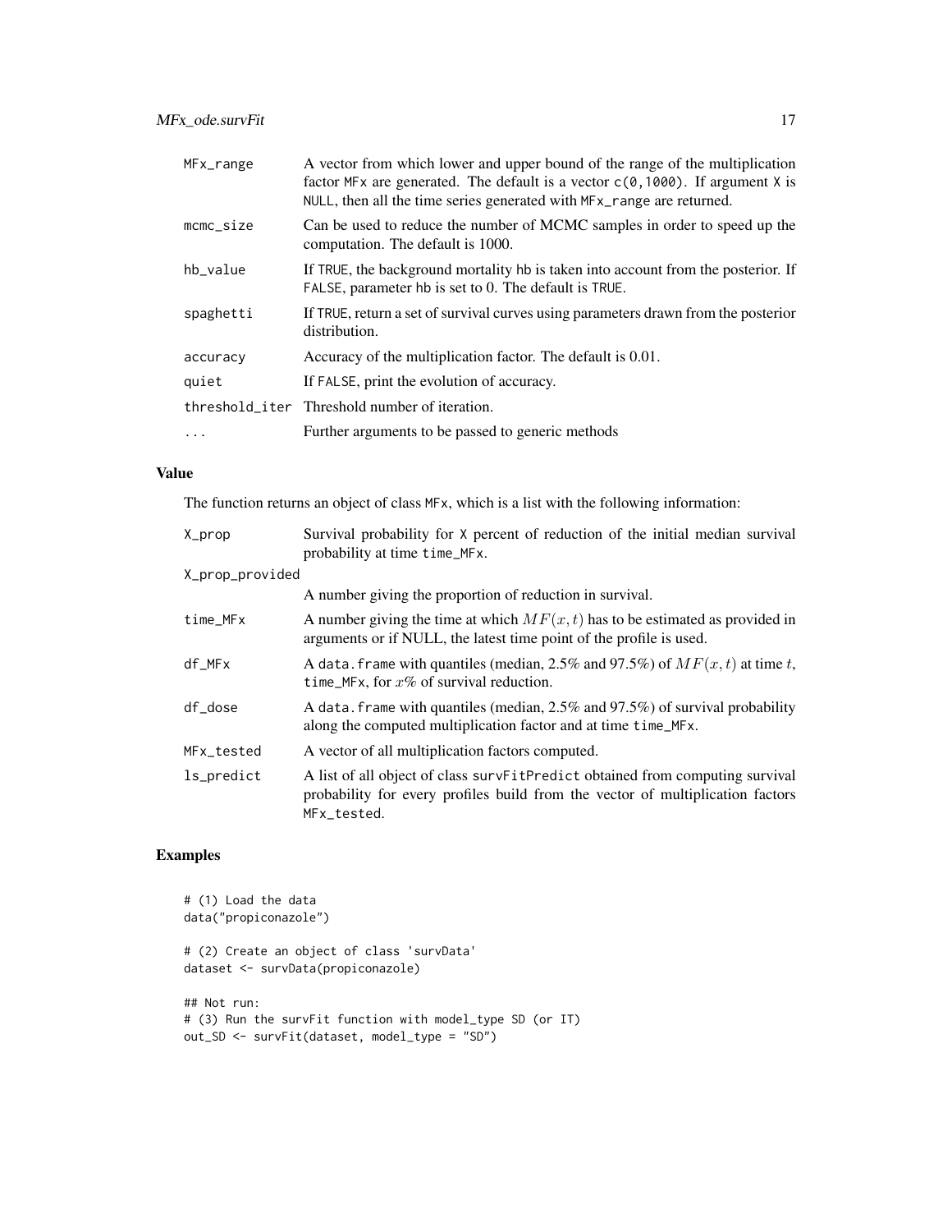| | |
|---|---|
| MFx_range | A vector from which lower and upper bound of the range of the multiplication factor MFx are generated. The default is a vector c(0,1000). If argument X is NULL, then all the time series generated with MFx_range are returned. |
| mcmc_size | Can be used to reduce the number of MCMC samples in order to speed up the computation. The default is 1000. |
| hb_value | If TRUE, the background mortality hb is taken into account from the posterior. If FALSE, parameter hb is set to 0. The default is TRUE. |
| spaghetti | If TRUE, return a set of survival curves using parameters drawn from the posterior distribution. |
| accuracy | Accuracy of the multiplication factor. The default is 0.01. |
| quiet | If FALSE, print the evolution of accuracy. |
| threshold_iter | Threshold number of iteration. |
| ... | Further arguments to be passed to generic methods |

## Value

The function returns an object of class MFx, which is a list with the following information:

| | |
|---|---|
| X_prop | Survival probability for X percent of reduction of the initial median survival probability at time time_MFx. |
| X_prop_provided | A number giving the proportion of reduction in survival. |
| time_MFx | A number giving the time at which $MF(x,t)$ has to be estimated as provided in arguments or if NULL, the latest time point of the profile is used. |
| df_MFx | A data.frame with quantiles (median, 2.5% and 97.5%) of $MF(x,t)$ at time $t$, time_MFx, for $x\%$ of survival reduction. |
| df_dose | A data.frame with quantiles (median, 2.5% and 97.5%) of survival probability along the computed multiplication factor and at time time_MFx. |
| MFx_tested | A vector of all multiplication factors computed. |
| ls_predict | A list of all object of class survFitPredict obtained from computing survival probability for every profiles build from the vector of multiplication factors MFx_tested. |

## Examples

```
# (1) Load the data
data("propiconazole")

# (2) Create an object of class 'survData'
dataset <- survData(propiconazole)

## Not run:
# (3) Run the survFit function with model_type SD (or IT)
out_SD <- survFit(dataset, model_type = "SD")
```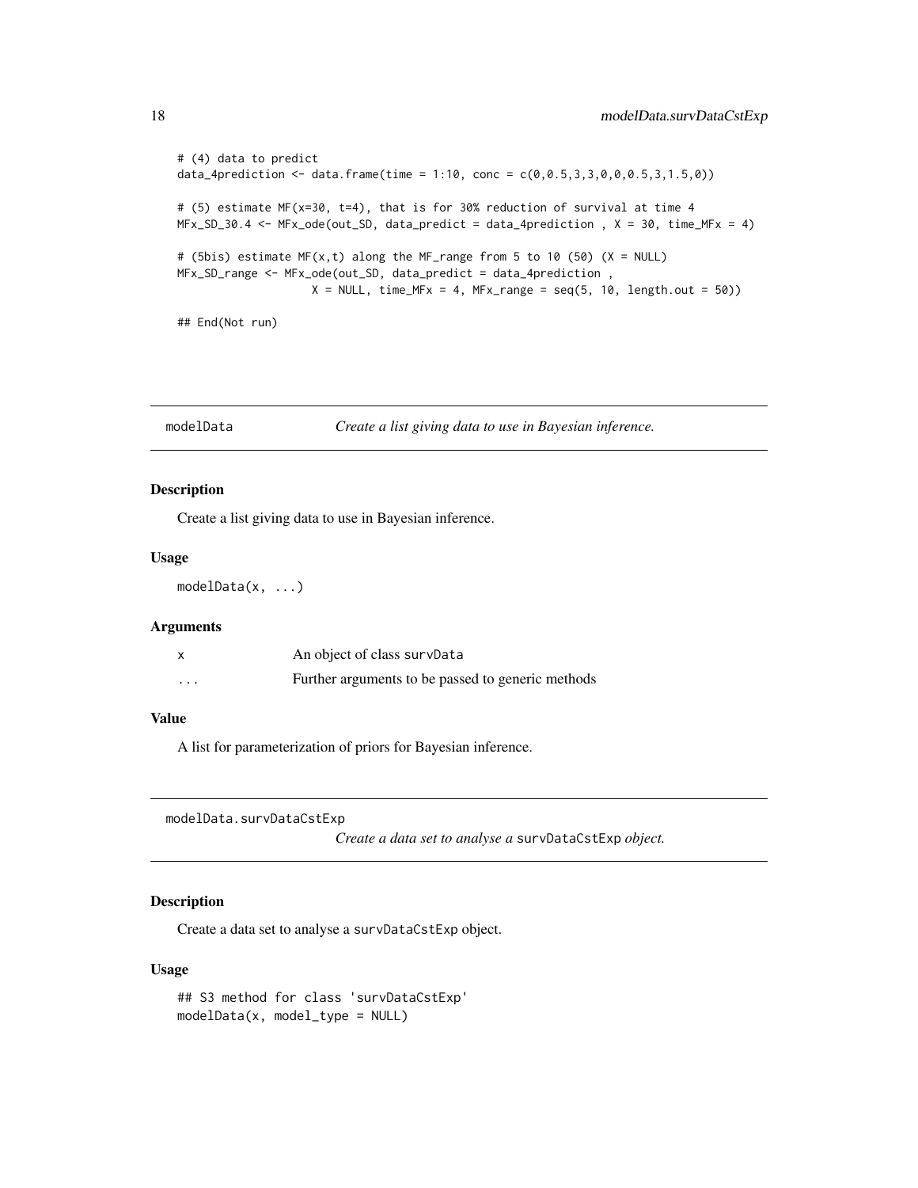```
# (4) data to predict
data_4prediction <- data.frame(time = 1:10, conc = c(0,0.5,3,3,0,0,0.5,3,1.5,0))

# (5) estimate MF(x=30, t=4), that is for 30% reduction of survival at time 4
MFx_SD_30.4 <- MFx_ode(out_SD, data_predict = data_4prediction , X = 30, time_MFx = 4)

# (5bis) estimate MF(x,t) along the MF_range from 5 to 10 (50) (X = NULL)
MFx_SD_range <- MFx_ode(out_SD, data_predict = data_4prediction ,
                   X = NULL, time_MFx = 4, MFx_range = seq(5, 10, length.out = 50))

## End(Not run)
```

## modelData — *Create a list giving data to use in Bayesian inference.*

### Description

Create a list giving data to use in Bayesian inference.

### Usage

```
modelData(x, ...)
```

### Arguments

| | |
|---|---|
| x | An object of class survData |
| ... | Further arguments to be passed to generic methods |

### Value

A list for parameterization of priors for Bayesian inference.

## modelData.survDataCstExp — *Create a data set to analyse a* survDataCstExp *object.*

### Description

Create a data set to analyse a survDataCstExp object.

### Usage

```
## S3 method for class 'survDataCstExp'
modelData(x, model_type = NULL)
```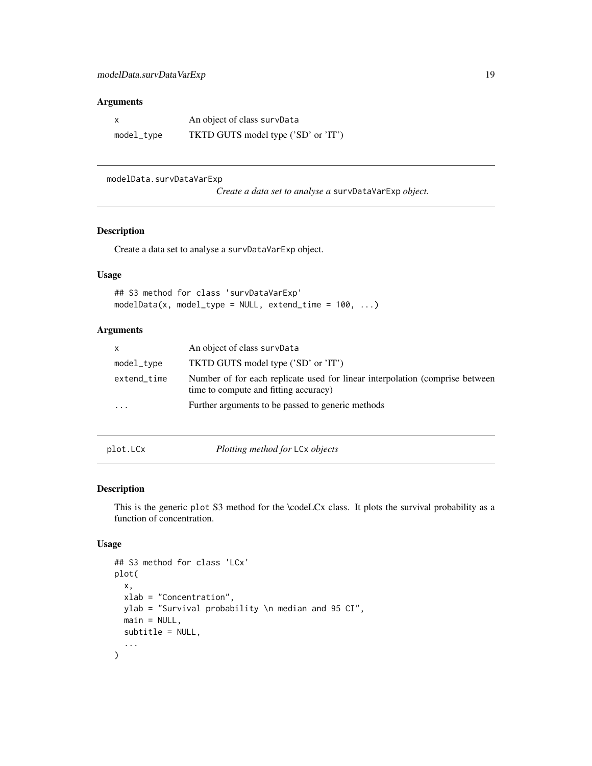## Arguments

| | |
|---|---|
| x | An object of class survData |
| model_type | TKTD GUTS model type ('SD' or 'IT') |

---

## modelData.survDataVarExp — *Create a data set to analyse a survDataVarExp object.*

### Description

Create a data set to analyse a survDataVarExp object.

### Usage

```
## S3 method for class 'survDataVarExp'
modelData(x, model_type = NULL, extend_time = 100, ...)
```

### Arguments

| | |
|---|---|
| x | An object of class survData |
| model_type | TKTD GUTS model type ('SD' or 'IT') |
| extend_time | Number of for each replicate used for linear interpolation (comprise between time to compute and fitting accuracy) |
| ... | Further arguments to be passed to generic methods |

---

## plot.LCx — *Plotting method for LCx objects*

### Description

This is the generic plot S3 method for the \codeLCx class. It plots the survival probability as a function of concentration.

### Usage

```
## S3 method for class 'LCx'
plot(
  x,
  xlab = "Concentration",
  ylab = "Survival probability \n median and 95 CI",
  main = NULL,
  subtitle = NULL,
  ...
)
```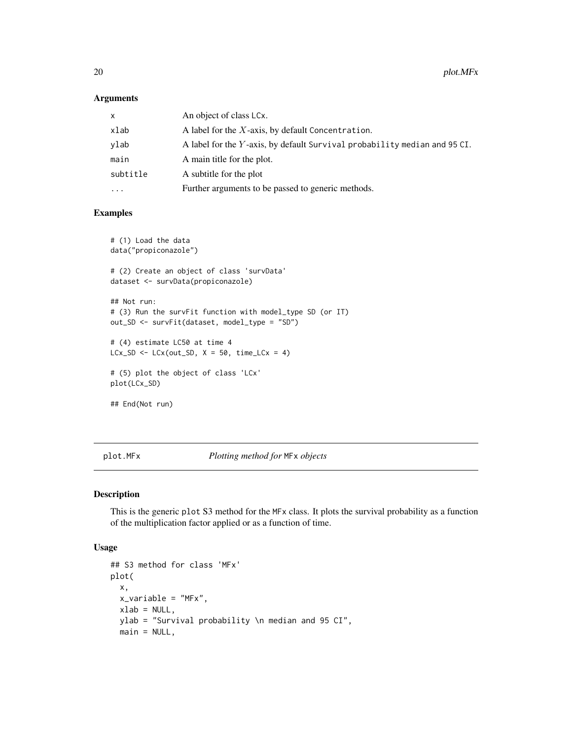### Arguments

| | |
|---|---|
| `x` | An object of class `LCx`. |
| `xlab` | A label for the $X$-axis, by default `Concentration`. |
| `ylab` | A label for the $Y$-axis, by default `Survival probability median and 95 CI`. |
| `main` | A main title for the plot. |
| `subtitle` | A subtitle for the plot |
| `...` | Further arguments to be passed to generic methods. |

### Examples

```
# (1) Load the data
data("propiconazole")

# (2) Create an object of class 'survData'
dataset <- survData(propiconazole)

## Not run:
# (3) Run the survFit function with model_type SD (or IT)
out_SD <- survFit(dataset, model_type = "SD")

# (4) estimate LC50 at time 4
LCx_SD <- LCx(out_SD, X = 50, time_LCx = 4)

# (5) plot the object of class 'LCx'
plot(LCx_SD)

## End(Not run)
```

---

## plot.MFx    *Plotting method for* `MFx` *objects*

### Description

This is the generic `plot` S3 method for the `MFx` class. It plots the survival probability as a function of the multiplication factor applied or as a function of time.

### Usage

```
## S3 method for class 'MFx'
plot(
  x,
  x_variable = "MFx",
  xlab = NULL,
  ylab = "Survival probability \n median and 95 CI",
  main = NULL,
```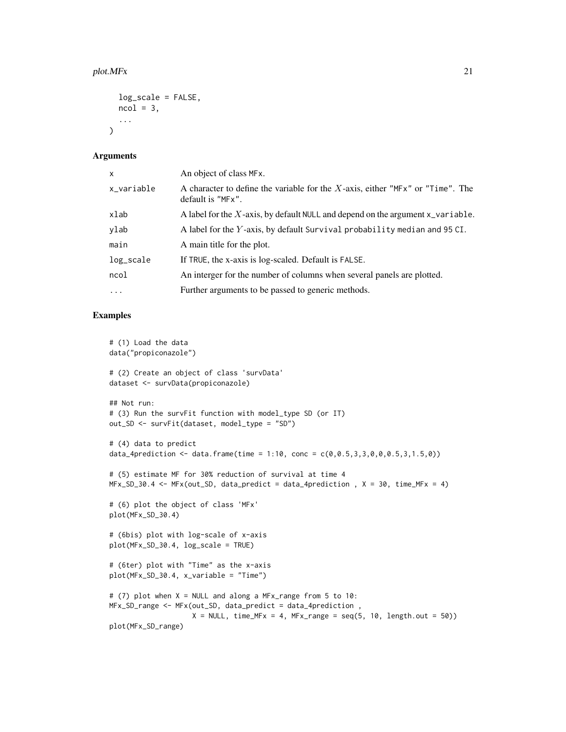```
  log_scale = FALSE,
  ncol = 3,
  ...
)
```

### Arguments

| | |
|---|---|
| x | An object of class MFx. |
| x_variable | A character to define the variable for the $X$-axis, either "MFx" or "Time". The default is "MFx". |
| xlab | A label for the $X$-axis, by default NULL and depend on the argument x_variable. |
| ylab | A label for the $Y$-axis, by default Survival probability median and 95 CI. |
| main | A main title for the plot. |
| log_scale | If TRUE, the x-axis is log-scaled. Default is FALSE. |
| ncol | An interger for the number of columns when several panels are plotted. |
| ... | Further arguments to be passed to generic methods. |

### Examples

```
# (1) Load the data
data("propiconazole")

# (2) Create an object of class 'survData'
dataset <- survData(propiconazole)

## Not run:
# (3) Run the survFit function with model_type SD (or IT)
out_SD <- survFit(dataset, model_type = "SD")

# (4) data to predict
data_4prediction <- data.frame(time = 1:10, conc = c(0,0.5,3,3,0,0,0.5,3,1.5,0))

# (5) estimate MF for 30% reduction of survival at time 4
MFx_SD_30.4 <- MFx(out_SD, data_predict = data_4prediction , X = 30, time_MFx = 4)

# (6) plot the object of class 'MFx'
plot(MFx_SD_30.4)

# (6bis) plot with log-scale of x-axis
plot(MFx_SD_30.4, log_scale = TRUE)

# (6ter) plot with "Time" as the x-axis
plot(MFx_SD_30.4, x_variable = "Time")

# (7) plot when X = NULL and along a MFx_range from 5 to 10:
MFx_SD_range <- MFx(out_SD, data_predict = data_4prediction ,
                    X = NULL, time_MFx = 4, MFx_range = seq(5, 10, length.out = 50))
plot(MFx_SD_range)
```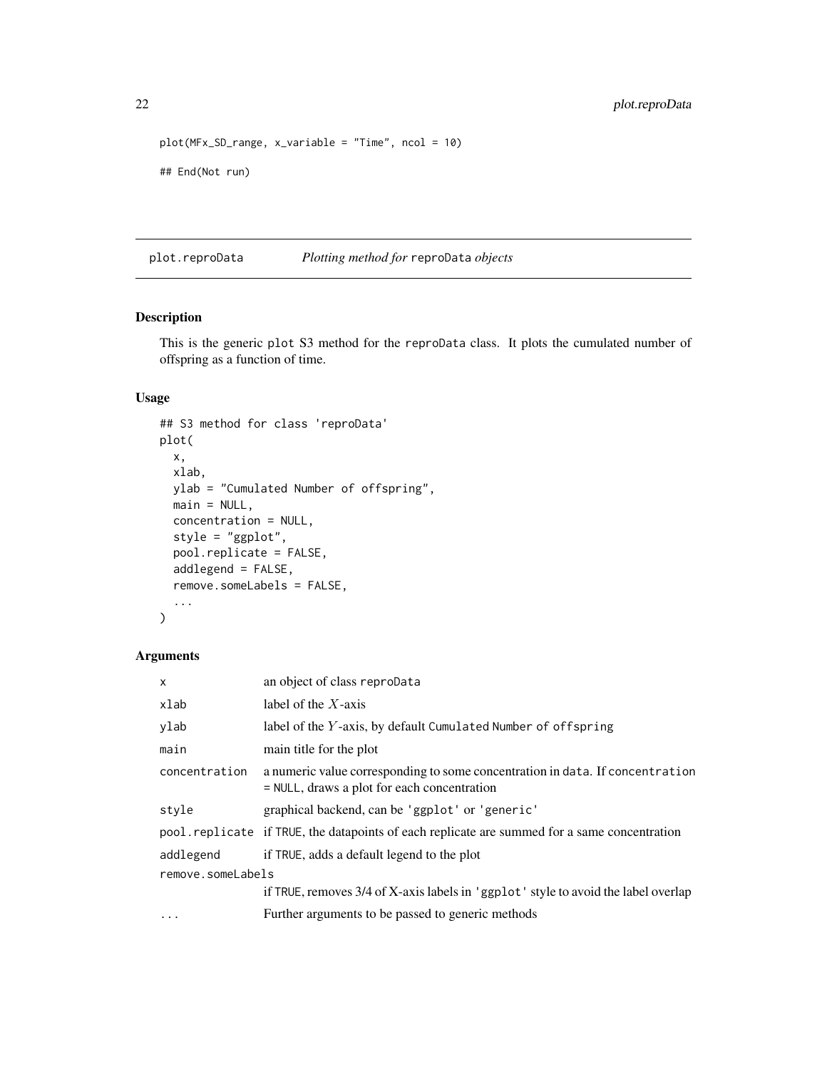```
plot(MFx_SD_range, x_variable = "Time", ncol = 10)

## End(Not run)
```

---

## plot.reproData — *Plotting method for* reproData *objects*

### Description

This is the generic plot S3 method for the reproData class. It plots the cumulated number of offspring as a function of time.

### Usage

```
## S3 method for class 'reproData'
plot(
  x,
  xlab,
  ylab = "Cumulated Number of offspring",
  main = NULL,
  concentration = NULL,
  style = "ggplot",
  pool.replicate = FALSE,
  addlegend = FALSE,
  remove.someLabels = FALSE,
  ...
)
```

### Arguments

| | |
|---|---|
| x | an object of class reproData |
| xlab | label of the $X$-axis |
| ylab | label of the $Y$-axis, by default Cumulated Number of offspring |
| main | main title for the plot |
| concentration | a numeric value corresponding to some concentration in data. If concentration = NULL, draws a plot for each concentration |
| style | graphical backend, can be 'ggplot' or 'generic' |
| pool.replicate | if TRUE, the datapoints of each replicate are summed for a same concentration |
| addlegend | if TRUE, adds a default legend to the plot |
| remove.someLabels | if TRUE, removes 3/4 of X-axis labels in 'ggplot' style to avoid the label overlap |
| ... | Further arguments to be passed to generic methods |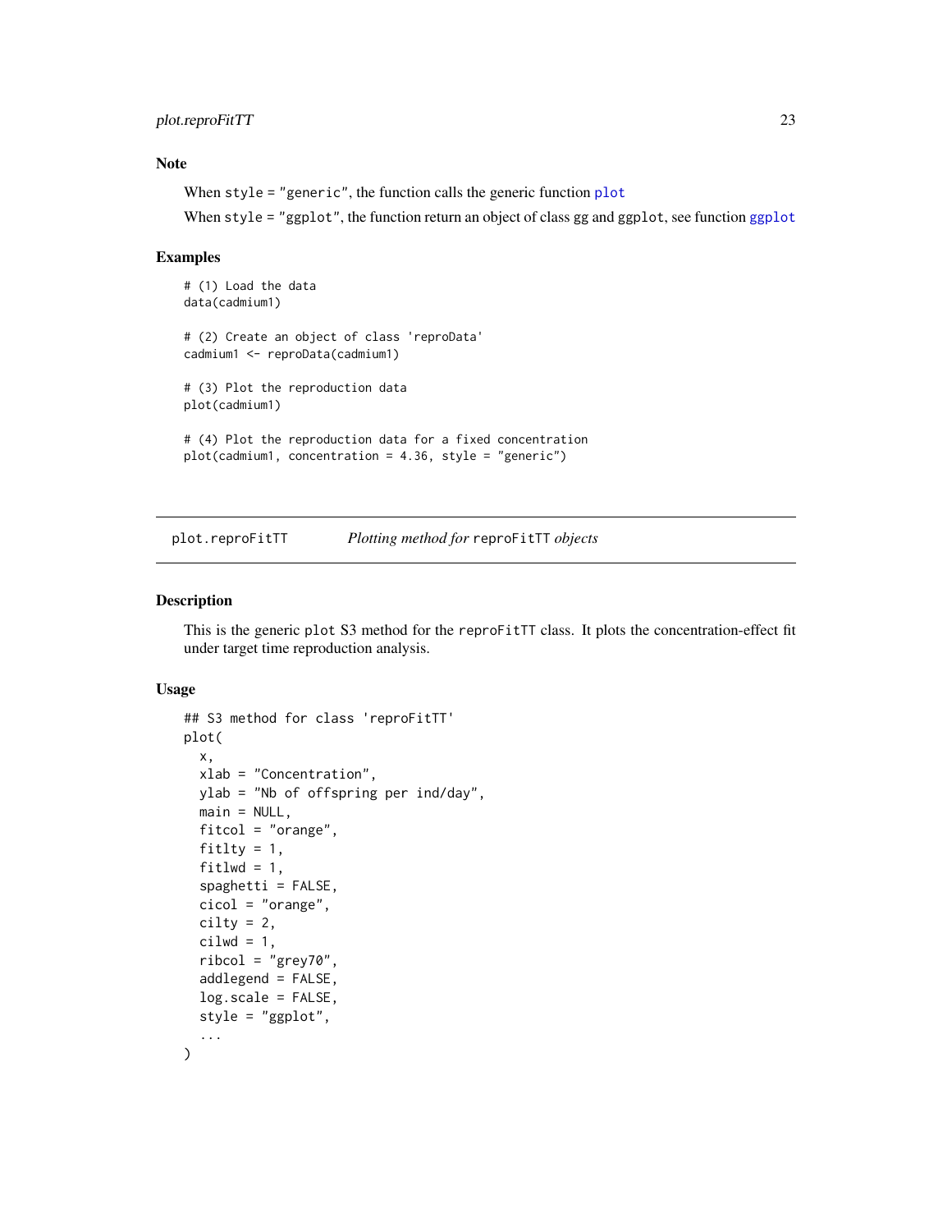### Note

When style = "generic", the function calls the generic function plot

When style = "ggplot", the function return an object of class gg and ggplot, see function ggplot

### Examples

```
# (1) Load the data
data(cadmium1)

# (2) Create an object of class 'reproData'
cadmium1 <- reproData(cadmium1)

# (3) Plot the reproduction data
plot(cadmium1)

# (4) Plot the reproduction data for a fixed concentration
plot(cadmium1, concentration = 4.36, style = "generic")
```

---

## plot.reproFitTT — *Plotting method for* reproFitTT *objects*

### Description

This is the generic plot S3 method for the reproFitTT class. It plots the concentration-effect fit under target time reproduction analysis.

### Usage

```
## S3 method for class 'reproFitTT'
plot(
  x,
  xlab = "Concentration",
  ylab = "Nb of offspring per ind/day",
  main = NULL,
  fitcol = "orange",
  fitlty = 1,
  fitlwd = 1,
  spaghetti = FALSE,
  cicol = "orange",
  cilty = 2,
  cilwd = 1,
  ribcol = "grey70",
  addlegend = FALSE,
  log.scale = FALSE,
  style = "ggplot",
  ...
)
```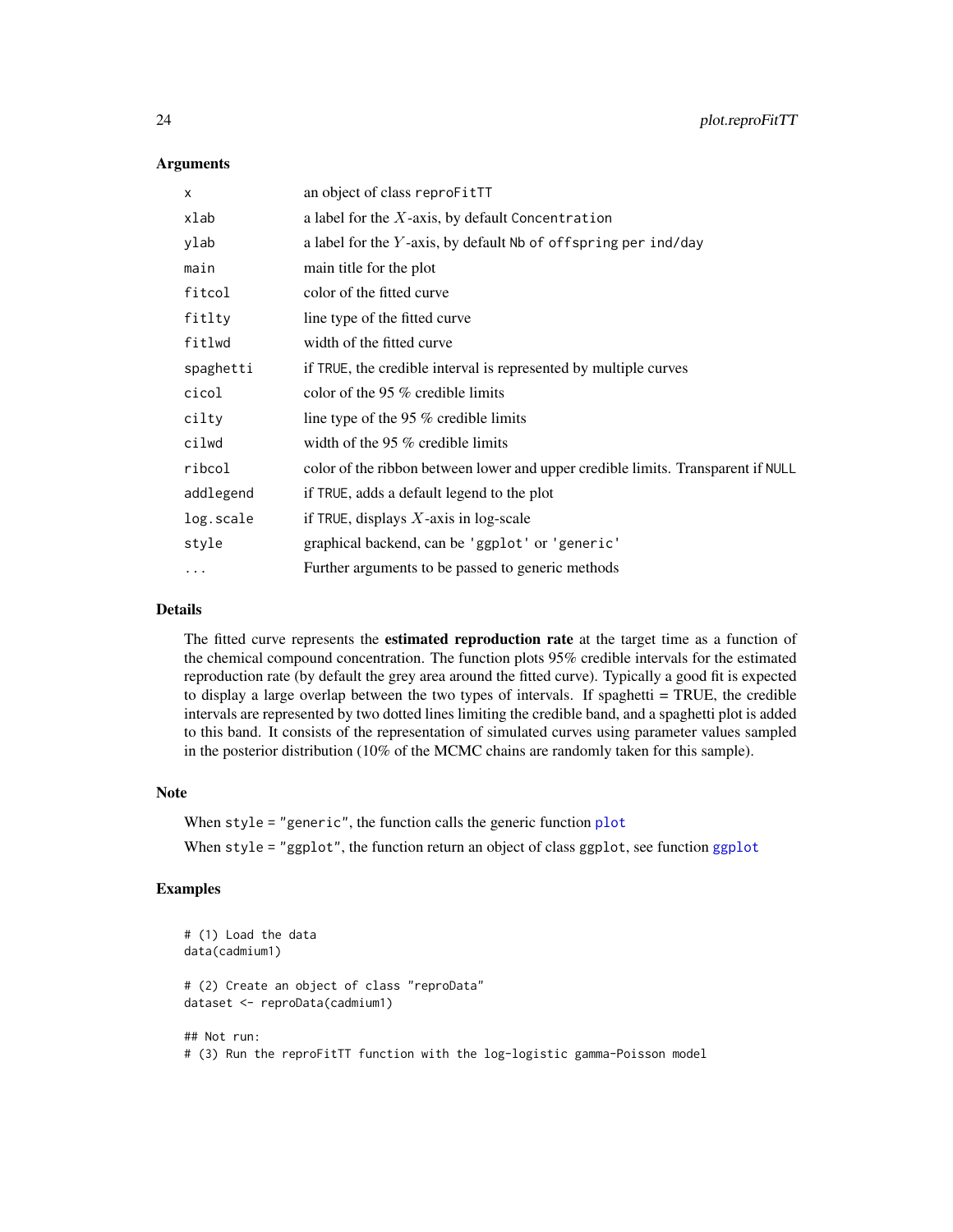## Arguments

| | |
|---|---|
| x | an object of class reproFitTT |
| xlab | a label for the $X$-axis, by default Concentration |
| ylab | a label for the $Y$-axis, by default Nb of offspring per ind/day |
| main | main title for the plot |
| fitcol | color of the fitted curve |
| fitlty | line type of the fitted curve |
| fitlwd | width of the fitted curve |
| spaghetti | if TRUE, the credible interval is represented by multiple curves |
| cicol | color of the 95 % credible limits |
| cilty | line type of the 95 % credible limits |
| cilwd | width of the 95 % credible limits |
| ribcol | color of the ribbon between lower and upper credible limits. Transparent if NULL |
| addlegend | if TRUE, adds a default legend to the plot |
| log.scale | if TRUE, displays $X$-axis in log-scale |
| style | graphical backend, can be 'ggplot' or 'generic' |
| ... | Further arguments to be passed to generic methods |

## Details

The fitted curve represents the **estimated reproduction rate** at the target time as a function of the chemical compound concentration. The function plots 95% credible intervals for the estimated reproduction rate (by default the grey area around the fitted curve). Typically a good fit is expected to display a large overlap between the two types of intervals. If spaghetti = TRUE, the credible intervals are represented by two dotted lines limiting the credible band, and a spaghetti plot is added to this band. It consists of the representation of simulated curves using parameter values sampled in the posterior distribution (10% of the MCMC chains are randomly taken for this sample).

## Note

When style = "generic", the function calls the generic function plot

When style = "ggplot", the function return an object of class ggplot, see function ggplot

## Examples

```
# (1) Load the data
data(cadmium1)

# (2) Create an object of class "reproData"
dataset <- reproData(cadmium1)

## Not run:
# (3) Run the reproFitTT function with the log-logistic gamma-Poisson model
```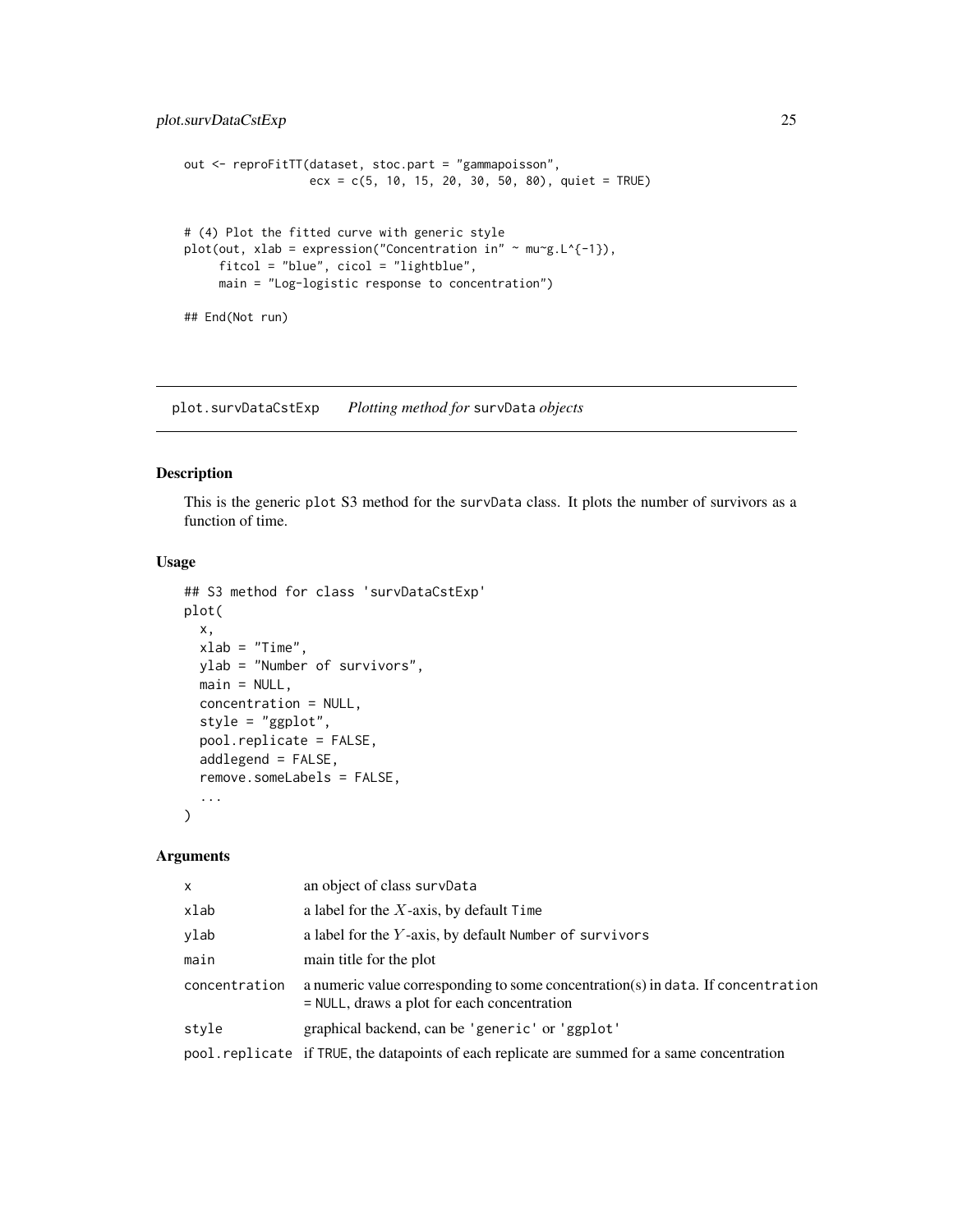```
out <- reproFitTT(dataset, stoc.part = "gammapoisson",
                  ecx = c(5, 10, 15, 20, 30, 50, 80), quiet = TRUE)


# (4) Plot the fitted curve with generic style
plot(out, xlab = expression("Concentration in" ~ mu~g.L^{-1}),
     fitcol = "blue", cicol = "lightblue",
     main = "Log-logistic response to concentration")

## End(Not run)
```

---

## plot.survDataCstExp    *Plotting method for* survData *objects*

---

### Description

This is the generic plot S3 method for the survData class. It plots the number of survivors as a function of time.

### Usage

```
## S3 method for class 'survDataCstExp'
plot(
  x,
  xlab = "Time",
  ylab = "Number of survivors",
  main = NULL,
  concentration = NULL,
  style = "ggplot",
  pool.replicate = FALSE,
  addlegend = FALSE,
  remove.someLabels = FALSE,
  ...
)
```

### Arguments

| | |
|---|---|
| x | an object of class survData |
| xlab | a label for the $X$-axis, by default Time |
| ylab | a label for the $Y$-axis, by default Number of survivors |
| main | main title for the plot |
| concentration | a numeric value corresponding to some concentration(s) in data. If concentration = NULL, draws a plot for each concentration |
| style | graphical backend, can be 'generic' or 'ggplot' |
| pool.replicate | if TRUE, the datapoints of each replicate are summed for a same concentration |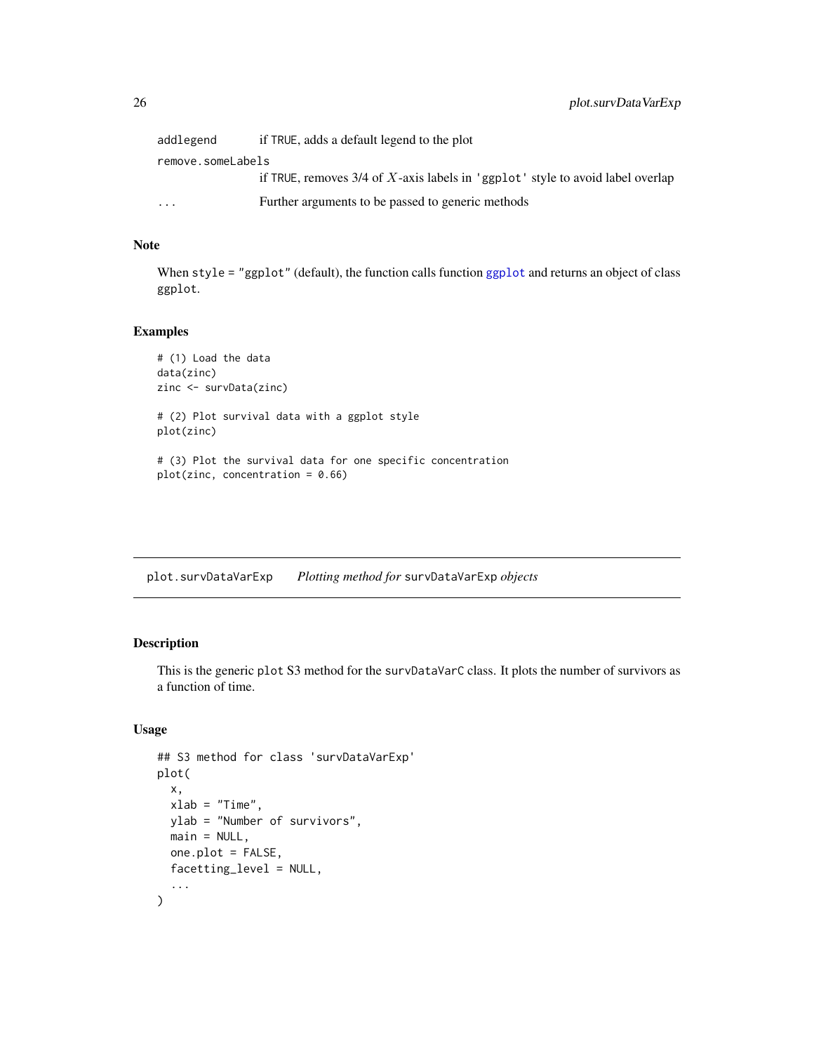| | |
|---|---|
| addlegend | if TRUE, adds a default legend to the plot |
| remove.someLabels | if TRUE, removes 3/4 of $X$-axis labels in 'ggplot' style to avoid label overlap |
| ... | Further arguments to be passed to generic methods |

### Note

When style = "ggplot" (default), the function calls function ggplot and returns an object of class ggplot.

### Examples

```
# (1) Load the data
data(zinc)
zinc <- survData(zinc)

# (2) Plot survival data with a ggplot style
plot(zinc)

# (3) Plot the survival data for one specific concentration
plot(zinc, concentration = 0.66)
```

---

## plot.survDataVarExp *Plotting method for* survDataVarExp *objects*

### Description

This is the generic plot S3 method for the survDataVarC class. It plots the number of survivors as a function of time.

### Usage

```
## S3 method for class 'survDataVarExp'
plot(
  x,
  xlab = "Time",
  ylab = "Number of survivors",
  main = NULL,
  one.plot = FALSE,
  facetting_level = NULL,
  ...
)
```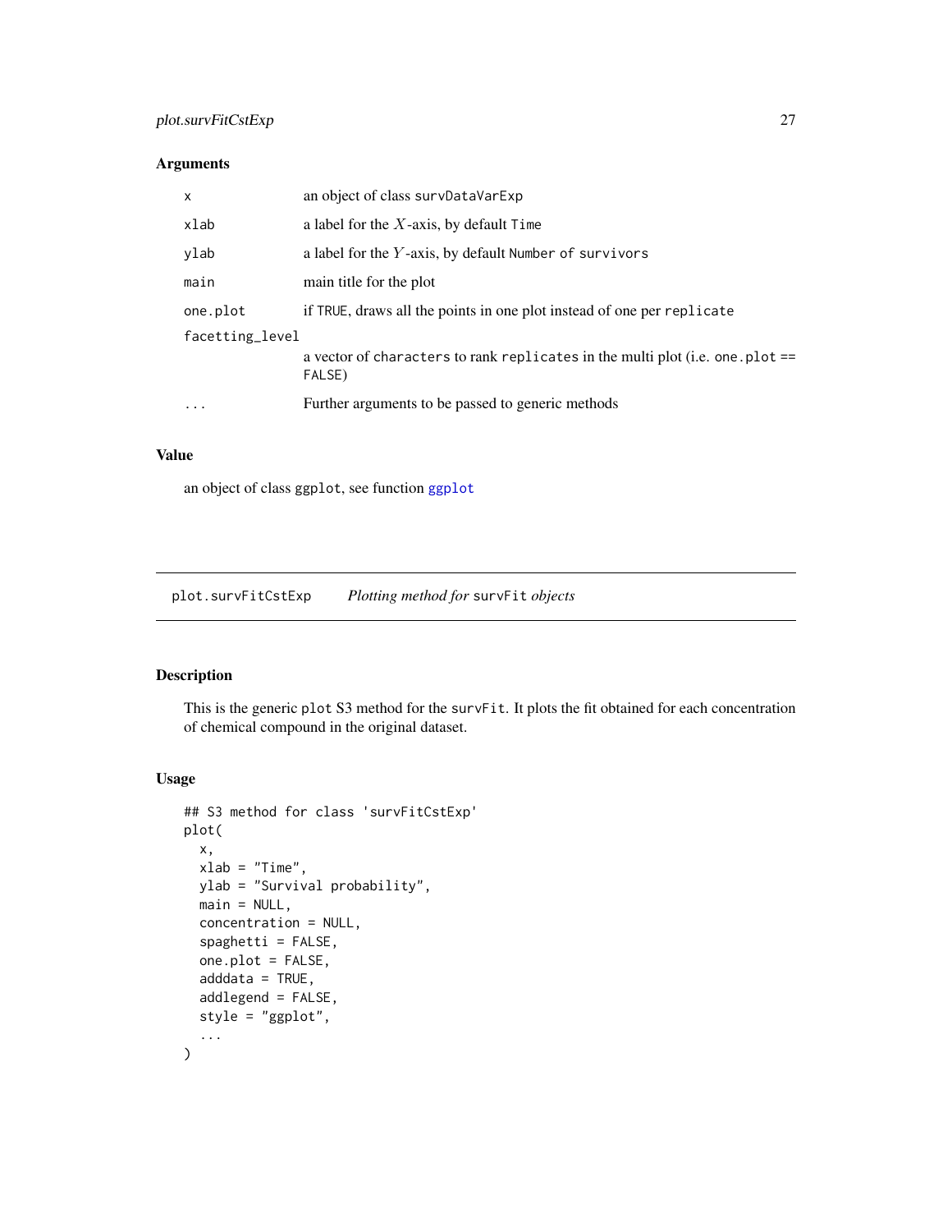## Arguments

| | |
|---|---|
| x | an object of class `survDataVarExp` |
| xlab | a label for the $X$-axis, by default `Time` |
| ylab | a label for the $Y$-axis, by default `Number of survivors` |
| main | main title for the plot |
| one.plot | if `TRUE`, draws all the points in one plot instead of one per `replicate` |
| facetting_level | a vector of `characters` to rank `replicates` in the multi plot (i.e. `one.plot == FALSE`) |
| ... | Further arguments to be passed to generic methods |

## Value

an object of class `ggplot`, see function `ggplot`

---

# plot.survFitCstExp *Plotting method for* `survFit` *objects*

## Description

This is the generic `plot` S3 method for the `survFit`. It plots the fit obtained for each concentration of chemical compound in the original dataset.

## Usage

```
## S3 method for class 'survFitCstExp'
plot(
  x,
  xlab = "Time",
  ylab = "Survival probability",
  main = NULL,
  concentration = NULL,
  spaghetti = FALSE,
  one.plot = FALSE,
  adddata = TRUE,
  addlegend = FALSE,
  style = "ggplot",
  ...
)
```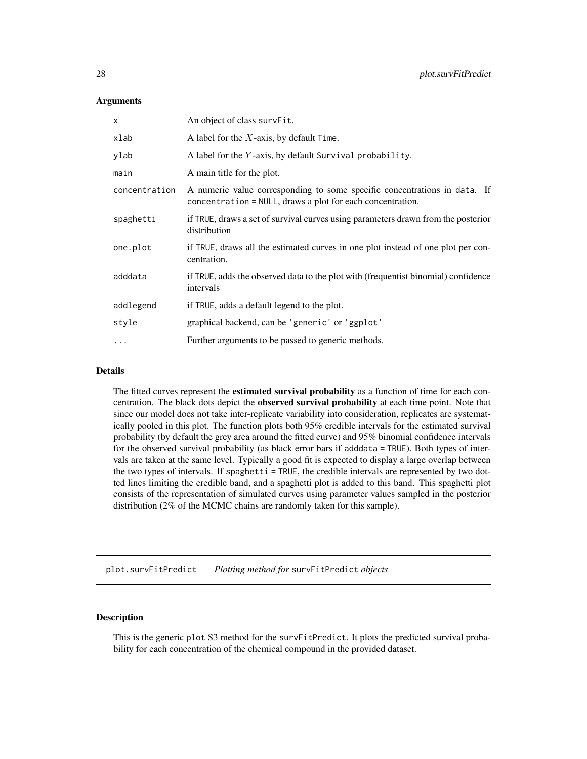### Arguments

| | |
|---|---|
| x | An object of class survFit. |
| xlab | A label for the $X$-axis, by default Time. |
| ylab | A label for the $Y$-axis, by default Survival probability. |
| main | A main title for the plot. |
| concentration | A numeric value corresponding to some specific concentrations in data. If concentration = NULL, draws a plot for each concentration. |
| spaghetti | if TRUE, draws a set of survival curves using parameters drawn from the posterior distribution |
| one.plot | if TRUE, draws all the estimated curves in one plot instead of one plot per concentration. |
| adddata | if TRUE, adds the observed data to the plot with (frequentist binomial) confidence intervals |
| addlegend | if TRUE, adds a default legend to the plot. |
| style | graphical backend, can be 'generic' or 'ggplot' |
| ... | Further arguments to be passed to generic methods. |

### Details

The fitted curves represent the **estimated survival probability** as a function of time for each concentration. The black dots depict the **observed survival probability** at each time point. Note that since our model does not take inter-replicate variability into consideration, replicates are systematically pooled in this plot. The function plots both 95% credible intervals for the estimated survival probability (by default the grey area around the fitted curve) and 95% binomial confidence intervals for the observed survival probability (as black error bars if adddata = TRUE). Both types of intervals are taken at the same level. Typically a good fit is expected to display a large overlap between the two types of intervals. If spaghetti = TRUE, the credible intervals are represented by two dotted lines limiting the credible band, and a spaghetti plot is added to this band. This spaghetti plot consists of the representation of simulated curves using parameter values sampled in the posterior distribution (2% of the MCMC chains are randomly taken for this sample).

---

## plot.survFitPredict    *Plotting method for* survFitPredict *objects*

---

### Description

This is the generic plot S3 method for the survFitPredict. It plots the predicted survival probability for each concentration of the chemical compound in the provided dataset.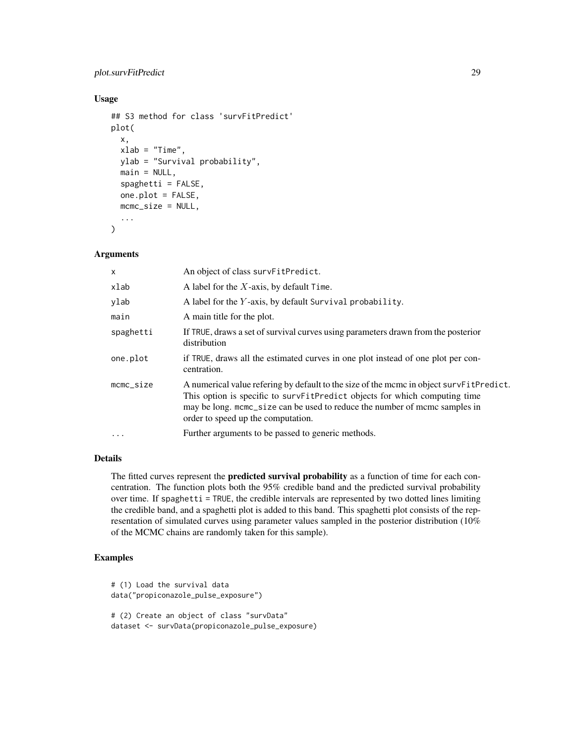## Usage

```
## S3 method for class 'survFitPredict'
plot(
  x,
  xlab = "Time",
  ylab = "Survival probability",
  main = NULL,
  spaghetti = FALSE,
  one.plot = FALSE,
  mcmc_size = NULL,
  ...
)
```

## Arguments

| | |
|---|---|
| x | An object of class survFitPredict. |
| xlab | A label for the $X$-axis, by default Time. |
| ylab | A label for the $Y$-axis, by default Survival probability. |
| main | A main title for the plot. |
| spaghetti | If TRUE, draws a set of survival curves using parameters drawn from the posterior distribution |
| one.plot | if TRUE, draws all the estimated curves in one plot instead of one plot per concentration. |
| mcmc_size | A numerical value refering by default to the size of the mcmc in object survFitPredict. This option is specific to survFitPredict objects for which computing time may be long. mcmc_size can be used to reduce the number of mcmc samples in order to speed up the computation. |
| ... | Further arguments to be passed to generic methods. |

## Details

The fitted curves represent the **predicted survival probability** as a function of time for each concentration. The function plots both the 95% credible band and the predicted survival probability over time. If spaghetti = TRUE, the credible intervals are represented by two dotted lines limiting the credible band, and a spaghetti plot is added to this band. This spaghetti plot consists of the representation of simulated curves using parameter values sampled in the posterior distribution (10% of the MCMC chains are randomly taken for this sample).

## Examples

```
# (1) Load the survival data
data("propiconazole_pulse_exposure")

# (2) Create an object of class "survData"
dataset <- survData(propiconazole_pulse_exposure)
```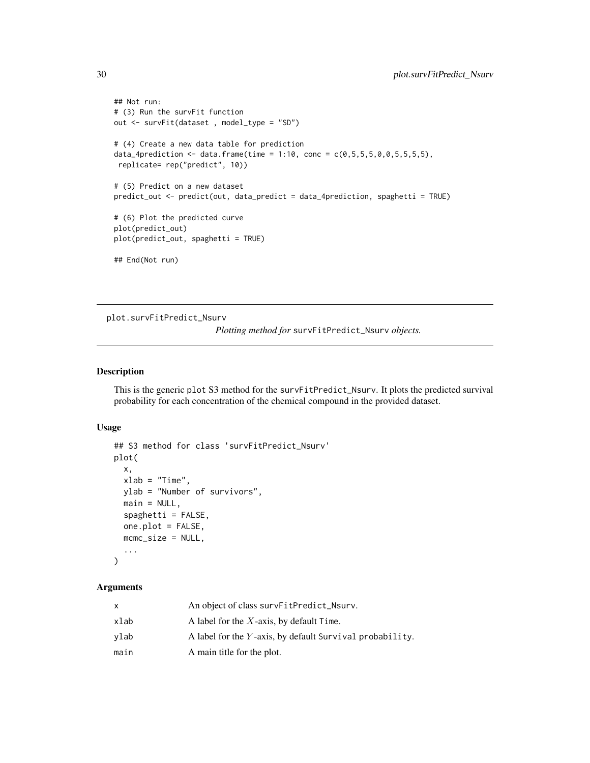```
## Not run:
# (3) Run the survFit function
out <- survFit(dataset , model_type = "SD")

# (4) Create a new data table for prediction
data_4prediction <- data.frame(time = 1:10, conc = c(0,5,5,5,0,0,5,5,5,5),
 replicate= rep("predict", 10))

# (5) Predict on a new dataset
predict_out <- predict(out, data_predict = data_4prediction, spaghetti = TRUE)

# (6) Plot the predicted curve
plot(predict_out)
plot(predict_out, spaghetti = TRUE)

## End(Not run)
```

---

## plot.survFitPredict_Nsurv

*Plotting method for* `survFitPredict_Nsurv` *objects.*

---

### Description

This is the generic `plot` S3 method for the `survFitPredict_Nsurv`. It plots the predicted survival probability for each concentration of the chemical compound in the provided dataset.

### Usage

```
## S3 method for class 'survFitPredict_Nsurv'
plot(
  x,
  xlab = "Time",
  ylab = "Number of survivors",
  main = NULL,
  spaghetti = FALSE,
  one.plot = FALSE,
  mcmc_size = NULL,
  ...
)
```

### Arguments

| | |
|---|---|
| x | An object of class `survFitPredict_Nsurv`. |
| xlab | A label for the $X$-axis, by default `Time`. |
| ylab | A label for the $Y$-axis, by default `Survival probability`. |
| main | A main title for the plot. |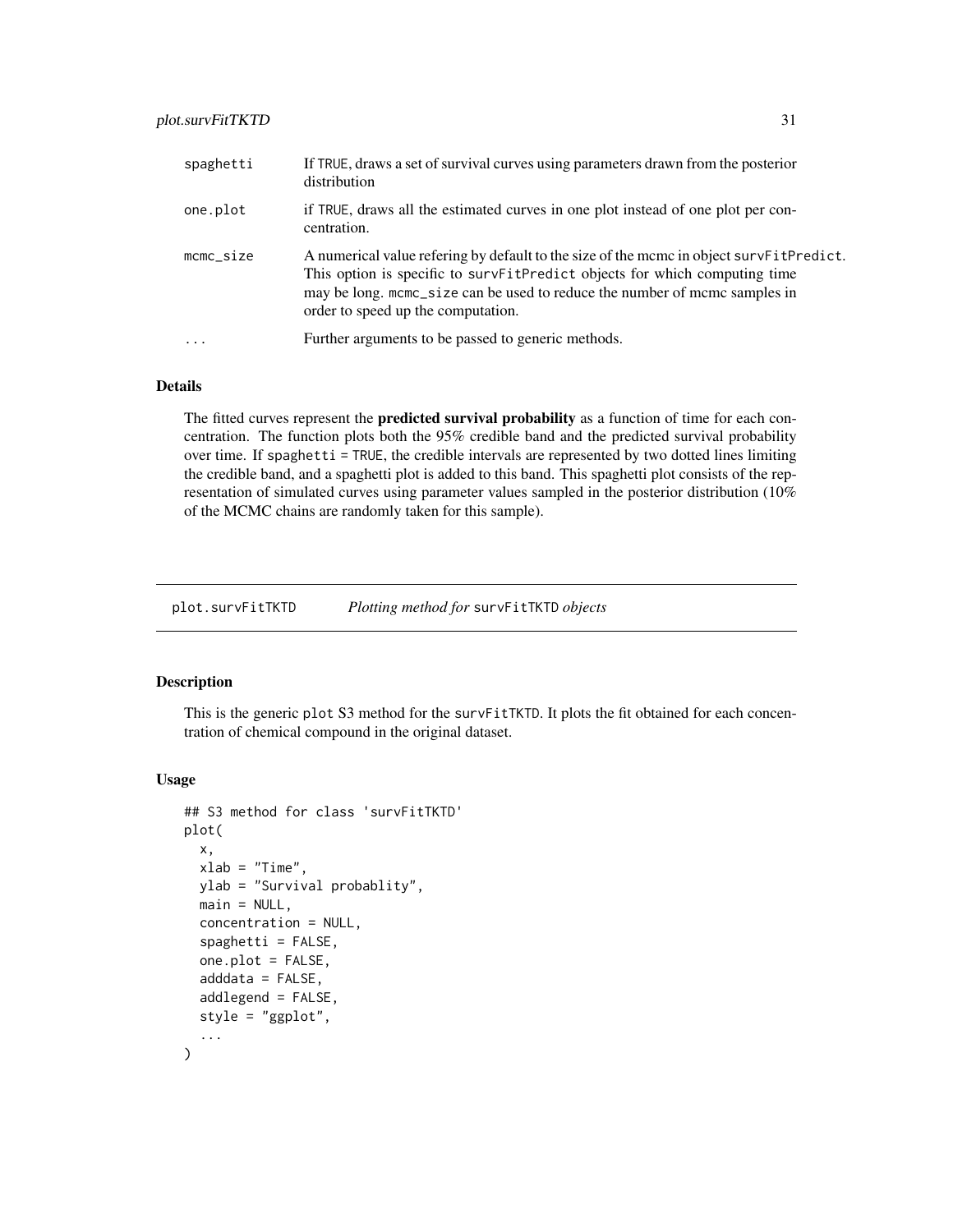| | |
|---|---|
| spaghetti | If TRUE, draws a set of survival curves using parameters drawn from the posterior distribution |
| one.plot | if TRUE, draws all the estimated curves in one plot instead of one plot per concentration. |
| mcmc_size | A numerical value refering by default to the size of the mcmc in object survFitPredict. This option is specific to survFitPredict objects for which computing time may be long. mcmc_size can be used to reduce the number of mcmc samples in order to speed up the computation. |
| ... | Further arguments to be passed to generic methods. |

### Details

The fitted curves represent the **predicted survival probability** as a function of time for each concentration. The function plots both the 95% credible band and the predicted survival probability over time. If spaghetti = TRUE, the credible intervals are represented by two dotted lines limiting the credible band, and a spaghetti plot is added to this band. This spaghetti plot consists of the representation of simulated curves using parameter values sampled in the posterior distribution (10% of the MCMC chains are randomly taken for this sample).

---

## plot.survFitTKTD &nbsp;&nbsp;&nbsp; *Plotting method for* survFitTKTD *objects*

### Description

This is the generic plot S3 method for the survFitTKTD. It plots the fit obtained for each concentration of chemical compound in the original dataset.

### Usage

```
## S3 method for class 'survFitTKTD'
plot(
  x,
  xlab = "Time",
  ylab = "Survival probablity",
  main = NULL,
  concentration = NULL,
  spaghetti = FALSE,
  one.plot = FALSE,
  adddata = FALSE,
  addlegend = FALSE,
  style = "ggplot",
  ...
)
```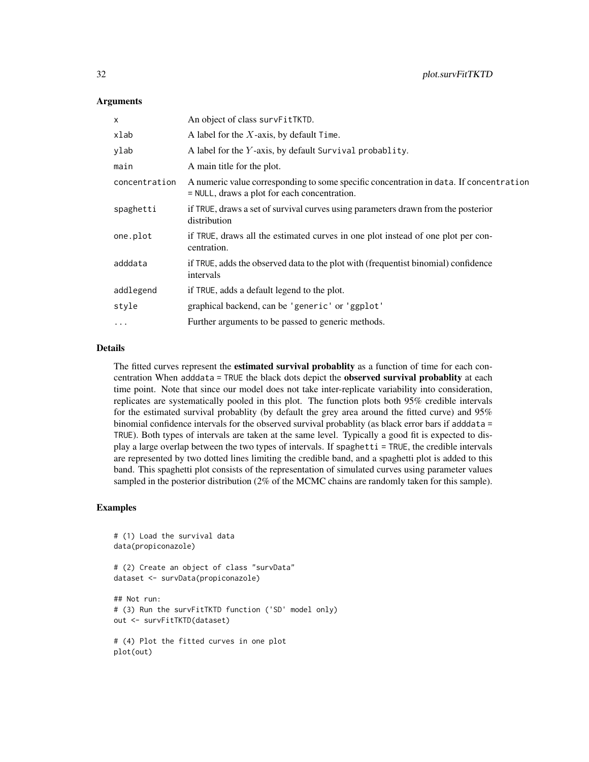### Arguments

| | |
|---|---|
| x | An object of class survFitTKTD. |
| xlab | A label for the $X$-axis, by default Time. |
| ylab | A label for the $Y$-axis, by default Survival probablity. |
| main | A main title for the plot. |
| concentration | A numeric value corresponding to some specific concentration in data. If concentration = NULL, draws a plot for each concentration. |
| spaghetti | if TRUE, draws a set of survival curves using parameters drawn from the posterior distribution |
| one.plot | if TRUE, draws all the estimated curves in one plot instead of one plot per concentration. |
| adddata | if TRUE, adds the observed data to the plot with (frequentist binomial) confidence intervals |
| addlegend | if TRUE, adds a default legend to the plot. |
| style | graphical backend, can be 'generic' or 'ggplot' |
| ... | Further arguments to be passed to generic methods. |

### Details

The fitted curves represent the **estimated survival probablity** as a function of time for each concentration When adddata = TRUE the black dots depict the **observed survival probablity** at each time point. Note that since our model does not take inter-replicate variability into consideration, replicates are systematically pooled in this plot. The function plots both 95% credible intervals for the estimated survival probablity (by default the grey area around the fitted curve) and 95% binomial confidence intervals for the observed survival probablity (as black error bars if adddata = TRUE). Both types of intervals are taken at the same level. Typically a good fit is expected to display a large overlap between the two types of intervals. If spaghetti = TRUE, the credible intervals are represented by two dotted lines limiting the credible band, and a spaghetti plot is added to this band. This spaghetti plot consists of the representation of simulated curves using parameter values sampled in the posterior distribution (2% of the MCMC chains are randomly taken for this sample).

### Examples

```
# (1) Load the survival data
data(propiconazole)

# (2) Create an object of class "survData"
dataset <- survData(propiconazole)

## Not run:
# (3) Run the survFitTKTD function ('SD' model only)
out <- survFitTKTD(dataset)

# (4) Plot the fitted curves in one plot
plot(out)
```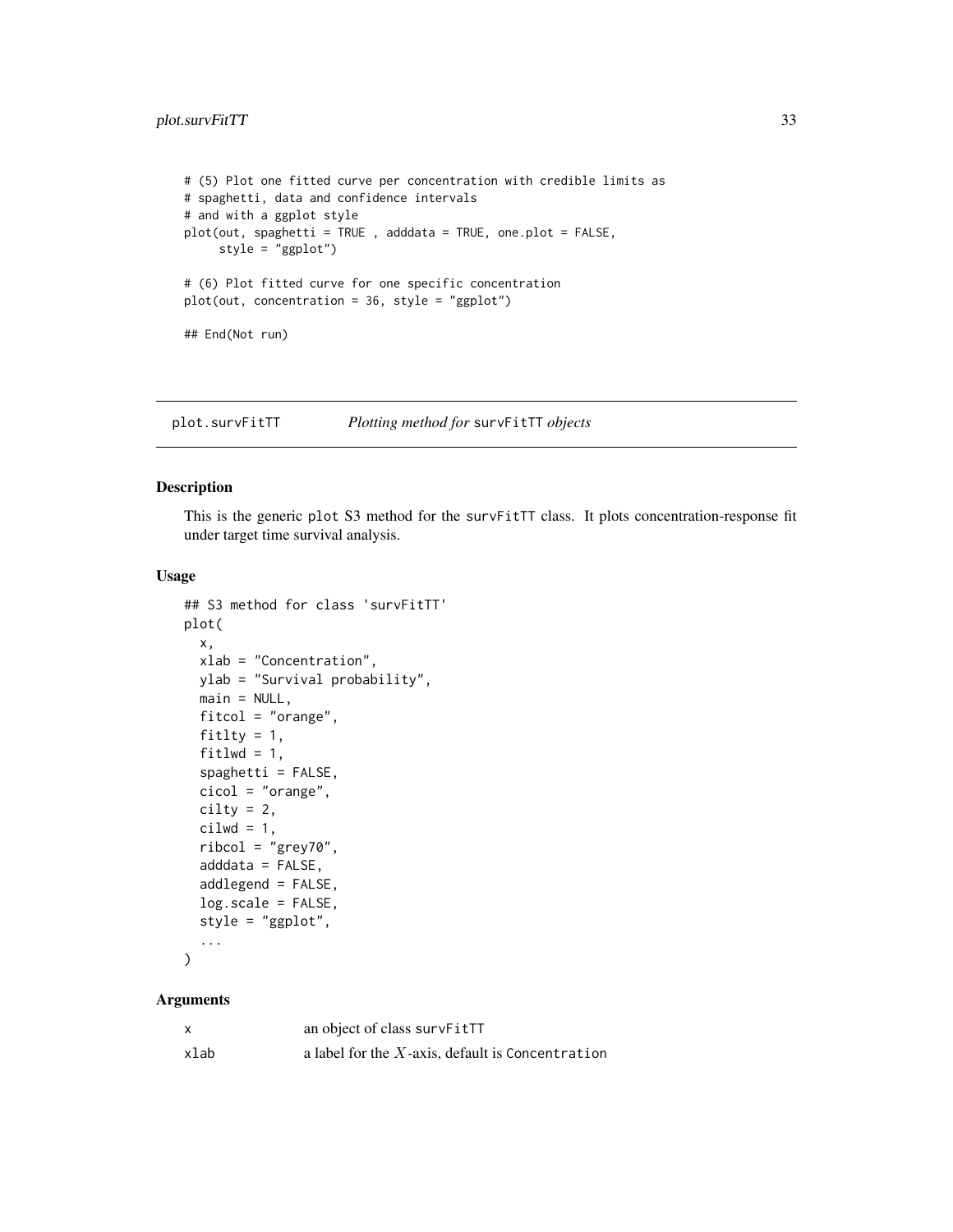```
# (5) Plot one fitted curve per concentration with credible limits as
# spaghetti, data and confidence intervals
# and with a ggplot style
plot(out, spaghetti = TRUE , adddata = TRUE, one.plot = FALSE,
     style = "ggplot")

# (6) Plot fitted curve for one specific concentration
plot(out, concentration = 36, style = "ggplot")

## End(Not run)
```

## plot.survFitTT — *Plotting method for* survFitTT *objects*

### Description

This is the generic plot S3 method for the survFitTT class. It plots concentration-response fit under target time survival analysis.

### Usage

```
## S3 method for class 'survFitTT'
plot(
  x,
  xlab = "Concentration",
  ylab = "Survival probability",
  main = NULL,
  fitcol = "orange",
  fitlty = 1,
  fitlwd = 1,
  spaghetti = FALSE,
  cicol = "orange",
  cilty = 2,
  cilwd = 1,
  ribcol = "grey70",
  adddata = FALSE,
  addlegend = FALSE,
  log.scale = FALSE,
  style = "ggplot",
  ...
)
```

### Arguments

| | |
|---|---|
| x | an object of class survFitTT |
| xlab | a label for the $X$-axis, default is Concentration |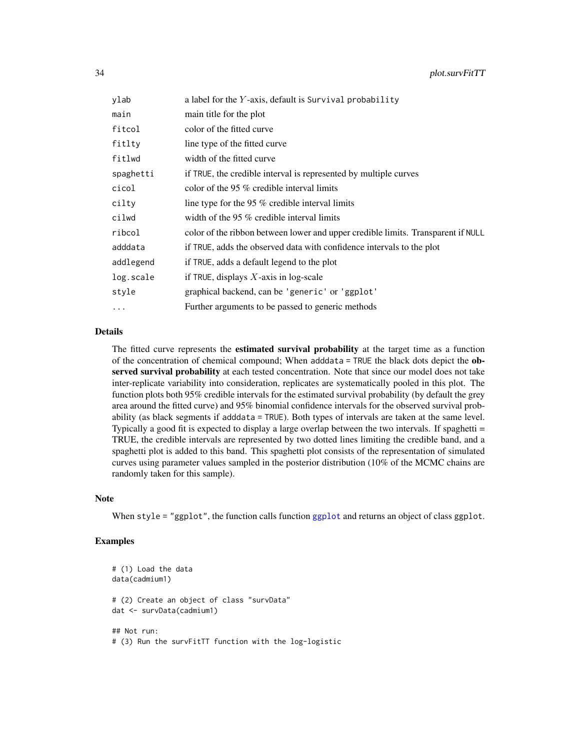| | |
|---|---|
| `ylab` | a label for the $Y$-axis, default is `Survival probability` |
| `main` | main title for the plot |
| `fitcol` | color of the fitted curve |
| `fitlty` | line type of the fitted curve |
| `fitlwd` | width of the fitted curve |
| `spaghetti` | if `TRUE`, the credible interval is represented by multiple curves |
| `cicol` | color of the 95 % credible interval limits |
| `cilty` | line type for the 95 % credible interval limits |
| `cilwd` | width of the 95 % credible interval limits |
| `ribcol` | color of the ribbon between lower and upper credible limits. Transparent if `NULL` |
| `adddata` | if `TRUE`, adds the observed data with confidence intervals to the plot |
| `addlegend` | if `TRUE`, adds a default legend to the plot |
| `log.scale` | if `TRUE`, displays $X$-axis in log-scale |
| `style` | graphical backend, can be `'generic'` or `'ggplot'` |
| `...` | Further arguments to be passed to generic methods |

### Details

The fitted curve represents the **estimated survival probability** at the target time as a function of the concentration of chemical compound; When `adddata = TRUE` the black dots depict the **observed survival probability** at each tested concentration. Note that since our model does not take inter-replicate variability into consideration, replicates are systematically pooled in this plot. The function plots both 95% credible intervals for the estimated survival probability (by default the grey area around the fitted curve) and 95% binomial confidence intervals for the observed survival probability (as black segments if `adddata = TRUE`). Both types of intervals are taken at the same level. Typically a good fit is expected to display a large overlap between the two intervals. If spaghetti = TRUE, the credible intervals are represented by two dotted lines limiting the credible band, and a spaghetti plot is added to this band. This spaghetti plot consists of the representation of simulated curves using parameter values sampled in the posterior distribution (10% of the MCMC chains are randomly taken for this sample).

### Note

When `style = "ggplot"`, the function calls function `ggplot` and returns an object of class `ggplot`.

### Examples

```
# (1) Load the data
data(cadmium1)

# (2) Create an object of class "survData"
dat <- survData(cadmium1)

## Not run:
# (3) Run the survFitTT function with the log-logistic
```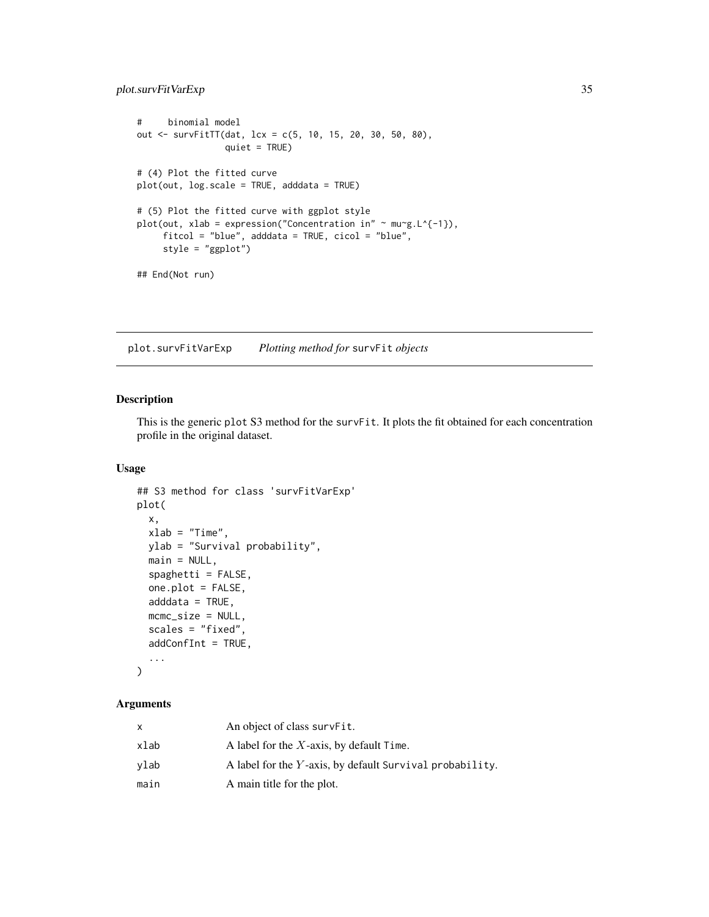```
#     binomial model
out <- survFitTT(dat, lcx = c(5, 10, 15, 20, 30, 50, 80),
                 quiet = TRUE)

# (4) Plot the fitted curve
plot(out, log.scale = TRUE, adddata = TRUE)

# (5) Plot the fitted curve with ggplot style
plot(out, xlab = expression("Concentration in" ~ mu~g.L^{-1}),
     fitcol = "blue", adddata = TRUE, cicol = "blue",
     style = "ggplot")

## End(Not run)
```

## plot.survFitVarExp *Plotting method for* `survFit` *objects*

### Description

This is the generic `plot` S3 method for the `survFit`. It plots the fit obtained for each concentration profile in the original dataset.

### Usage

```
## S3 method for class 'survFitVarExp'
plot(
  x,
  xlab = "Time",
  ylab = "Survival probability",
  main = NULL,
  spaghetti = FALSE,
  one.plot = FALSE,
  adddata = TRUE,
  mcmc_size = NULL,
  scales = "fixed",
  addConfInt = TRUE,
  ...
)
```

### Arguments

| | |
|---|---|
| x | An object of class `survFit`. |
| xlab | A label for the $X$-axis, by default `Time`. |
| ylab | A label for the $Y$-axis, by default `Survival probability`. |
| main | A main title for the plot. |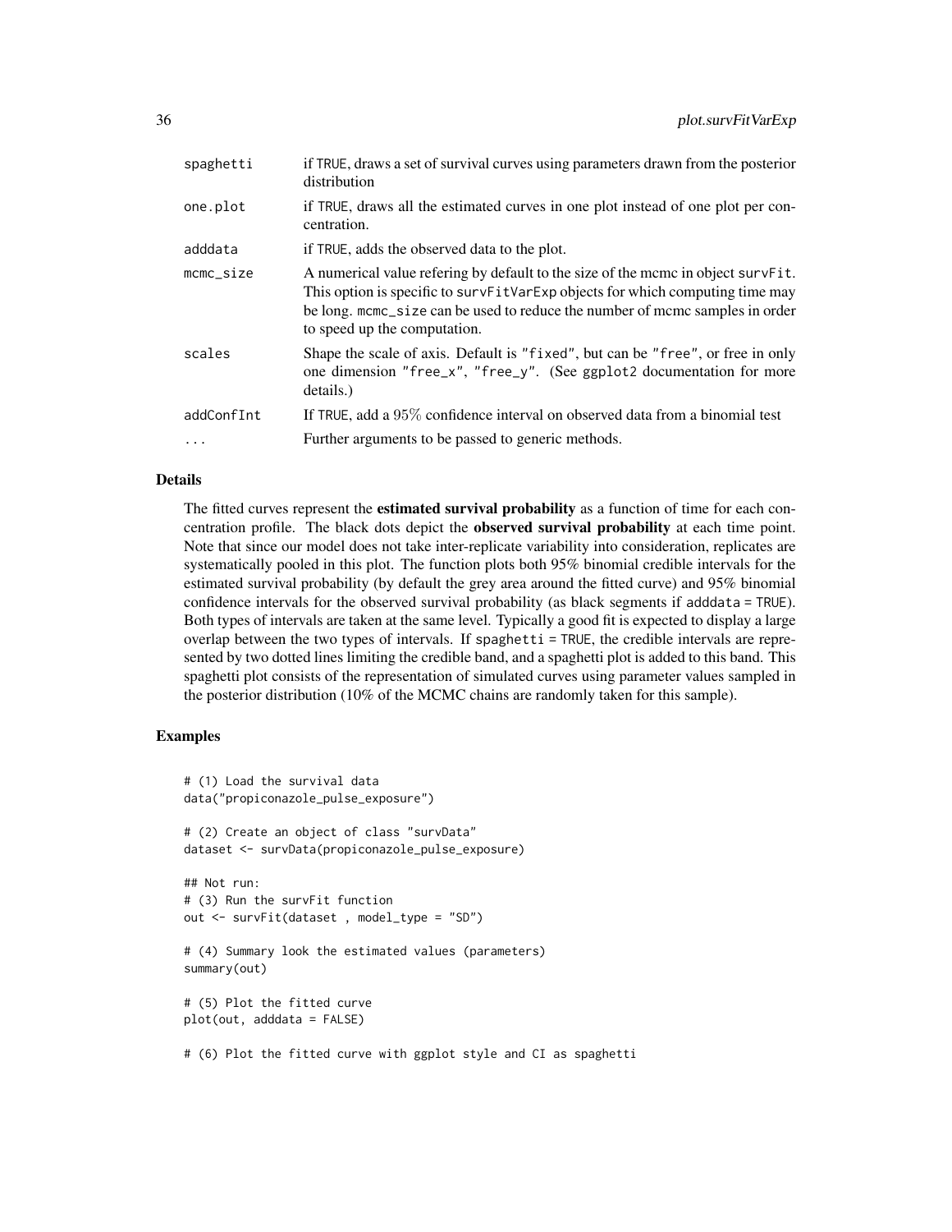| | |
|---|---|
| spaghetti | if TRUE, draws a set of survival curves using parameters drawn from the posterior distribution |
| one.plot | if TRUE, draws all the estimated curves in one plot instead of one plot per concentration. |
| adddata | if TRUE, adds the observed data to the plot. |
| mcmc_size | A numerical value refering by default to the size of the mcmc in object survFit. This option is specific to survFitVarExp objects for which computing time may be long. mcmc_size can be used to reduce the number of mcmc samples in order to speed up the computation. |
| scales | Shape the scale of axis. Default is "fixed", but can be "free", or free in only one dimension "free_x", "free_y". (See ggplot2 documentation for more details.) |
| addConfInt | If TRUE, add a 95% confidence interval on observed data from a binomial test |
| ... | Further arguments to be passed to generic methods. |

### Details

The fitted curves represent the **estimated survival probability** as a function of time for each concentration profile. The black dots depict the **observed survival probability** at each time point. Note that since our model does not take inter-replicate variability into consideration, replicates are systematically pooled in this plot. The function plots both 95% binomial credible intervals for the estimated survival probability (by default the grey area around the fitted curve) and 95% binomial confidence intervals for the observed survival probability (as black segments if adddata = TRUE). Both types of intervals are taken at the same level. Typically a good fit is expected to display a large overlap between the two types of intervals. If spaghetti = TRUE, the credible intervals are represented by two dotted lines limiting the credible band, and a spaghetti plot is added to this band. This spaghetti plot consists of the representation of simulated curves using parameter values sampled in the posterior distribution (10% of the MCMC chains are randomly taken for this sample).

### Examples

```
# (1) Load the survival data
data("propiconazole_pulse_exposure")

# (2) Create an object of class "survData"
dataset <- survData(propiconazole_pulse_exposure)

## Not run:
# (3) Run the survFit function
out <- survFit(dataset , model_type = "SD")

# (4) Summary look the estimated values (parameters)
summary(out)

# (5) Plot the fitted curve
plot(out, adddata = FALSE)

# (6) Plot the fitted curve with ggplot style and CI as spaghetti
```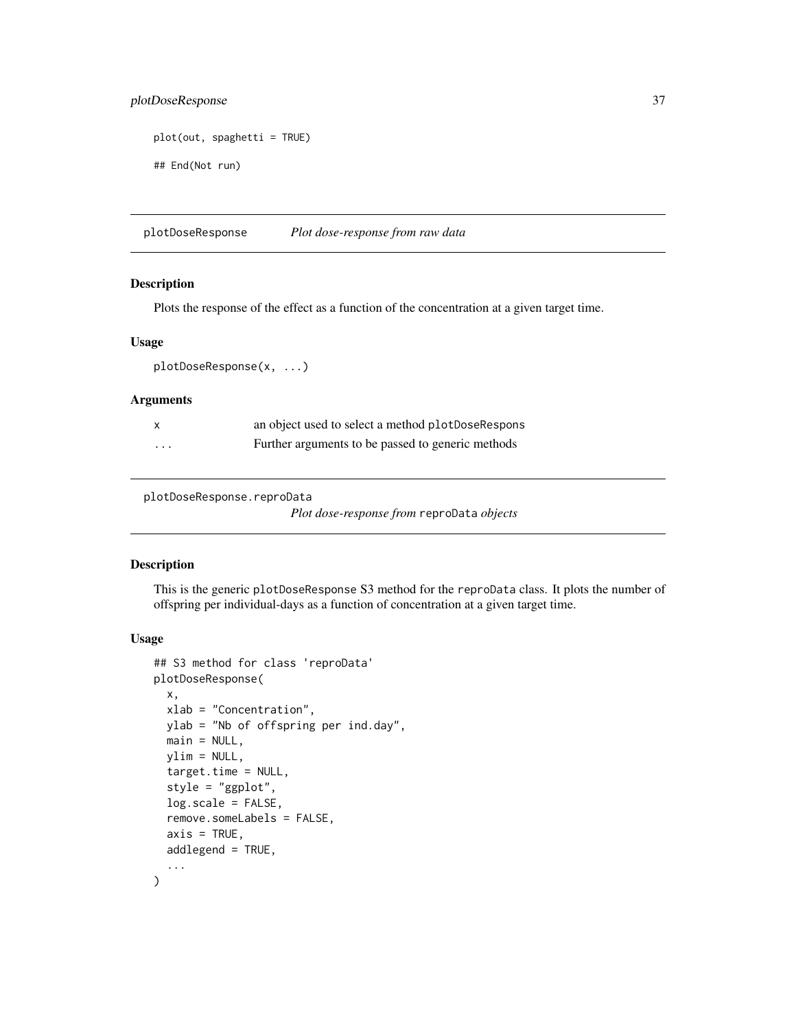```
plot(out, spaghetti = TRUE)

## End(Not run)
```

## plotDoseResponse — *Plot dose-response from raw data*

### Description

Plots the response of the effect as a function of the concentration at a given target time.

### Usage

```
plotDoseResponse(x, ...)
```

### Arguments

| | |
|---|---|
| `x` | an object used to select a method `plotDoseRespons` |
| `...` | Further arguments to be passed to generic methods |

## plotDoseResponse.reproData — *Plot dose-response from `reproData` objects*

### Description

This is the generic `plotDoseResponse` S3 method for the `reproData` class. It plots the number of offspring per individual-days as a function of concentration at a given target time.

### Usage

```
## S3 method for class 'reproData'
plotDoseResponse(
  x,
  xlab = "Concentration",
  ylab = "Nb of offspring per ind.day",
  main = NULL,
  ylim = NULL,
  target.time = NULL,
  style = "ggplot",
  log.scale = FALSE,
  remove.someLabels = FALSE,
  axis = TRUE,
  addlegend = TRUE,
  ...
)
```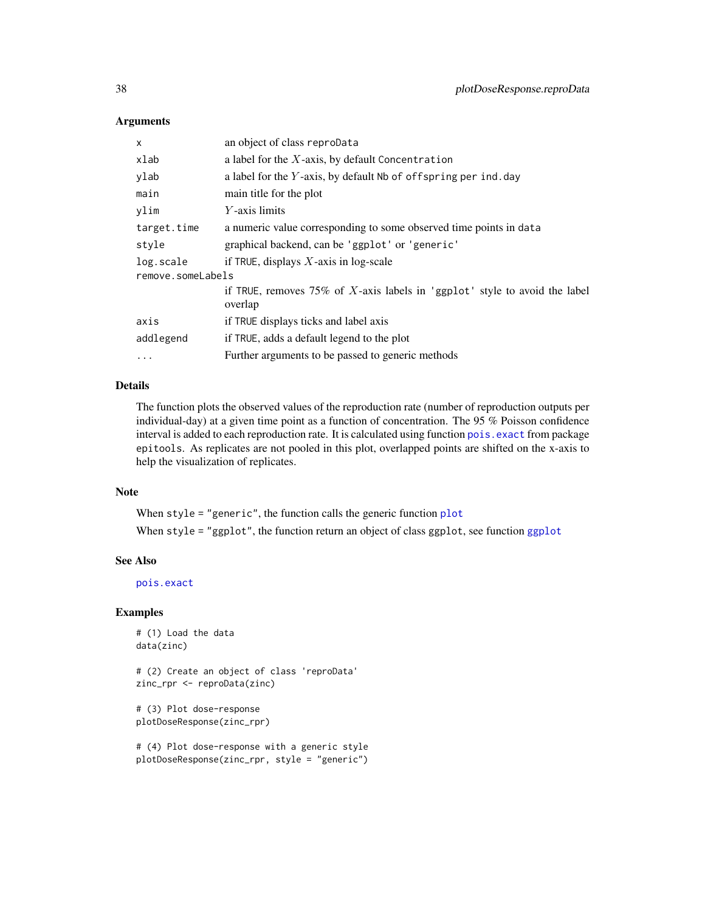## Arguments

| | |
|---|---|
| `x` | an object of class `reproData` |
| `xlab` | a label for the $X$-axis, by default `Concentration` |
| `ylab` | a label for the $Y$-axis, by default `Nb of offspring per ind.day` |
| `main` | main title for the plot |
| `ylim` | $Y$-axis limits |
| `target.time` | a numeric value corresponding to some observed time points in `data` |
| `style` | graphical backend, can be `'ggplot'` or `'generic'` |
| `log.scale` | if `TRUE`, displays $X$-axis in log-scale |
| `remove.someLabels` | if `TRUE`, removes 75% of $X$-axis labels in `'ggplot'` style to avoid the label overlap |
| `axis` | if `TRUE` displays ticks and label axis |
| `addlegend` | if `TRUE`, adds a default legend to the plot |
| `...` | Further arguments to be passed to generic methods |

## Details

The function plots the observed values of the reproduction rate (number of reproduction outputs per individual-day) at a given time point as a function of concentration. The 95 % Poisson confidence interval is added to each reproduction rate. It is calculated using function `pois.exact` from package `epitools`. As replicates are not pooled in this plot, overlapped points are shifted on the x-axis to help the visualization of replicates.

## Note

When `style = "generic"`, the function calls the generic function `plot`

When `style = "ggplot"`, the function return an object of class `ggplot`, see function `ggplot`

## See Also

`pois.exact`

## Examples

```
# (1) Load the data
data(zinc)

# (2) Create an object of class 'reproData'
zinc_rpr <- reproData(zinc)

# (3) Plot dose-response
plotDoseResponse(zinc_rpr)

# (4) Plot dose-response with a generic style
plotDoseResponse(zinc_rpr, style = "generic")
```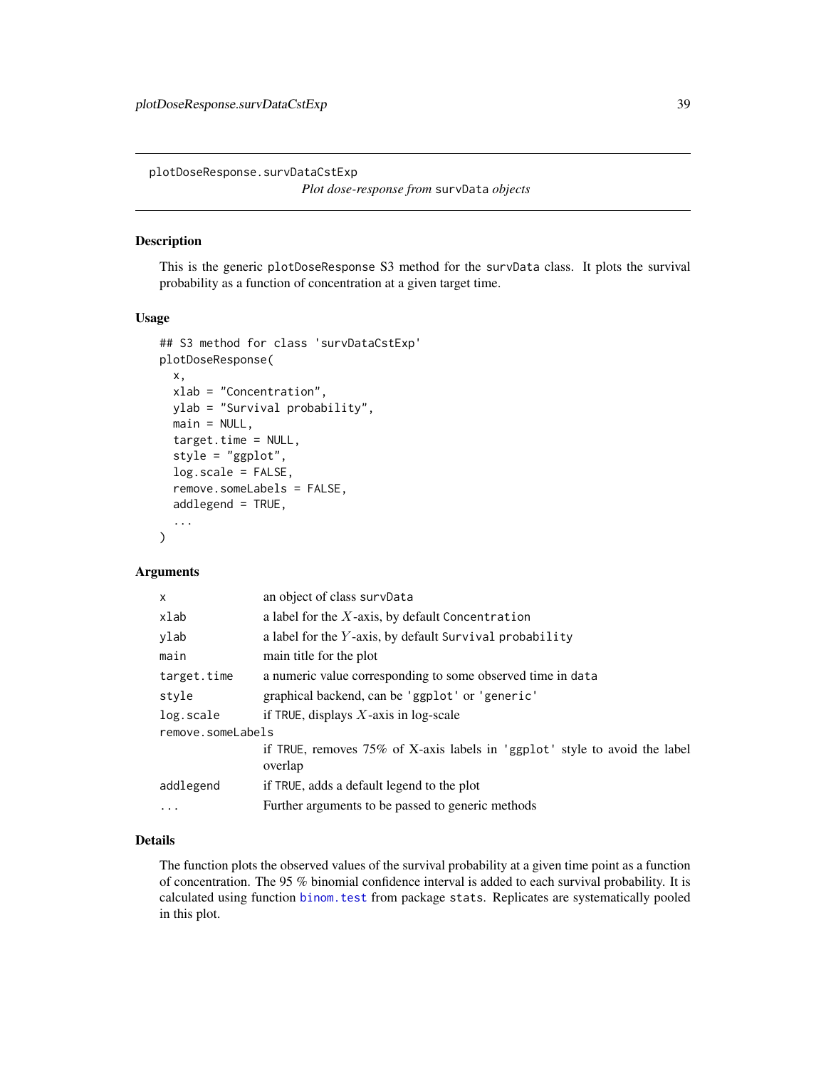## plotDoseResponse.survDataCstExp

*Plot dose-response from* `survData` *objects*

### Description

This is the generic `plotDoseResponse` S3 method for the `survData` class. It plots the survival probability as a function of concentration at a given target time.

### Usage

```
## S3 method for class 'survDataCstExp'
plotDoseResponse(
  x,
  xlab = "Concentration",
  ylab = "Survival probability",
  main = NULL,
  target.time = NULL,
  style = "ggplot",
  log.scale = FALSE,
  remove.someLabels = FALSE,
  addlegend = TRUE,
  ...
)
```

### Arguments

| | |
|---|---|
| `x` | an object of class `survData` |
| `xlab` | a label for the $X$-axis, by default `Concentration` |
| `ylab` | a label for the $Y$-axis, by default `Survival probability` |
| `main` | main title for the plot |
| `target.time` | a numeric value corresponding to some observed time in `data` |
| `style` | graphical backend, can be `'ggplot'` or `'generic'` |
| `log.scale` | if `TRUE`, displays $X$-axis in log-scale |
| `remove.someLabels` | if `TRUE`, removes 75% of X-axis labels in `'ggplot'` style to avoid the label overlap |
| `addlegend` | if `TRUE`, adds a default legend to the plot |
| `...` | Further arguments to be passed to generic methods |

### Details

The function plots the observed values of the survival probability at a given time point as a function of concentration. The 95 % binomial confidence interval is added to each survival probability. It is calculated using function `binom.test` from package `stats`. Replicates are systematically pooled in this plot.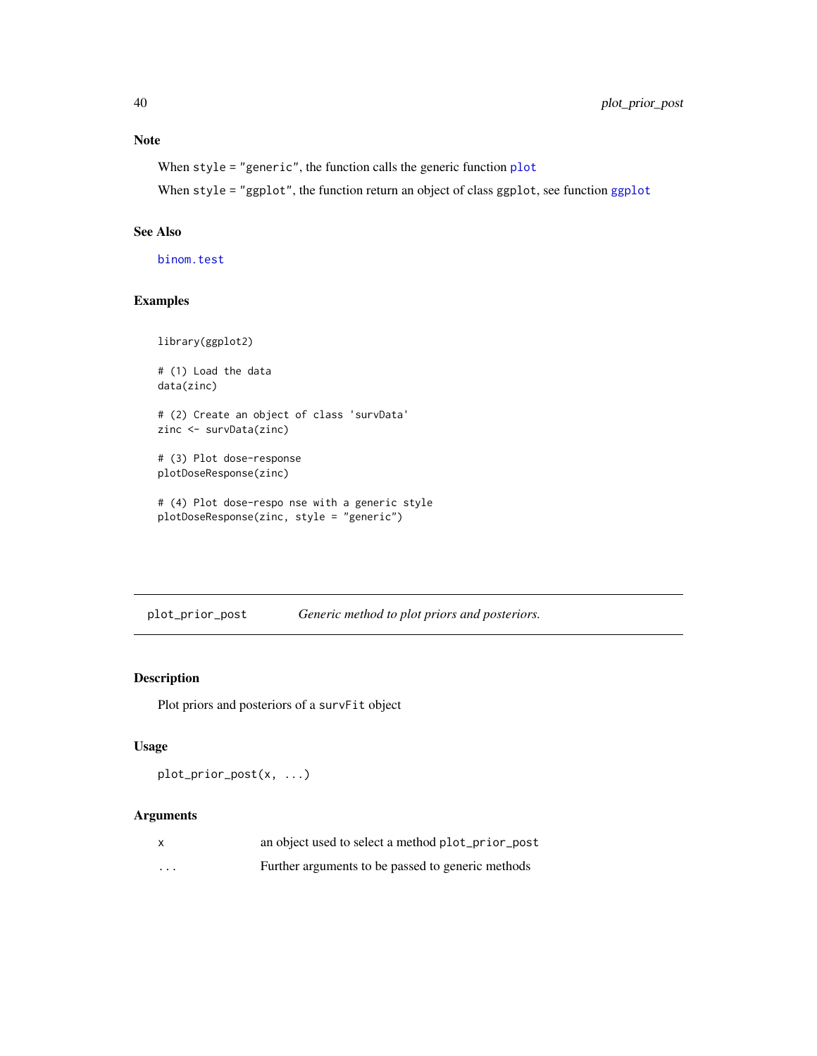## Note

When `style = "generic"`, the function calls the generic function `plot`

When `style = "ggplot"`, the function return an object of class `ggplot`, see function `ggplot`

## See Also

`binom.test`

## Examples

```
library(ggplot2)

# (1) Load the data
data(zinc)

# (2) Create an object of class 'survData'
zinc <- survData(zinc)

# (3) Plot dose-response
plotDoseResponse(zinc)

# (4) Plot dose-respo nse with a generic style
plotDoseResponse(zinc, style = "generic")
```

---

# plot_prior_post — *Generic method to plot priors and posteriors.*

## Description

Plot priors and posteriors of a `survFit` object

## Usage

```
plot_prior_post(x, ...)
```

## Arguments

| | |
|---|---|
| `x` | an object used to select a method `plot_prior_post` |
| `...` | Further arguments to be passed to generic methods |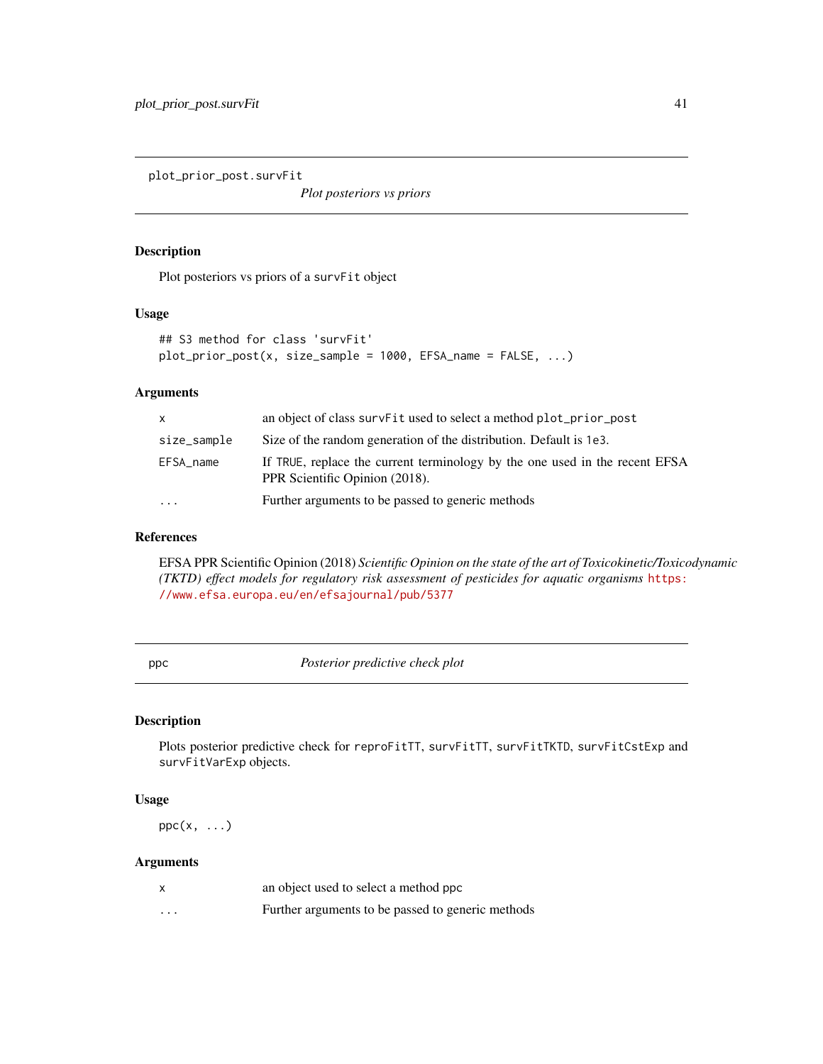## plot_prior_post.survFit

*Plot posteriors vs priors*

### Description

Plot posteriors vs priors of a `survFit` object

### Usage

```
## S3 method for class 'survFit'
plot_prior_post(x, size_sample = 1000, EFSA_name = FALSE, ...)
```

### Arguments

| | |
|---|---|
| x | an object of class `survFit` used to select a method `plot_prior_post` |
| size_sample | Size of the random generation of the distribution. Default is `1e3`. |
| EFSA_name | If `TRUE`, replace the current terminology by the one used in the recent EFSA PPR Scientific Opinion (2018). |
| ... | Further arguments to be passed to generic methods |

### References

EFSA PPR Scientific Opinion (2018) *Scientific Opinion on the state of the art of Toxicokinetic/Toxicodynamic (TKTD) effect models for regulatory risk assessment of pesticides for aquatic organisms* https://www.efsa.europa.eu/en/efsajournal/pub/5377

## ppc

*Posterior predictive check plot*

### Description

Plots posterior predictive check for `reproFitTT`, `survFitTT`, `survFitTKTD`, `survFitCstExp` and `survFitVarExp` objects.

### Usage

```
ppc(x, ...)
```

### Arguments

| | |
|---|---|
| x | an object used to select a method ppc |
| ... | Further arguments to be passed to generic methods |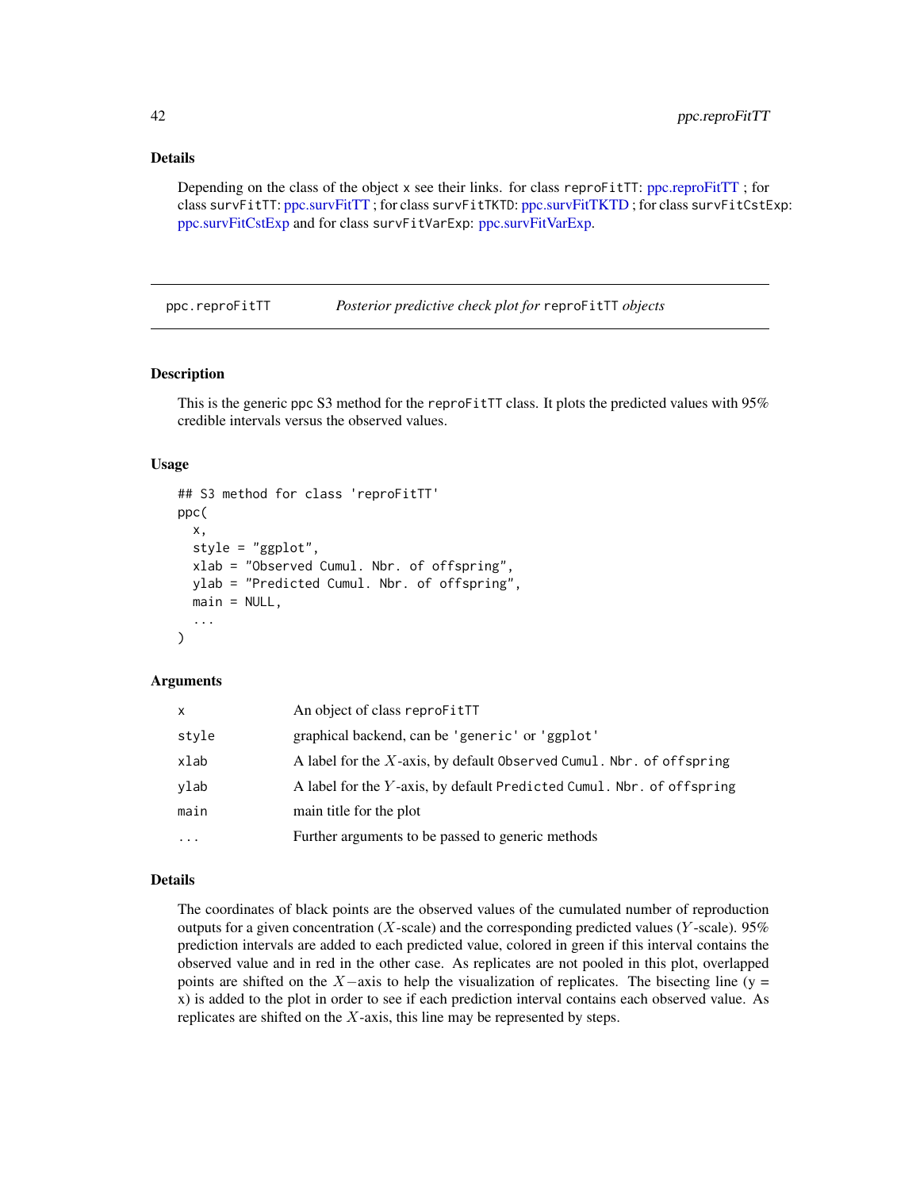### Details

Depending on the class of the object `x` see their links. for class `reproFitTT`: ppc.reproFitTT ; for class `survFitTT`: ppc.survFitTT ; for class `survFitTKTD`: ppc.survFitTKTD ; for class `survFitCstExp`: ppc.survFitCstExp and for class `survFitVarExp`: ppc.survFitVarExp.

---

## ppc.reproFitTT — *Posterior predictive check plot for* `reproFitTT` *objects*

### Description

This is the generic `ppc` S3 method for the `reproFitTT` class. It plots the predicted values with 95% credible intervals versus the observed values.

### Usage

```
## S3 method for class 'reproFitTT'
ppc(
  x,
  style = "ggplot",
  xlab = "Observed Cumul. Nbr. of offspring",
  ylab = "Predicted Cumul. Nbr. of offspring",
  main = NULL,
  ...
)
```

### Arguments

| | |
|---|---|
| `x` | An object of class `reproFitTT` |
| `style` | graphical backend, can be `'generic'` or `'ggplot'` |
| `xlab` | A label for the $X$-axis, by default `Observed Cumul. Nbr. of offspring` |
| `ylab` | A label for the $Y$-axis, by default `Predicted Cumul. Nbr. of offspring` |
| `main` | main title for the plot |
| `...` | Further arguments to be passed to generic methods |

### Details

The coordinates of black points are the observed values of the cumulated number of reproduction outputs for a given concentration ($X$-scale) and the corresponding predicted values ($Y$-scale). 95% prediction intervals are added to each predicted value, colored in green if this interval contains the observed value and in red in the other case. As replicates are not pooled in this plot, overlapped points are shifted on the $X-$axis to help the visualization of replicates. The bisecting line (y = x) is added to the plot in order to see if each prediction interval contains each observed value. As replicates are shifted on the $X$-axis, this line may be represented by steps.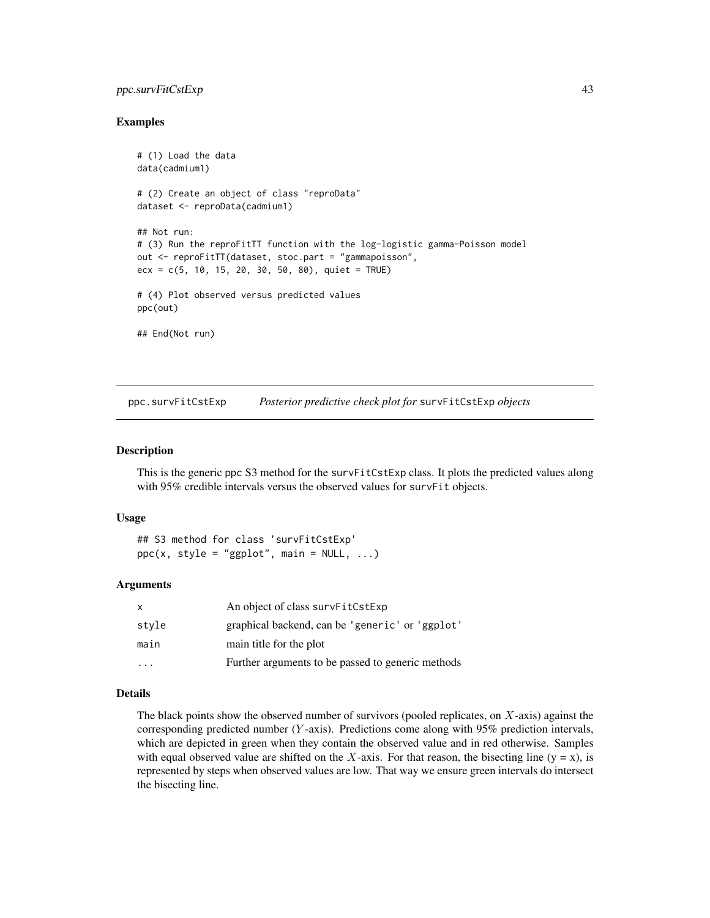## Examples

```
# (1) Load the data
data(cadmium1)

# (2) Create an object of class "reproData"
dataset <- reproData(cadmium1)

## Not run:
# (3) Run the reproFitTT function with the log-logistic gamma-Poisson model
out <- reproFitTT(dataset, stoc.part = "gammapoisson",
ecx = c(5, 10, 15, 20, 30, 50, 80), quiet = TRUE)

# (4) Plot observed versus predicted values
ppc(out)

## End(Not run)
```

---

# ppc.survFitCstExp — *Posterior predictive check plot for* survFitCstExp *objects*

## Description

This is the generic ppc S3 method for the survFitCstExp class. It plots the predicted values along with 95% credible intervals versus the observed values for survFit objects.

## Usage

```
## S3 method for class 'survFitCstExp'
ppc(x, style = "ggplot", main = NULL, ...)
```

## Arguments

| | |
|---|---|
| x | An object of class survFitCstExp |
| style | graphical backend, can be 'generic' or 'ggplot' |
| main | main title for the plot |
| ... | Further arguments to be passed to generic methods |

## Details

The black points show the observed number of survivors (pooled replicates, on $X$-axis) against the corresponding predicted number ($Y$-axis). Predictions come along with 95% prediction intervals, which are depicted in green when they contain the observed value and in red otherwise. Samples with equal observed value are shifted on the $X$-axis. For that reason, the bisecting line (y = x), is represented by steps when observed values are low. That way we ensure green intervals do intersect the bisecting line.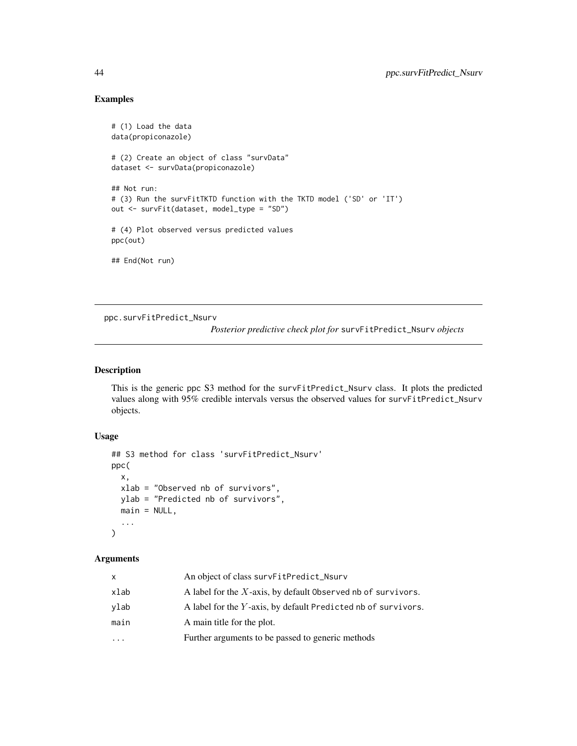### Examples

```
# (1) Load the data
data(propiconazole)

# (2) Create an object of class "survData"
dataset <- survData(propiconazole)

## Not run:
# (3) Run the survFitTKTD function with the TKTD model ('SD' or 'IT')
out <- survFit(dataset, model_type = "SD")

# (4) Plot observed versus predicted values
ppc(out)

## End(Not run)
```

---

## ppc.survFitPredict_Nsurv

*Posterior predictive check plot for* `survFitPredict_Nsurv` *objects*

---

### Description

This is the generic ppc S3 method for the survFitPredict_Nsurv class. It plots the predicted values along with 95% credible intervals versus the observed values for survFitPredict_Nsurv objects.

### Usage

```
## S3 method for class 'survFitPredict_Nsurv'
ppc(
  x,
  xlab = "Observed nb of survivors",
  ylab = "Predicted nb of survivors",
  main = NULL,
  ...
)
```

### Arguments

| | |
|---|---|
| x | An object of class survFitPredict_Nsurv |
| xlab | A label for the $X$-axis, by default Observed nb of survivors. |
| ylab | A label for the $Y$-axis, by default Predicted nb of survivors. |
| main | A main title for the plot. |
| ... | Further arguments to be passed to generic methods |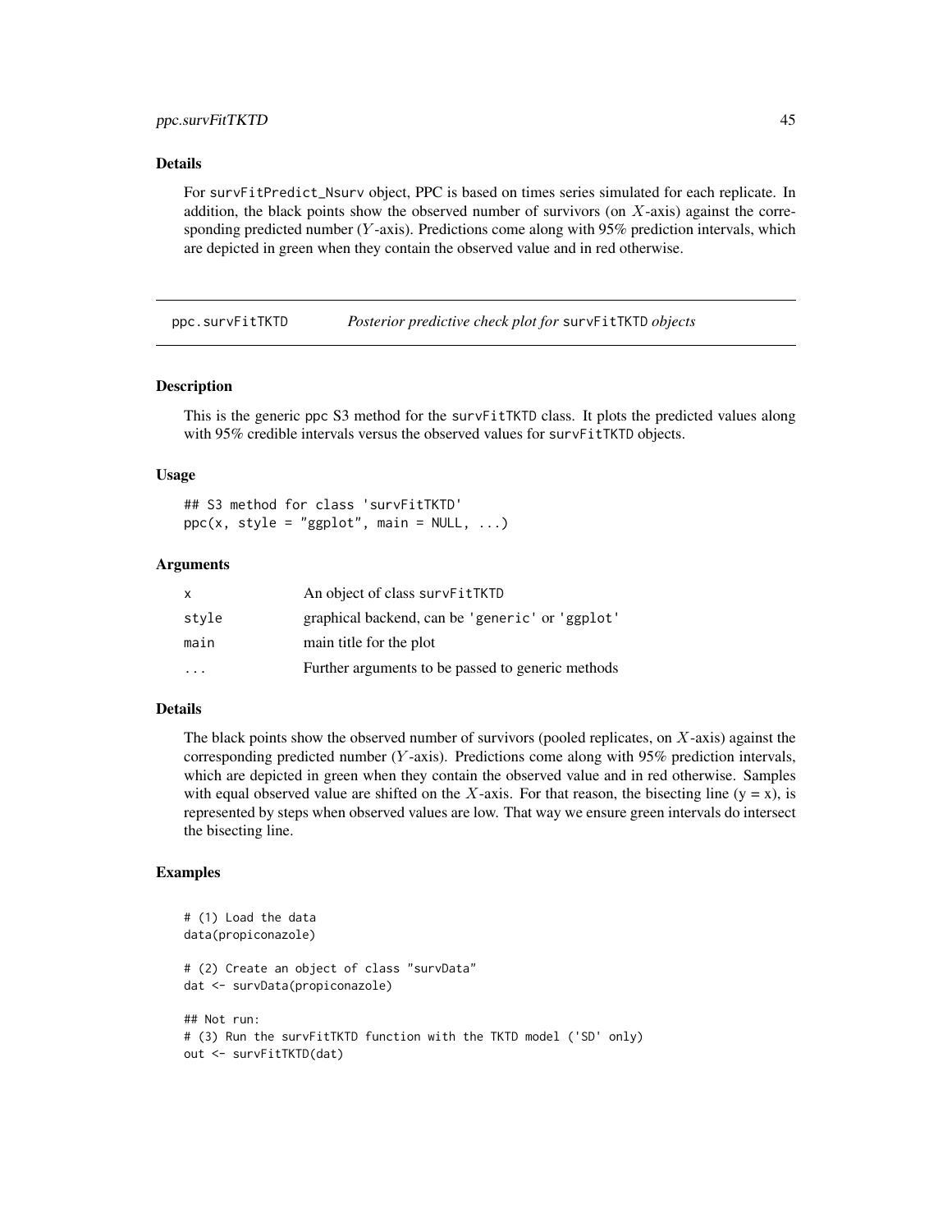### Details

For survFitPredict_Nsurv object, PPC is based on times series simulated for each replicate. In addition, the black points show the observed number of survivors (on $X$-axis) against the corresponding predicted number ($Y$-axis). Predictions come along with 95% prediction intervals, which are depicted in green when they contain the observed value and in red otherwise.

---

## ppc.survFitTKTD — *Posterior predictive check plot for* survFitTKTD *objects*

---

### Description

This is the generic ppc S3 method for the survFitTKTD class. It plots the predicted values along with 95% credible intervals versus the observed values for survFitTKTD objects.

### Usage

```
## S3 method for class 'survFitTKTD'
ppc(x, style = "ggplot", main = NULL, ...)
```

### Arguments

| | |
|---|---|
| x | An object of class survFitTKTD |
| style | graphical backend, can be 'generic' or 'ggplot' |
| main | main title for the plot |
| ... | Further arguments to be passed to generic methods |

### Details

The black points show the observed number of survivors (pooled replicates, on $X$-axis) against the corresponding predicted number ($Y$-axis). Predictions come along with 95% prediction intervals, which are depicted in green when they contain the observed value and in red otherwise. Samples with equal observed value are shifted on the $X$-axis. For that reason, the bisecting line (y = x), is represented by steps when observed values are low. That way we ensure green intervals do intersect the bisecting line.

### Examples

```
# (1) Load the data
data(propiconazole)

# (2) Create an object of class "survData"
dat <- survData(propiconazole)

## Not run:
# (3) Run the survFitTKTD function with the TKTD model ('SD' only)
out <- survFitTKTD(dat)
```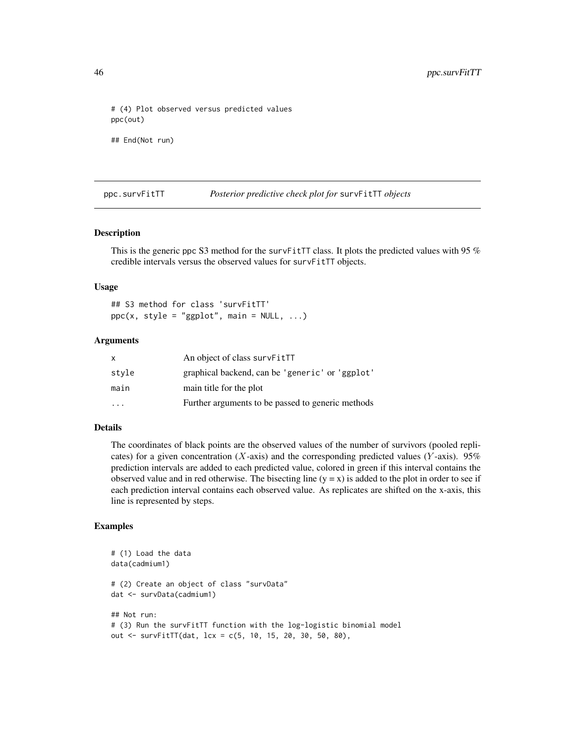```
# (4) Plot observed versus predicted values
ppc(out)

## End(Not run)
```

## ppc.survFitTT — *Posterior predictive check plot for* `survFitTT` *objects*

### Description

This is the generic ppc S3 method for the survFitTT class. It plots the predicted values with 95 % credible intervals versus the observed values for survFitTT objects.

### Usage

```
## S3 method for class 'survFitTT'
ppc(x, style = "ggplot", main = NULL, ...)
```

### Arguments

| | |
|---|---|
| x | An object of class survFitTT |
| style | graphical backend, can be 'generic' or 'ggplot' |
| main | main title for the plot |
| ... | Further arguments to be passed to generic methods |

### Details

The coordinates of black points are the observed values of the number of survivors (pooled replicates) for a given concentration ($X$-axis) and the corresponding predicted values ($Y$-axis). 95% prediction intervals are added to each predicted value, colored in green if this interval contains the observed value and in red otherwise. The bisecting line (y = x) is added to the plot in order to see if each prediction interval contains each observed value. As replicates are shifted on the x-axis, this line is represented by steps.

### Examples

```
# (1) Load the data
data(cadmium1)

# (2) Create an object of class "survData"
dat <- survData(cadmium1)

## Not run:
# (3) Run the survFitTT function with the log-logistic binomial model
out <- survFitTT(dat, lcx = c(5, 10, 15, 20, 30, 50, 80),
```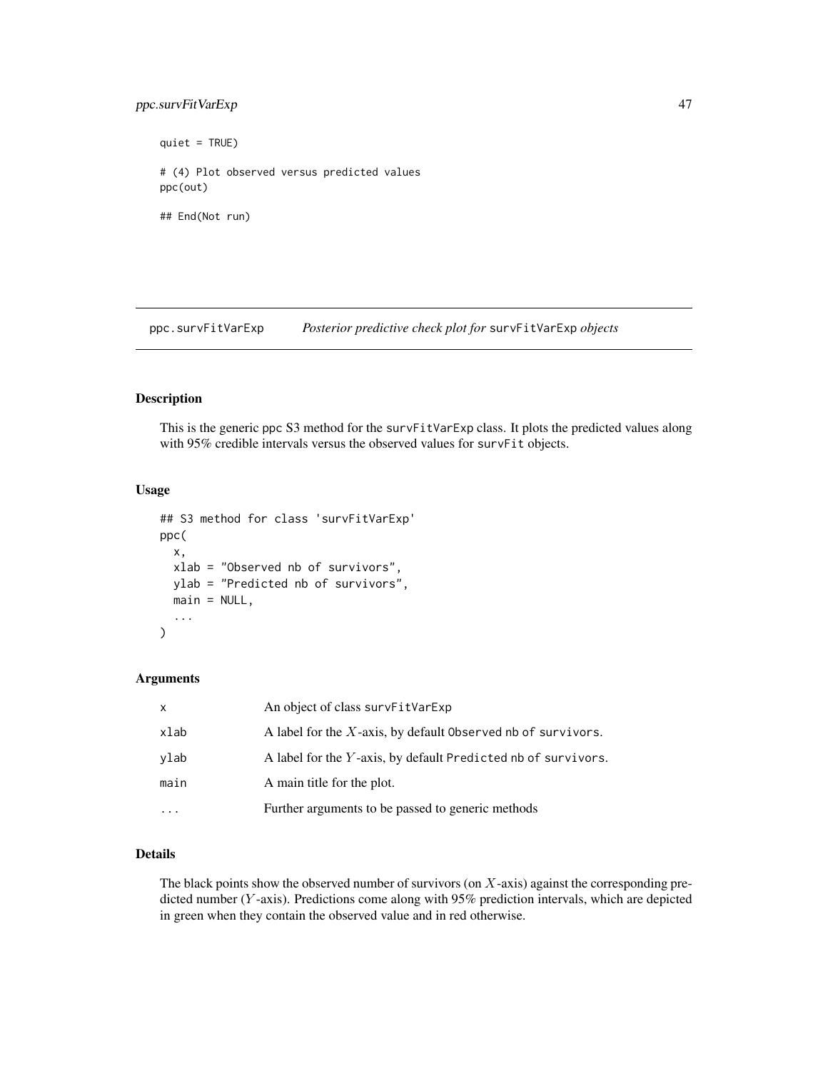```
quiet = TRUE)

# (4) Plot observed versus predicted values
ppc(out)

## End(Not run)
```

## ppc.survFitVarExp *Posterior predictive check plot for* survFitVarExp *objects*

### Description

This is the generic ppc S3 method for the survFitVarExp class. It plots the predicted values along with 95% credible intervals versus the observed values for survFit objects.

### Usage

```
## S3 method for class 'survFitVarExp'
ppc(
  x,
  xlab = "Observed nb of survivors",
  ylab = "Predicted nb of survivors",
  main = NULL,
  ...
)
```

### Arguments

| | |
|---|---|
| x | An object of class survFitVarExp |
| xlab | A label for the $X$-axis, by default Observed nb of survivors. |
| ylab | A label for the $Y$-axis, by default Predicted nb of survivors. |
| main | A main title for the plot. |
| ... | Further arguments to be passed to generic methods |

### Details

The black points show the observed number of survivors (on $X$-axis) against the corresponding predicted number ($Y$-axis). Predictions come along with 95% prediction intervals, which are depicted in green when they contain the observed value and in red otherwise.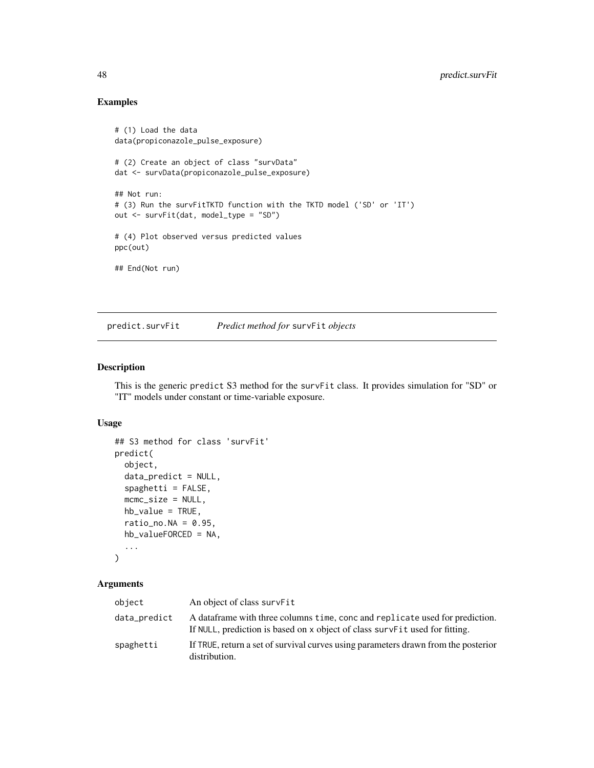## Examples

```
# (1) Load the data
data(propiconazole_pulse_exposure)

# (2) Create an object of class "survData"
dat <- survData(propiconazole_pulse_exposure)

## Not run:
# (3) Run the survFitTKTD function with the TKTD model ('SD' or 'IT')
out <- survFit(dat, model_type = "SD")

# (4) Plot observed versus predicted values
ppc(out)

## End(Not run)
```

---

# predict.survFit    *Predict method for* survFit *objects*

## Description

This is the generic predict S3 method for the survFit class. It provides simulation for "SD" or "IT" models under constant or time-variable exposure.

## Usage

```
## S3 method for class 'survFit'
predict(
  object,
  data_predict = NULL,
  spaghetti = FALSE,
  mcmc_size = NULL,
  hb_value = TRUE,
  ratio_no.NA = 0.95,
  hb_valueFORCED = NA,
  ...
)
```

## Arguments

| | |
|---|---|
| object | An object of class survFit |
| data_predict | A dataframe with three columns time, conc and replicate used for prediction. If NULL, prediction is based on x object of class survFit used for fitting. |
| spaghetti | If TRUE, return a set of survival curves using parameters drawn from the posterior distribution. |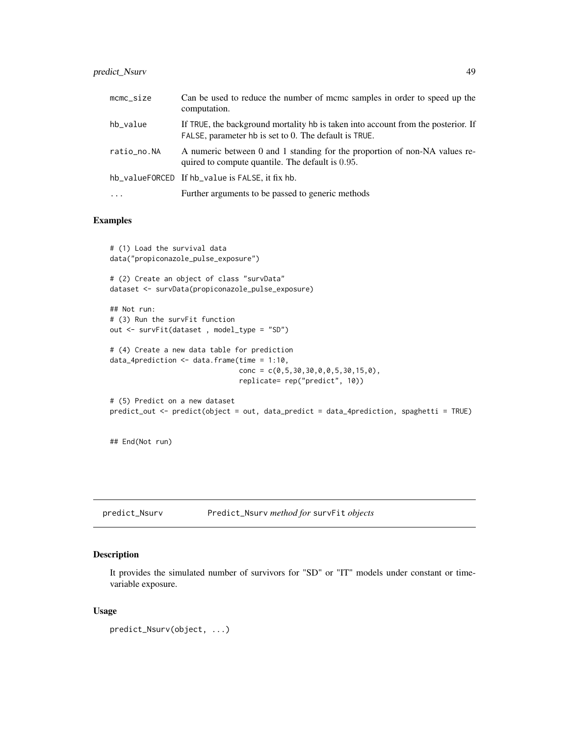| | |
|---|---|
| mcmc_size | Can be used to reduce the number of mcmc samples in order to speed up the computation. |
| hb_value | If TRUE, the background mortality hb is taken into account from the posterior. If FALSE, parameter hb is set to 0. The default is TRUE. |
| ratio_no.NA | A numeric between 0 and 1 standing for the proportion of non-NA values required to compute quantile. The default is 0.95. |
| hb_valueFORCED | If hb_value is FALSE, it fix hb. |
| ... | Further arguments to be passed to generic methods |

## Examples

```
# (1) Load the survival data
data("propiconazole_pulse_exposure")

# (2) Create an object of class "survData"
dataset <- survData(propiconazole_pulse_exposure)

## Not run:
# (3) Run the survFit function
out <- survFit(dataset , model_type = "SD")

# (4) Create a new data table for prediction
data_4prediction <- data.frame(time = 1:10,
                               conc = c(0,5,30,30,0,0,5,30,15,0),
                               replicate= rep("predict", 10))

# (5) Predict on a new dataset
predict_out <- predict(object = out, data_predict = data_4prediction, spaghetti = TRUE)


## End(Not run)
```

---

# predict_Nsurv — Predict_Nsurv *method for* survFit *objects*

## Description

It provides the simulated number of survivors for "SD" or "IT" models under constant or time-variable exposure.

## Usage

```
predict_Nsurv(object, ...)
```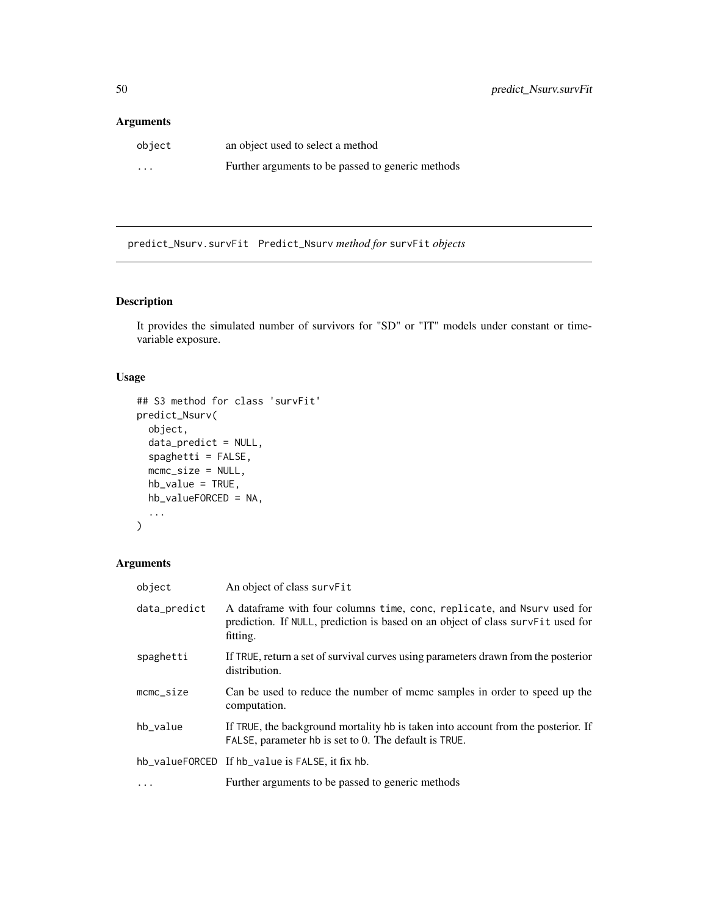### Arguments

| | |
|---|---|
| `object` | an object used to select a method |
| `...` | Further arguments to be passed to generic methods |

---

## predict_Nsurv.survFit    Predict_Nsurv *method for* survFit *objects*

---

### Description

It provides the simulated number of survivors for "SD" or "IT" models under constant or time-variable exposure.

### Usage

```
## S3 method for class 'survFit'
predict_Nsurv(
  object,
  data_predict = NULL,
  spaghetti = FALSE,
  mcmc_size = NULL,
  hb_value = TRUE,
  hb_valueFORCED = NA,
  ...
)
```

### Arguments

| | |
|---|---|
| `object` | An object of class `survFit` |
| `data_predict` | A dataframe with four columns `time`, `conc`, `replicate`, and `Nsurv` used for prediction. If `NULL`, prediction is based on an object of class `survFit` used for fitting. |
| `spaghetti` | If `TRUE`, return a set of survival curves using parameters drawn from the posterior distribution. |
| `mcmc_size` | Can be used to reduce the number of mcmc samples in order to speed up the computation. |
| `hb_value` | If `TRUE`, the background mortality `hb` is taken into account from the posterior. If `FALSE`, parameter `hb` is set to 0. The default is `TRUE`. |
| `hb_valueFORCED` | If `hb_value` is `FALSE`, it fix `hb`. |
| `...` | Further arguments to be passed to generic methods |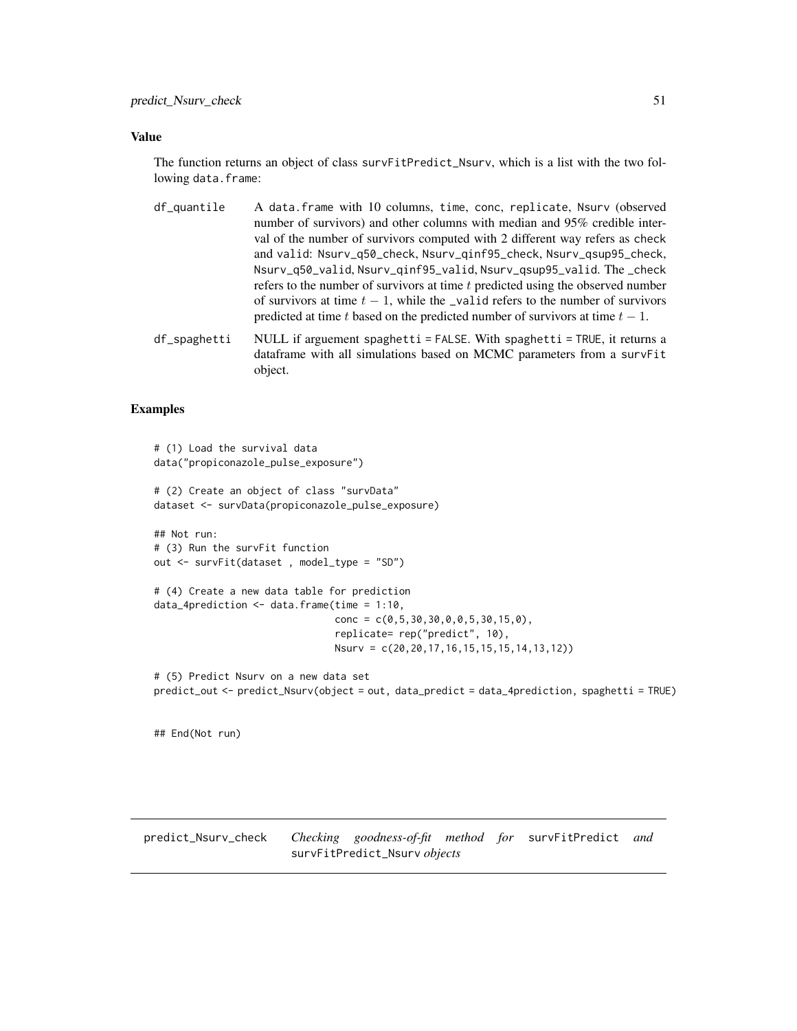## Value

The function returns an object of class `survFitPredict_Nsurv`, which is a list with the two following `data.frame`:

`df_quantile`
: A `data.frame` with 10 columns, `time`, `conc`, `replicate`, `Nsurv` (observed number of survivors) and other columns with median and 95% credible interval of the number of survivors computed with 2 different way refers as `check` and `valid`: `Nsurv_q50_check`, `Nsurv_qinf95_check`, `Nsurv_qsup95_check`, `Nsurv_q50_valid`, `Nsurv_qinf95_valid`, `Nsurv_qsup95_valid`. The `_check` refers to the number of survivors at time $t$ predicted using the observed number of survivors at time $t-1$, while the `_valid` refers to the number of survivors predicted at time $t$ based on the predicted number of survivors at time $t-1$.

`df_spaghetti`
: NULL if arguement `spaghetti = FALSE`. With `spaghetti = TRUE`, it returns a dataframe with all simulations based on MCMC parameters from a `survFit` object.

## Examples

```
# (1) Load the survival data
data("propiconazole_pulse_exposure")

# (2) Create an object of class "survData"
dataset <- survData(propiconazole_pulse_exposure)

## Not run:
# (3) Run the survFit function
out <- survFit(dataset , model_type = "SD")

# (4) Create a new data table for prediction
data_4prediction <- data.frame(time = 1:10,
                               conc = c(0,5,30,30,0,0,5,30,15,0),
                               replicate= rep("predict", 10),
                               Nsurv = c(20,20,17,16,15,15,15,14,13,12))

# (5) Predict Nsurv on a new data set
predict_out <- predict_Nsurv(object = out, data_predict = data_4prediction, spaghetti = TRUE)


## End(Not run)
```

---

`predict_Nsurv_check` *Checking goodness-of-fit method for* `survFitPredict` *and* `survFitPredict_Nsurv` *objects*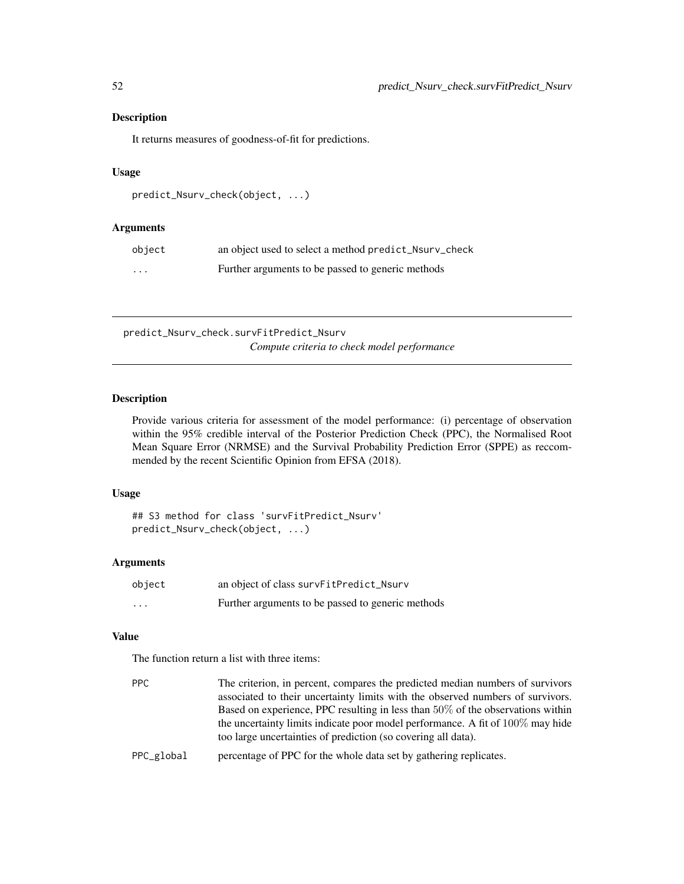### Description

It returns measures of goodness-of-fit for predictions.

### Usage

```
predict_Nsurv_check(object, ...)
```

### Arguments

| | |
|---|---|
| object | an object used to select a method predict_Nsurv_check |
| ... | Further arguments to be passed to generic methods |

---

## predict_Nsurv_check.survFitPredict_Nsurv

*Compute criteria to check model performance*

---

### Description

Provide various criteria for assessment of the model performance: (i) percentage of observation within the 95% credible interval of the Posterior Prediction Check (PPC), the Normalised Root Mean Square Error (NRMSE) and the Survival Probability Prediction Error (SPPE) as reccommended by the recent Scientific Opinion from EFSA (2018).

### Usage

```
## S3 method for class 'survFitPredict_Nsurv'
predict_Nsurv_check(object, ...)
```

### Arguments

| | |
|---|---|
| object | an object of class survFitPredict_Nsurv |
| ... | Further arguments to be passed to generic methods |

### Value

The function return a list with three items:

| | |
|---|---|
| PPC | The criterion, in percent, compares the predicted median numbers of survivors associated to their uncertainty limits with the observed numbers of survivors. Based on experience, PPC resulting in less than $50\%$ of the observations within the uncertainty limits indicate poor model performance. A fit of $100\%$ may hide too large uncertainties of prediction (so covering all data). |
| PPC_global | percentage of PPC for the whole data set by gathering replicates. |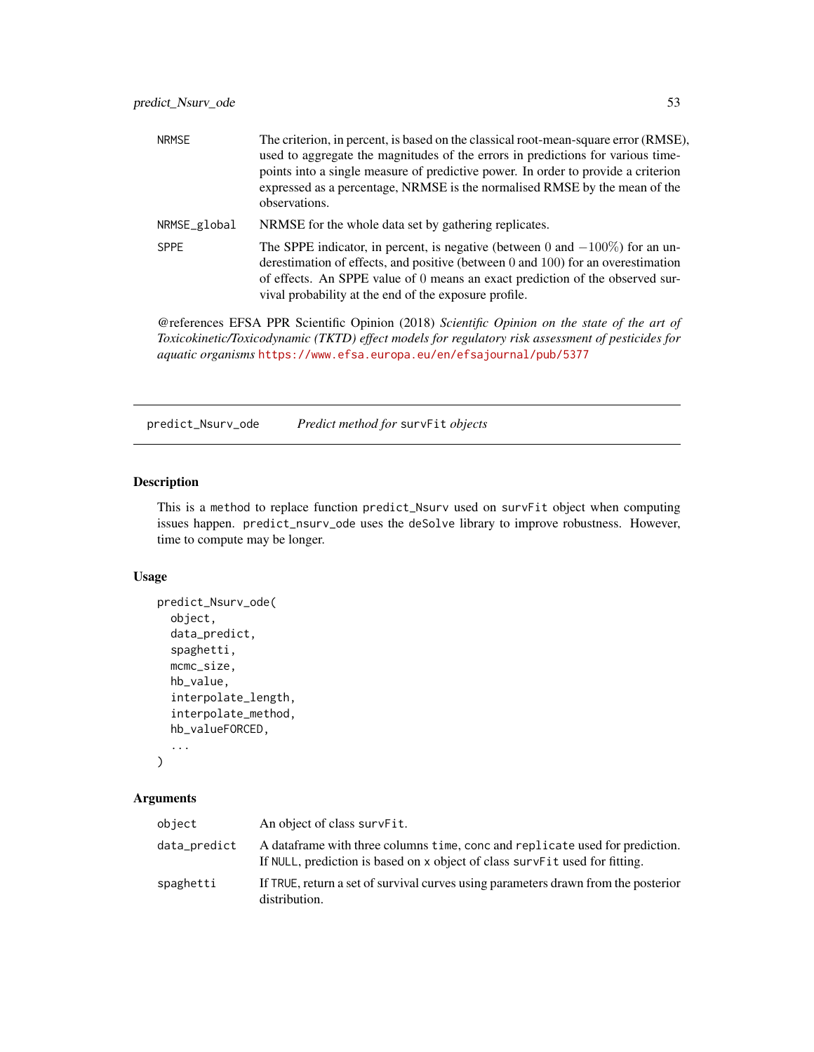| | |
|---|---|
| NRMSE | The criterion, in percent, is based on the classical root-mean-square error (RMSE), used to aggregate the magnitudes of the errors in predictions for various time-points into a single measure of predictive power. In order to provide a criterion expressed as a percentage, NRMSE is the normalised RMSE by the mean of the observations. |
| NRMSE_global | NRMSE for the whole data set by gathering replicates. |
| SPPE | The SPPE indicator, in percent, is negative (between $0$ and $-100\%$) for an underestimation of effects, and positive (between $0$ and $100$) for an overestimation of effects. An SPPE value of $0$ means an exact prediction of the observed survival probability at the end of the exposure profile. |

@references EFSA PPR Scientific Opinion (2018) *Scientific Opinion on the state of the art of Toxicokinetic/Toxicodynamic (TKTD) effect models for regulatory risk assessment of pesticides for aquatic organisms* https://www.efsa.europa.eu/en/efsajournal/pub/5377

---

## predict_Nsurv_ode — *Predict method for* survFit *objects*

### Description

This is a method to replace function predict_Nsurv used on survFit object when computing issues happen. predict_nsurv_ode uses the deSolve library to improve robustness. However, time to compute may be longer.

### Usage

```
predict_Nsurv_ode(
  object,
  data_predict,
  spaghetti,
  mcmc_size,
  hb_value,
  interpolate_length,
  interpolate_method,
  hb_valueFORCED,
  ...
)
```

### Arguments

| | |
|---|---|
| object | An object of class survFit. |
| data_predict | A dataframe with three columns time, conc and replicate used for prediction. If NULL, prediction is based on x object of class survFit used for fitting. |
| spaghetti | If TRUE, return a set of survival curves using parameters drawn from the posterior distribution. |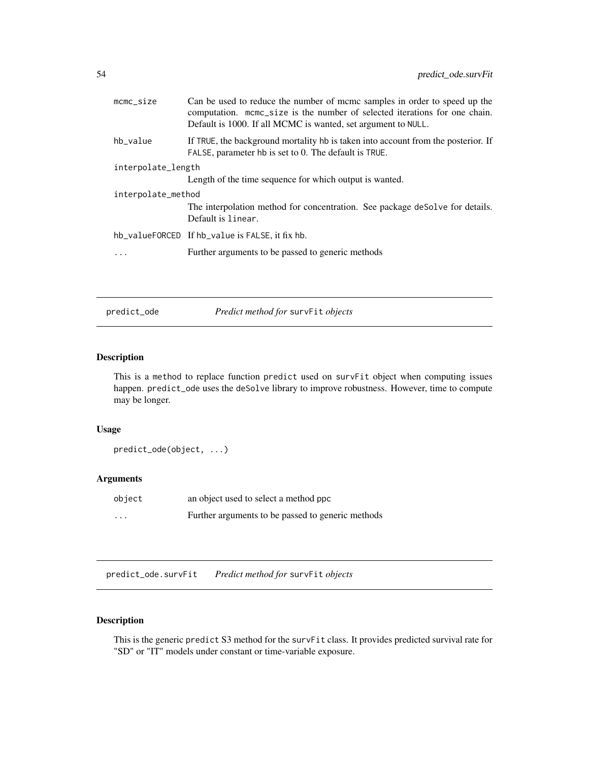| | |
|---|---|
| `mcmc_size` | Can be used to reduce the number of mcmc samples in order to speed up the computation. `mcmc_size` is the number of selected iterations for one chain. Default is 1000. If all MCMC is wanted, set argument to `NULL`. |
| `hb_value` | If `TRUE`, the background mortality `hb` is taken into account from the posterior. If `FALSE`, parameter `hb` is set to 0. The default is `TRUE`. |
| `interpolate_length` | Length of the time sequence for which output is wanted. |
| `interpolate_method` | The interpolation method for concentration. See package `deSolve` for details. Default is `linear`. |
| `hb_valueFORCED` | If `hb_value` is `FALSE`, it fix `hb`. |
| `...` | Further arguments to be passed to generic methods |

## predict_ode — *Predict method for* `survFit` *objects*

### Description

This is a `method` to replace function `predict` used on `survFit` object when computing issues happen. `predict_ode` uses the `deSolve` library to improve robustness. However, time to compute may be longer.

### Usage

```
predict_ode(object, ...)
```

### Arguments

| | |
|---|---|
| `object` | an object used to select a method `ppc` |
| `...` | Further arguments to be passed to generic methods |

## predict_ode.survFit — *Predict method for* `survFit` *objects*

### Description

This is the generic `predict` S3 method for the `survFit` class. It provides predicted survival rate for "SD" or "IT" models under constant or time-variable exposure.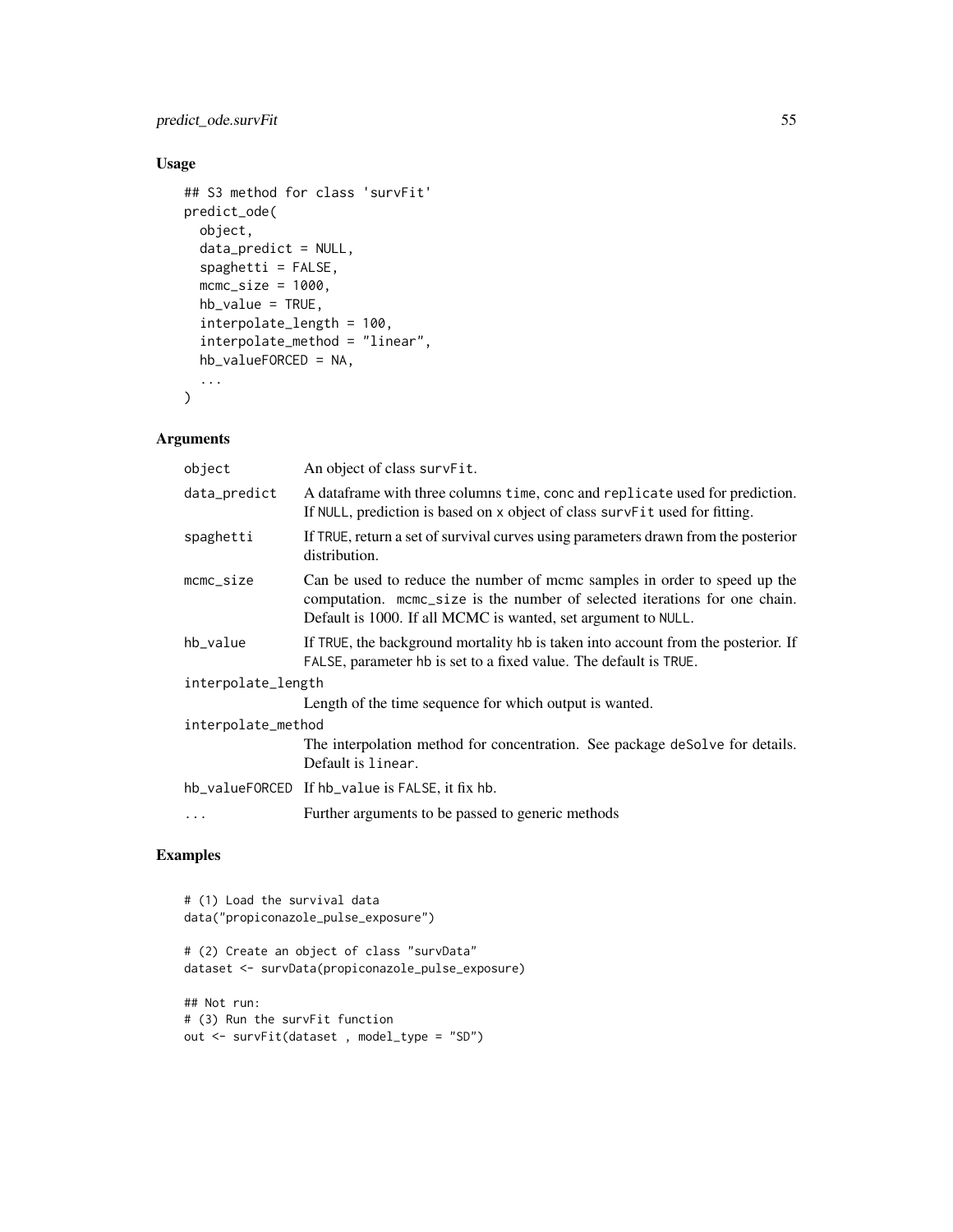## Usage

```
## S3 method for class 'survFit'
predict_ode(
  object,
  data_predict = NULL,
  spaghetti = FALSE,
  mcmc_size = 1000,
  hb_value = TRUE,
  interpolate_length = 100,
  interpolate_method = "linear",
  hb_valueFORCED = NA,
  ...
)
```

## Arguments

| Argument | Description |
|---|---|
| `object` | An object of class `survFit`. |
| `data_predict` | A dataframe with three columns `time`, `conc` and `replicate` used for prediction. If `NULL`, prediction is based on `x` object of class `survFit` used for fitting. |
| `spaghetti` | If `TRUE`, return a set of survival curves using parameters drawn from the posterior distribution. |
| `mcmc_size` | Can be used to reduce the number of mcmc samples in order to speed up the computation. `mcmc_size` is the number of selected iterations for one chain. Default is 1000. If all MCMC is wanted, set argument to `NULL`. |
| `hb_value` | If `TRUE`, the background mortality `hb` is taken into account from the posterior. If `FALSE`, parameter `hb` is set to a fixed value. The default is `TRUE`. |
| `interpolate_length` | Length of the time sequence for which output is wanted. |
| `interpolate_method` | The interpolation method for concentration. See package `deSolve` for details. Default is `linear`. |
| `hb_valueFORCED` | If `hb_value` is `FALSE`, it fix `hb`. |
| `...` | Further arguments to be passed to generic methods |

## Examples

```
# (1) Load the survival data
data("propiconazole_pulse_exposure")

# (2) Create an object of class "survData"
dataset <- survData(propiconazole_pulse_exposure)

## Not run:
# (3) Run the survFit function
out <- survFit(dataset , model_type = "SD")
```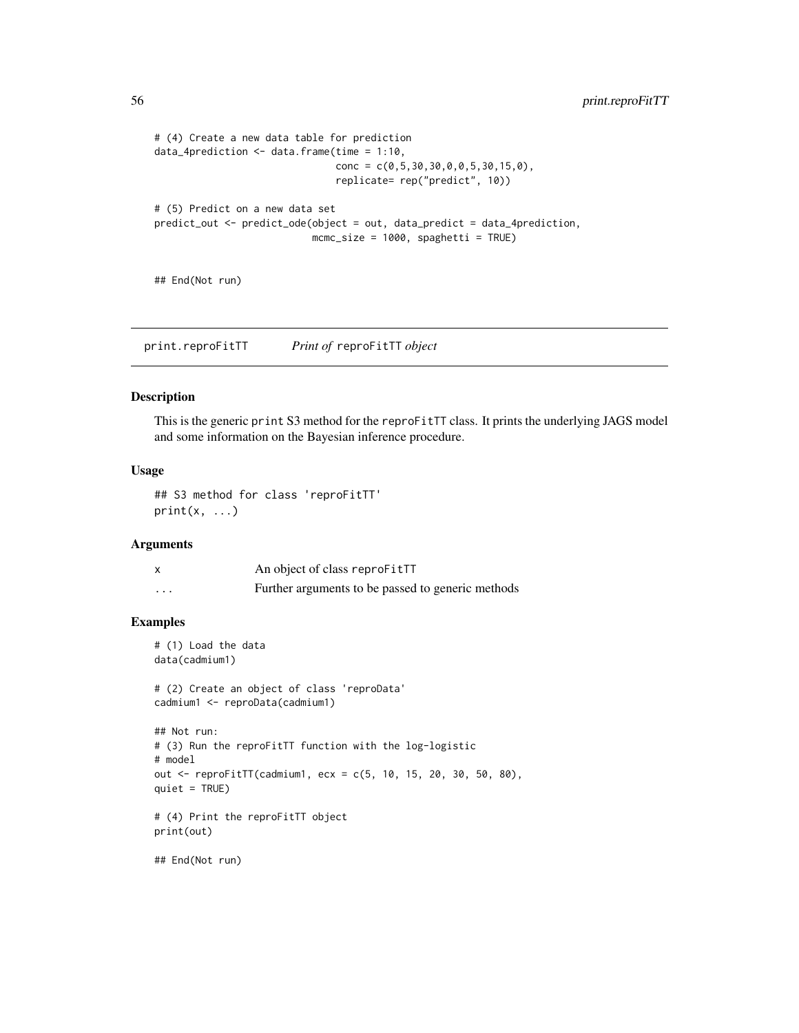```
# (4) Create a new data table for prediction
data_4prediction <- data.frame(time = 1:10,
                               conc = c(0,5,30,30,0,0,5,30,15,0),
                               replicate= rep("predict", 10))

# (5) Predict on a new data set
predict_out <- predict_ode(object = out, data_predict = data_4prediction,
                           mcmc_size = 1000, spaghetti = TRUE)


## End(Not run)
```

## print.reproFitTT — *Print of* `reproFitTT` *object*

### Description

This is the generic `print` S3 method for the `reproFitTT` class. It prints the underlying JAGS model and some information on the Bayesian inference procedure.

### Usage

```
## S3 method for class 'reproFitTT'
print(x, ...)
```

### Arguments

| | |
|---|---|
| x | An object of class `reproFitTT` |
| ... | Further arguments to be passed to generic methods |

### Examples

```
# (1) Load the data
data(cadmium1)

# (2) Create an object of class 'reproData'
cadmium1 <- reproData(cadmium1)

## Not run:
# (3) Run the reproFitTT function with the log-logistic
# model
out <- reproFitTT(cadmium1, ecx = c(5, 10, 15, 20, 30, 50, 80),
quiet = TRUE)

# (4) Print the reproFitTT object
print(out)

## End(Not run)
```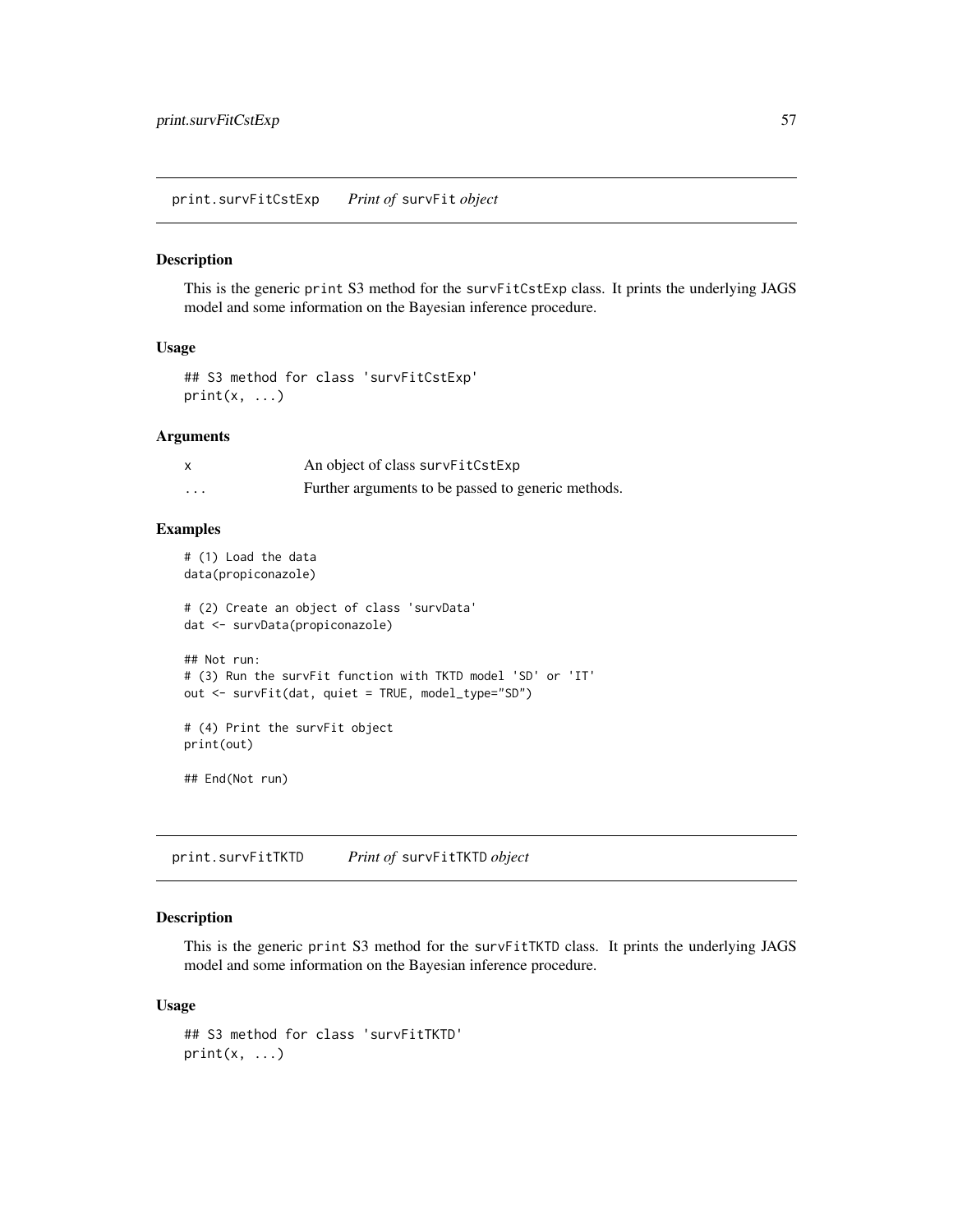## print.survFitCstExp — *Print of* survFit *object*

### Description

This is the generic print S3 method for the survFitCstExp class. It prints the underlying JAGS model and some information on the Bayesian inference procedure.

### Usage

```
## S3 method for class 'survFitCstExp'
print(x, ...)
```

### Arguments

| | |
|---|---|
| x | An object of class survFitCstExp |
| ... | Further arguments to be passed to generic methods. |

### Examples

```
# (1) Load the data
data(propiconazole)

# (2) Create an object of class 'survData'
dat <- survData(propiconazole)

## Not run:
# (3) Run the survFit function with TKTD model 'SD' or 'IT'
out <- survFit(dat, quiet = TRUE, model_type="SD")

# (4) Print the survFit object
print(out)

## End(Not run)
```

## print.survFitTKTD — *Print of* survFitTKTD *object*

### Description

This is the generic print S3 method for the survFitTKTD class. It prints the underlying JAGS model and some information on the Bayesian inference procedure.

### Usage

```
## S3 method for class 'survFitTKTD'
print(x, ...)
```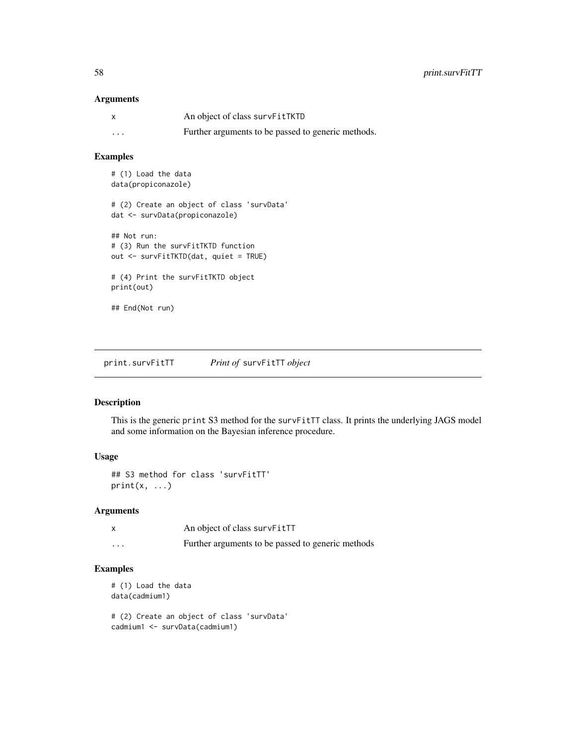## Arguments

| | |
|---|---|
| x | An object of class survFitTKTD |
| ... | Further arguments to be passed to generic methods. |

## Examples

```
# (1) Load the data
data(propiconazole)

# (2) Create an object of class 'survData'
dat <- survData(propiconazole)

## Not run:
# (3) Run the survFitTKTD function
out <- survFitTKTD(dat, quiet = TRUE)

# (4) Print the survFitTKTD object
print(out)

## End(Not run)
```

---

# print.survFitTT *Print of* survFitTT *object*

## Description

This is the generic print S3 method for the survFitTT class. It prints the underlying JAGS model and some information on the Bayesian inference procedure.

## Usage

```
## S3 method for class 'survFitTT'
print(x, ...)
```

## Arguments

| | |
|---|---|
| x | An object of class survFitTT |
| ... | Further arguments to be passed to generic methods |

## Examples

```
# (1) Load the data
data(cadmium1)

# (2) Create an object of class 'survData'
cadmium1 <- survData(cadmium1)
```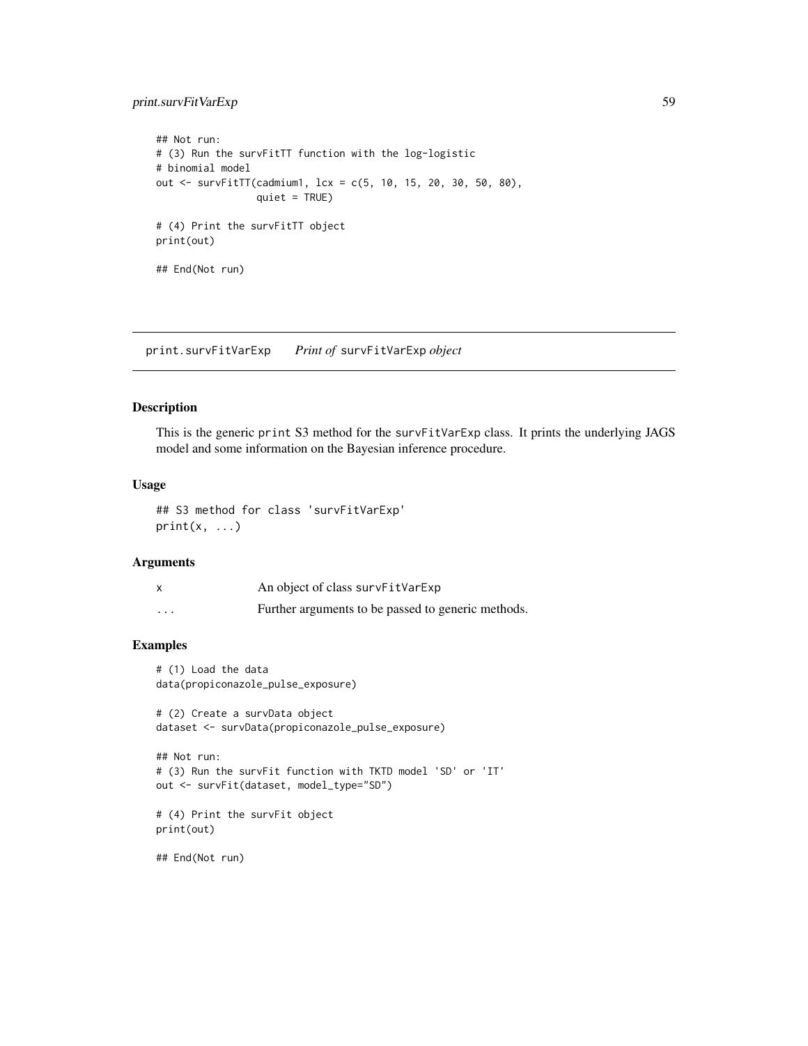```
## Not run:
# (3) Run the survFitTT function with the log-logistic
# binomial model
out <- survFitTT(cadmium1, lcx = c(5, 10, 15, 20, 30, 50, 80),
                 quiet = TRUE)

# (4) Print the survFitTT object
print(out)

## End(Not run)
```

## print.survFitVarExp *Print of* survFitVarExp *object*

### Description

This is the generic print S3 method for the survFitVarExp class. It prints the underlying JAGS model and some information on the Bayesian inference procedure.

### Usage

```
## S3 method for class 'survFitVarExp'
print(x, ...)
```

### Arguments

| | |
|---|---|
| x | An object of class survFitVarExp |
| ... | Further arguments to be passed to generic methods. |

### Examples

```
# (1) Load the data
data(propiconazole_pulse_exposure)

# (2) Create a survData object
dataset <- survData(propiconazole_pulse_exposure)

## Not run:
# (3) Run the survFit function with TKTD model 'SD' or 'IT'
out <- survFit(dataset, model_type="SD")

# (4) Print the survFit object
print(out)

## End(Not run)
```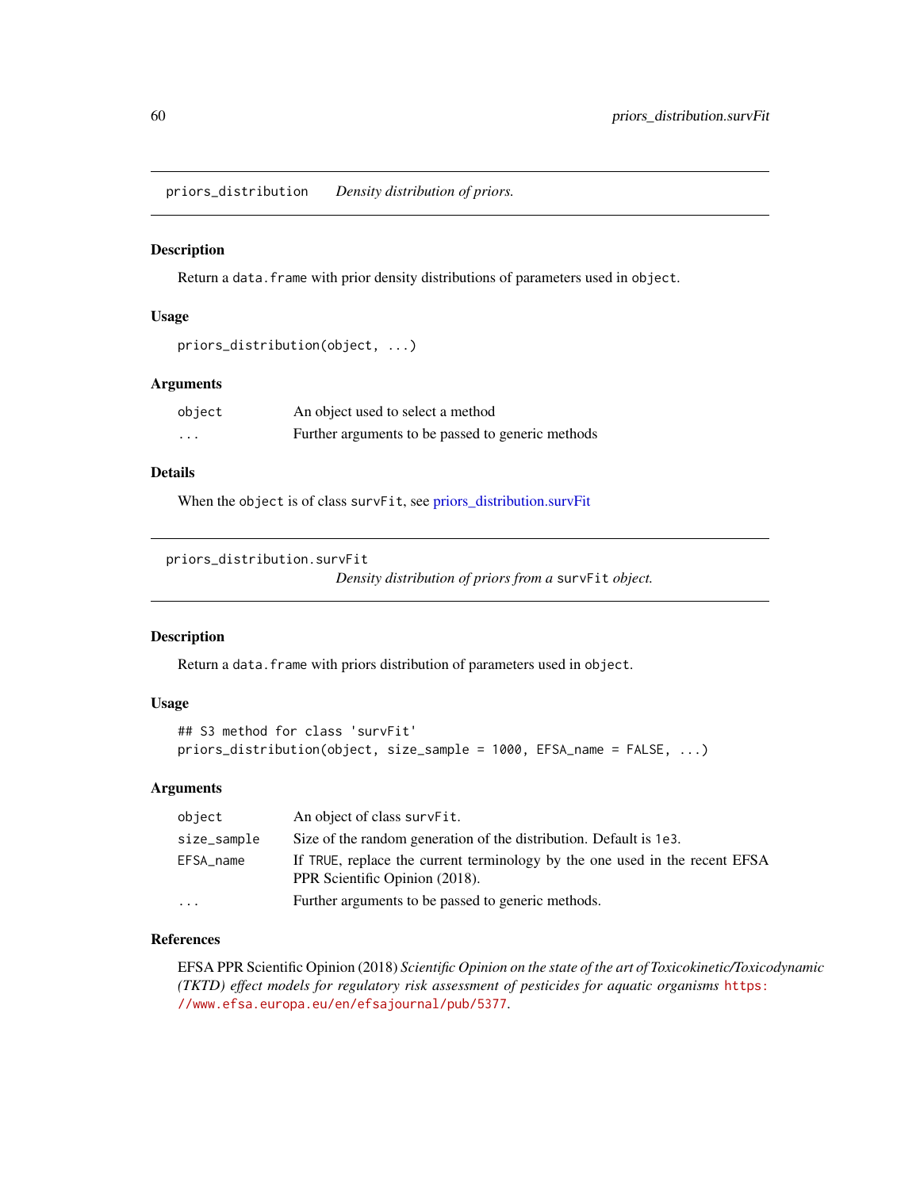## priors_distribution — *Density distribution of priors.*

### Description

Return a `data.frame` with prior density distributions of parameters used in `object`.

### Usage

```
priors_distribution(object, ...)
```

### Arguments

| | |
|---|---|
| `object` | An object used to select a method |
| `...` | Further arguments to be passed to generic methods |

### Details

When the `object` is of class `survFit`, see priors_distribution.survFit

## priors_distribution.survFit — *Density distribution of priors from a* `survFit` *object.*

### Description

Return a `data.frame` with priors distribution of parameters used in `object`.

### Usage

```
## S3 method for class 'survFit'
priors_distribution(object, size_sample = 1000, EFSA_name = FALSE, ...)
```

### Arguments

| | |
|---|---|
| `object` | An object of class `survFit`. |
| `size_sample` | Size of the random generation of the distribution. Default is `1e3`. |
| `EFSA_name` | If `TRUE`, replace the current terminology by the one used in the recent EFSA PPR Scientific Opinion (2018). |
| `...` | Further arguments to be passed to generic methods. |

### References

EFSA PPR Scientific Opinion (2018) *Scientific Opinion on the state of the art of Toxicokinetic/Toxicodynamic (TKTD) effect models for regulatory risk assessment of pesticides for aquatic organisms* https://www.efsa.europa.eu/en/efsajournal/pub/5377.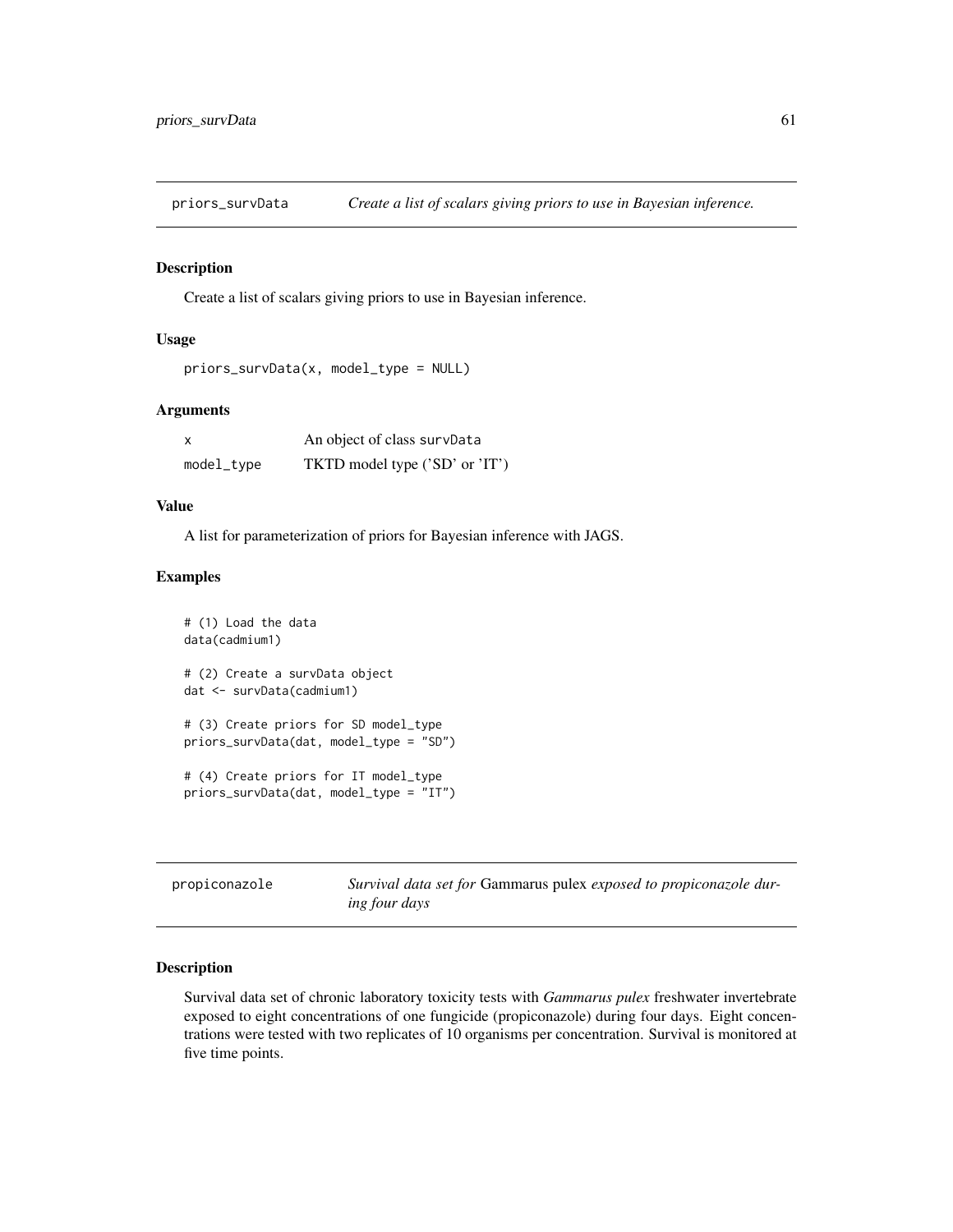## priors_survData *Create a list of scalars giving priors to use in Bayesian inference.*

### Description

Create a list of scalars giving priors to use in Bayesian inference.

### Usage

```
priors_survData(x, model_type = NULL)
```

### Arguments

| | |
|---|---|
| x | An object of class survData |
| model_type | TKTD model type ('SD' or 'IT') |

### Value

A list for parameterization of priors for Bayesian inference with JAGS.

### Examples

```
# (1) Load the data
data(cadmium1)

# (2) Create a survData object
dat <- survData(cadmium1)

# (3) Create priors for SD model_type
priors_survData(dat, model_type = "SD")

# (4) Create priors for IT model_type
priors_survData(dat, model_type = "IT")
```

## propiconazole *Survival data set for* Gammarus pulex *exposed to propiconazole during four days*

### Description

Survival data set of chronic laboratory toxicity tests with *Gammarus pulex* freshwater invertebrate exposed to eight concentrations of one fungicide (propiconazole) during four days. Eight concentrations were tested with two replicates of 10 organisms per concentration. Survival is monitored at five time points.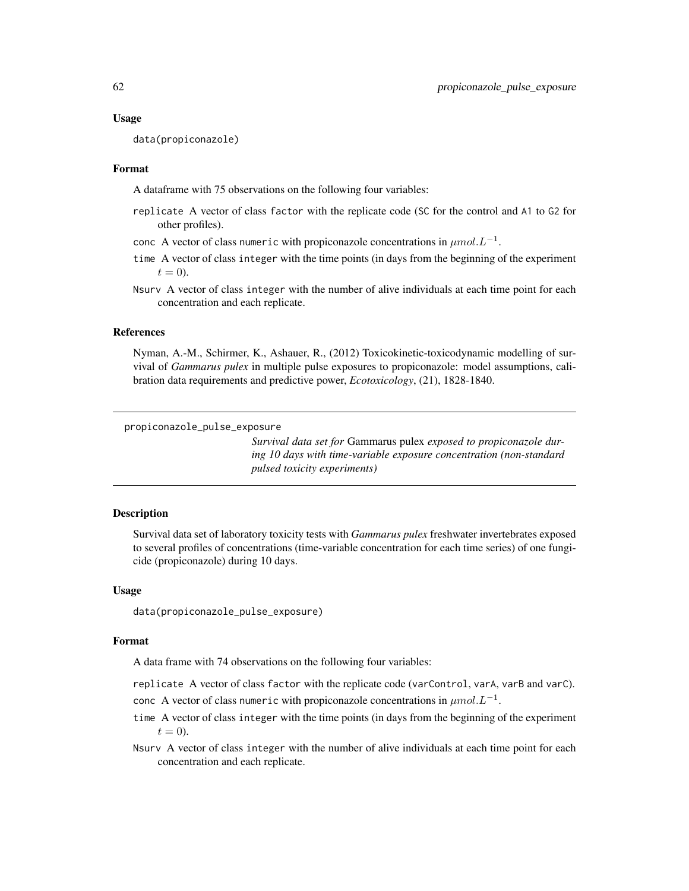### Usage

```
data(propiconazole)
```

### Format

A dataframe with 75 observations on the following four variables:

- `replicate` A vector of class `factor` with the replicate code (`SC` for the control and `A1` to `G2` for other profiles).
- `conc` A vector of class `numeric` with propiconazole concentrations in $\mu mol.L^{-1}$.
- `time` A vector of class `integer` with the time points (in days from the beginning of the experiment $t = 0$).
- `Nsurv` A vector of class `integer` with the number of alive individuals at each time point for each concentration and each replicate.

### References

Nyman, A.-M., Schirmer, K., Ashauer, R., (2012) Toxicokinetic-toxicodynamic modelling of survival of *Gammarus pulex* in multiple pulse exposures to propiconazole: model assumptions, calibration data requirements and predictive power, *Ecotoxicology*, (21), 1828-1840.

---

## propiconazole_pulse_exposure

*Survival data set for* Gammarus pulex *exposed to propiconazole during 10 days with time-variable exposure concentration (non-standard pulsed toxicity experiments)*

---

### Description

Survival data set of laboratory toxicity tests with *Gammarus pulex* freshwater invertebrates exposed to several profiles of concentrations (time-variable concentration for each time series) of one fungicide (propiconazole) during 10 days.

### Usage

```
data(propiconazole_pulse_exposure)
```

### Format

A data frame with 74 observations on the following four variables:

- `replicate` A vector of class `factor` with the replicate code (`varControl`, `varA`, `varB` and `varC`).
- `conc` A vector of class `numeric` with propiconazole concentrations in $\mu mol.L^{-1}$.
- `time` A vector of class `integer` with the time points (in days from the beginning of the experiment $t = 0$).
- `Nsurv` A vector of class `integer` with the number of alive individuals at each time point for each concentration and each replicate.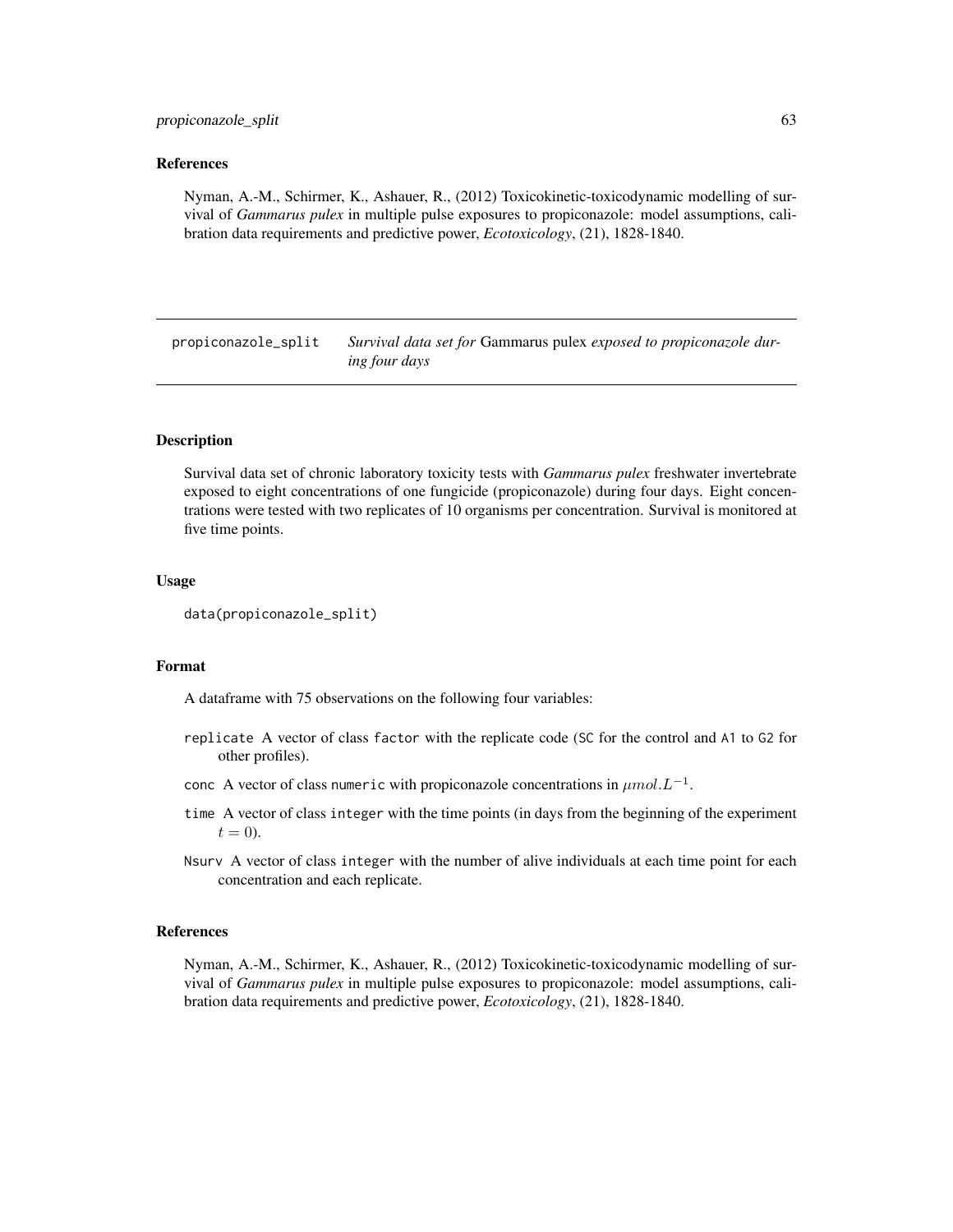## References

Nyman, A.-M., Schirmer, K., Ashauer, R., (2012) Toxicokinetic-toxicodynamic modelling of survival of *Gammarus pulex* in multiple pulse exposures to propiconazole: model assumptions, calibration data requirements and predictive power, *Ecotoxicology*, (21), 1828-1840.

---

# propiconazole_split — *Survival data set for* Gammarus pulex *exposed to propiconazole during four days*

## Description

Survival data set of chronic laboratory toxicity tests with *Gammarus pulex* freshwater invertebrate exposed to eight concentrations of one fungicide (propiconazole) during four days. Eight concentrations were tested with two replicates of 10 organisms per concentration. Survival is monitored at five time points.

## Usage

```
data(propiconazole_split)
```

## Format

A dataframe with 75 observations on the following four variables:

- `replicate` A vector of class `factor` with the replicate code (`SC` for the control and `A1` to `G2` for other profiles).
- `conc` A vector of class `numeric` with propiconazole concentrations in $\mu mol.L^{-1}$.
- `time` A vector of class `integer` with the time points (in days from the beginning of the experiment $t = 0$).
- `Nsurv` A vector of class `integer` with the number of alive individuals at each time point for each concentration and each replicate.

## References

Nyman, A.-M., Schirmer, K., Ashauer, R., (2012) Toxicokinetic-toxicodynamic modelling of survival of *Gammarus pulex* in multiple pulse exposures to propiconazole: model assumptions, calibration data requirements and predictive power, *Ecotoxicology*, (21), 1828-1840.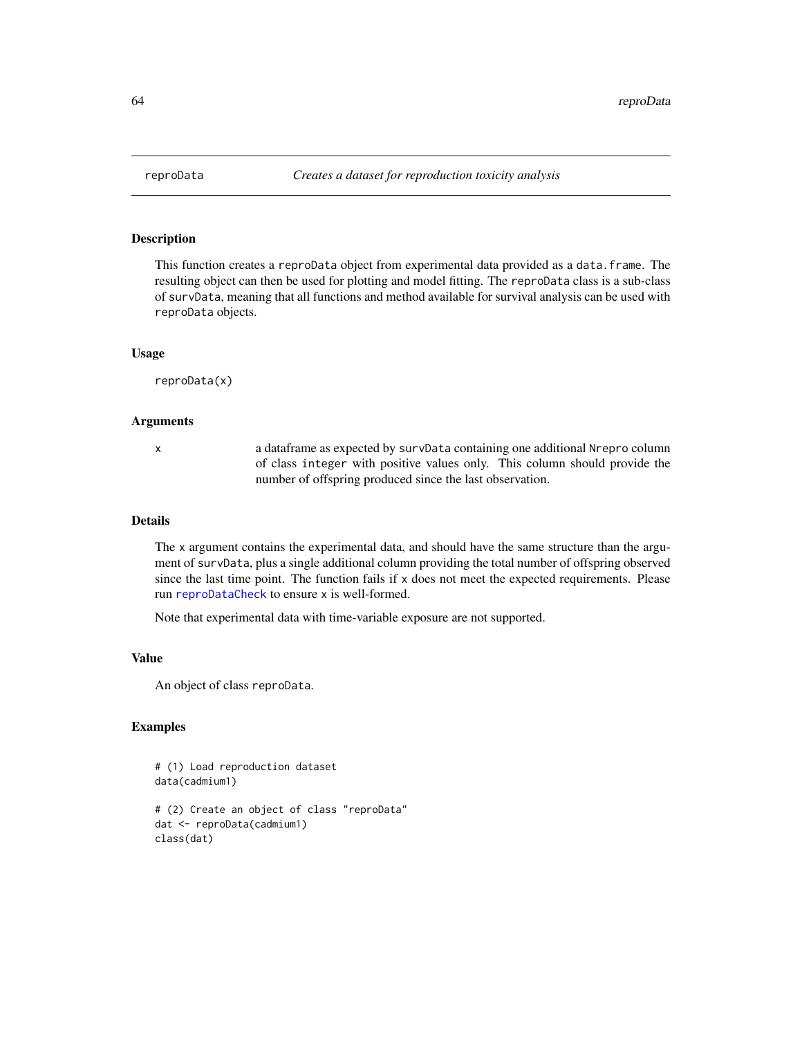# reproData — *Creates a dataset for reproduction toxicity analysis*

## Description

This function creates a `reproData` object from experimental data provided as a `data.frame`. The resulting object can then be used for plotting and model fitting. The `reproData` class is a sub-class of `survData`, meaning that all functions and method available for survival analysis can be used with `reproData` objects.

## Usage

```
reproData(x)
```

## Arguments

| | |
|---|---|
| x | a dataframe as expected by `survData` containing one additional `Nrepro` column of class `integer` with positive values only. This column should provide the number of offspring produced since the last observation. |

## Details

The `x` argument contains the experimental data, and should have the same structure than the argument of `survData`, plus a single additional column providing the total number of offspring observed since the last time point. The function fails if `x` does not meet the expected requirements. Please run `reproDataCheck` to ensure `x` is well-formed.

Note that experimental data with time-variable exposure are not supported.

## Value

An object of class `reproData`.

## Examples

```
# (1) Load reproduction dataset
data(cadmium1)

# (2) Create an object of class "reproData"
dat <- reproData(cadmium1)
class(dat)
```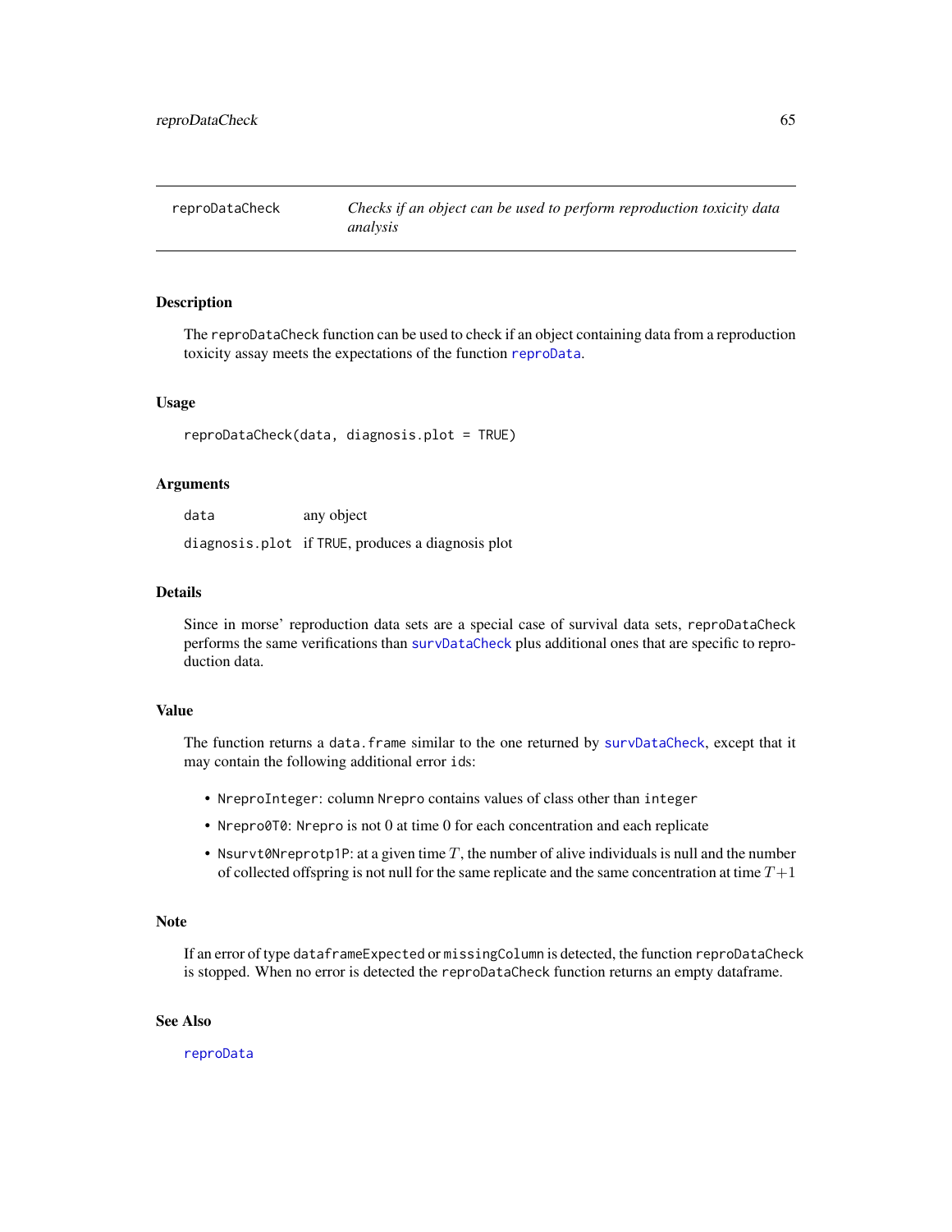## reproDataCheck — *Checks if an object can be used to perform reproduction toxicity data analysis*

### Description

The `reproDataCheck` function can be used to check if an object containing data from a reproduction toxicity assay meets the expectations of the function `reproData`.

### Usage

```
reproDataCheck(data, diagnosis.plot = TRUE)
```

### Arguments

| | |
|---|---|
| `data` | any object |
| `diagnosis.plot` | if `TRUE`, produces a diagnosis plot |

### Details

Since in morse' reproduction data sets are a special case of survival data sets, `reproDataCheck` performs the same verifications than `survDataCheck` plus additional ones that are specific to reproduction data.

### Value

The function returns a `data.frame` similar to the one returned by `survDataCheck`, except that it may contain the following additional error `id`s:

- `NreproInteger`: column `Nrepro` contains values of class other than `integer`
- `Nrepro0T0`: `Nrepro` is not 0 at time 0 for each concentration and each replicate
- `Nsurvt0Nreprotp1P`: at a given time $T$, the number of alive individuals is null and the number of collected offspring is not null for the same replicate and the same concentration at time $T+1$

### Note

If an error of type `dataframeExpected` or `missingColumn` is detected, the function `reproDataCheck` is stopped. When no error is detected the `reproDataCheck` function returns an empty dataframe.

### See Also

`reproData`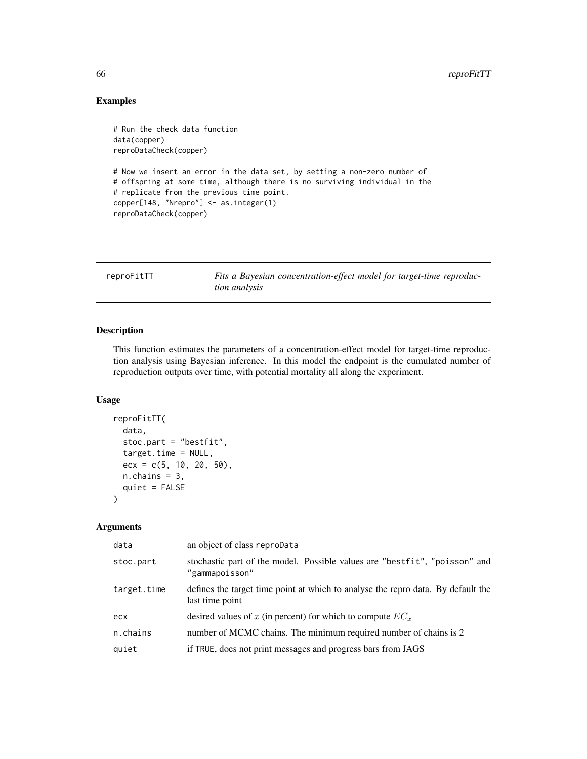## Examples

```
# Run the check data function
data(copper)
reproDataCheck(copper)

# Now we insert an error in the data set, by setting a non-zero number of
# offspring at some time, although there is no surviving individual in the
# replicate from the previous time point.
copper[148, "Nrepro"] <- as.integer(1)
reproDataCheck(copper)
```

---

# reproFitTT — *Fits a Bayesian concentration-effect model for target-time reproduction analysis*

---

## Description

This function estimates the parameters of a concentration-effect model for target-time reproduction analysis using Bayesian inference. In this model the endpoint is the cumulated number of reproduction outputs over time, with potential mortality all along the experiment.

## Usage

```
reproFitTT(
  data,
  stoc.part = "bestfit",
  target.time = NULL,
  ecx = c(5, 10, 20, 50),
  n.chains = 3,
  quiet = FALSE
)
```

## Arguments

| | |
|---|---|
| `data` | an object of class `reproData` |
| `stoc.part` | stochastic part of the model. Possible values are `"bestfit"`, `"poisson"` and `"gammapoisson"` |
| `target.time` | defines the target time point at which to analyse the repro data. By default the last time point |
| `ecx` | desired values of $x$ (in percent) for which to compute $EC_x$ |
| `n.chains` | number of MCMC chains. The minimum required number of chains is 2 |
| `quiet` | if `TRUE`, does not print messages and progress bars from JAGS |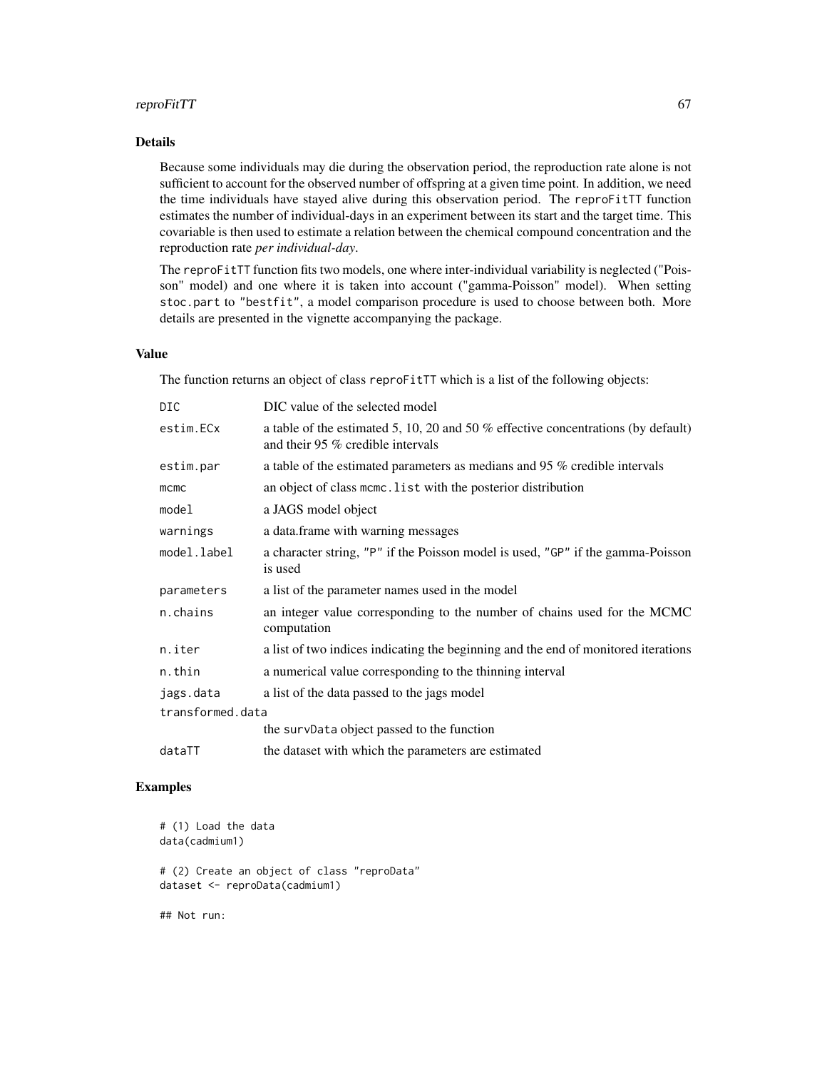## Details

Because some individuals may die during the observation period, the reproduction rate alone is not sufficient to account for the observed number of offspring at a given time point. In addition, we need the time individuals have stayed alive during this observation period. The `reproFitTT` function estimates the number of individual-days in an experiment between its start and the target time. This covariable is then used to estimate a relation between the chemical compound concentration and the reproduction rate *per individual-day*.

The `reproFitTT` function fits two models, one where inter-individual variability is neglected ("Poisson" model) and one where it is taken into account ("gamma-Poisson" model). When setting `stoc.part` to `"bestfit"`, a model comparison procedure is used to choose between both. More details are presented in the vignette accompanying the package.

## Value

The function returns an object of class `reproFitTT` which is a list of the following objects:

| | |
|---|---|
| `DIC` | DIC value of the selected model |
| `estim.ECx` | a table of the estimated 5, 10, 20 and 50 % effective concentrations (by default) and their 95 % credible intervals |
| `estim.par` | a table of the estimated parameters as medians and 95 % credible intervals |
| `mcmc` | an object of class `mcmc.list` with the posterior distribution |
| `model` | a JAGS model object |
| `warnings` | a data.frame with warning messages |
| `model.label` | a character string, `"P"` if the Poisson model is used, `"GP"` if the gamma-Poisson is used |
| `parameters` | a list of the parameter names used in the model |
| `n.chains` | an integer value corresponding to the number of chains used for the MCMC computation |
| `n.iter` | a list of two indices indicating the beginning and the end of monitored iterations |
| `n.thin` | a numerical value corresponding to the thinning interval |
| `jags.data` | a list of the data passed to the jags model |
| `transformed.data` | the `survData` object passed to the function |
| `dataTT` | the dataset with which the parameters are estimated |

## Examples

```
# (1) Load the data
data(cadmium1)

# (2) Create an object of class "reproData"
dataset <- reproData(cadmium1)

## Not run:
```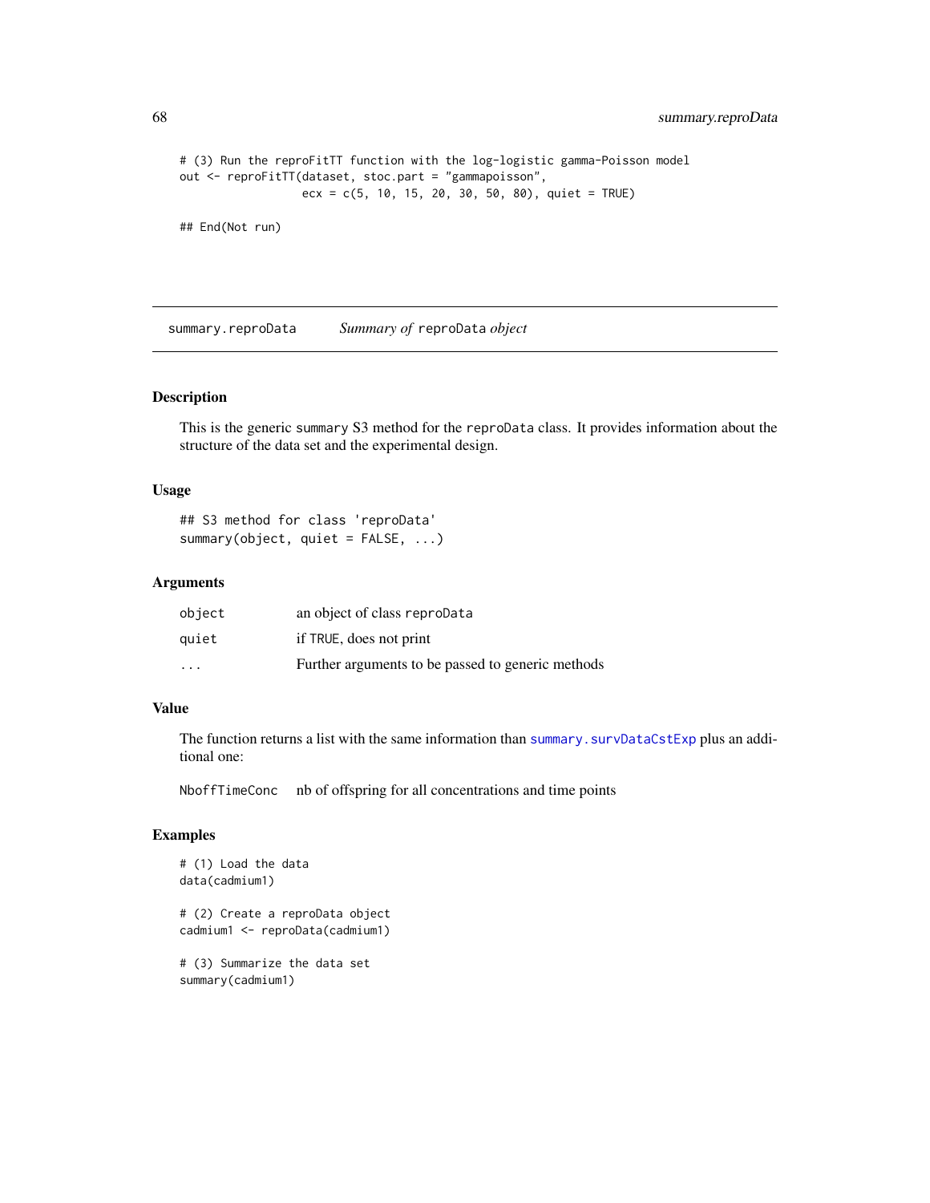```
# (3) Run the reproFitTT function with the log-logistic gamma-Poisson model
out <- reproFitTT(dataset, stoc.part = "gammapoisson",
                  ecx = c(5, 10, 15, 20, 30, 50, 80), quiet = TRUE)

## End(Not run)
```

---

## summary.reproData    *Summary of* reproData *object*

---

### Description

This is the generic summary S3 method for the reproData class. It provides information about the structure of the data set and the experimental design.

### Usage

```
## S3 method for class 'reproData'
summary(object, quiet = FALSE, ...)
```

### Arguments

| | |
|---|---|
| object | an object of class reproData |
| quiet | if TRUE, does not print |
| ... | Further arguments to be passed to generic methods |

### Value

The function returns a list with the same information than summary.survDataCstExp plus an additional one:

| | |
|---|---|
| NboffTimeConc | nb of offspring for all concentrations and time points |

### Examples

```
# (1) Load the data
data(cadmium1)

# (2) Create a reproData object
cadmium1 <- reproData(cadmium1)

# (3) Summarize the data set
summary(cadmium1)
```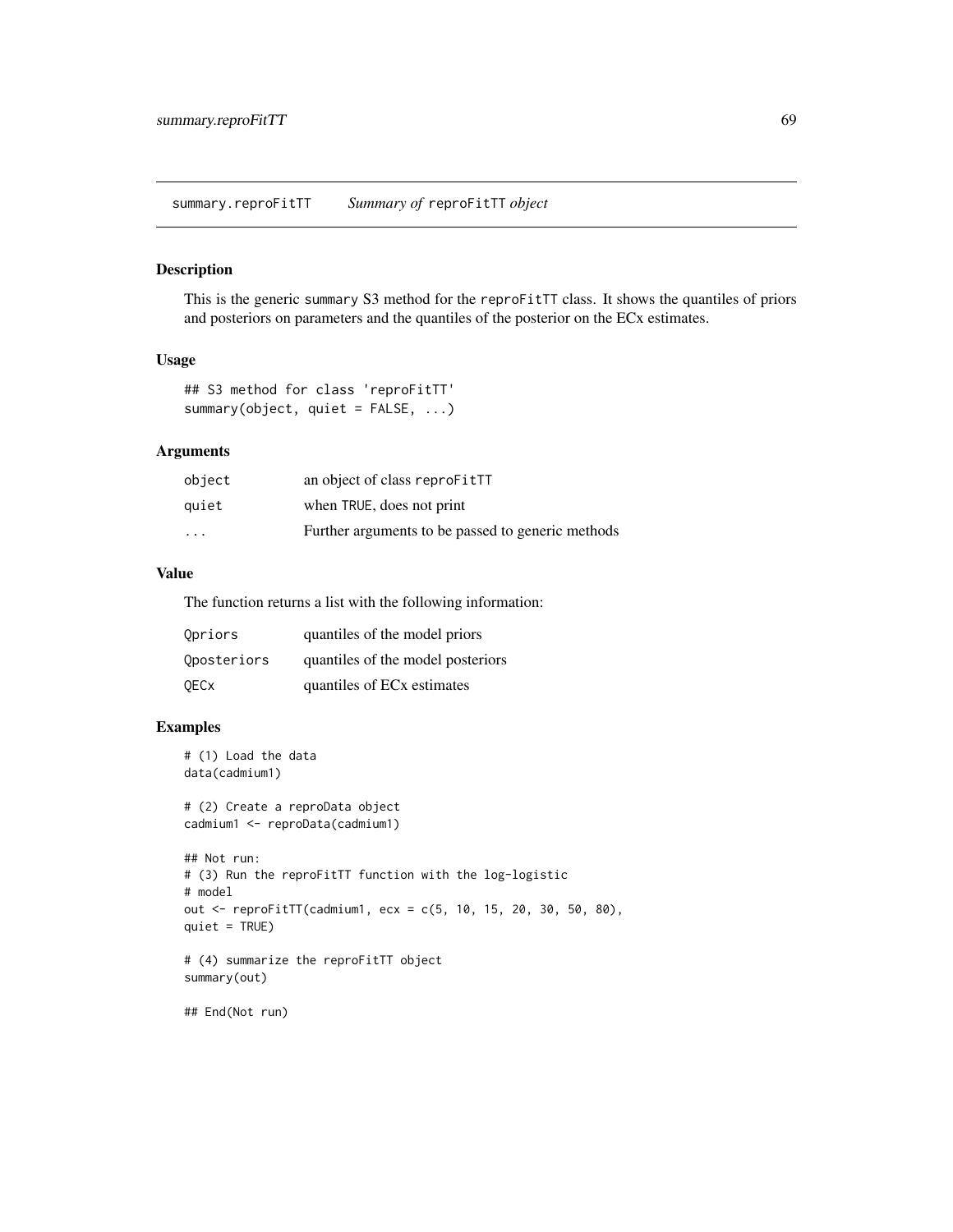## summary.reproFitTT — *Summary of* reproFitTT *object*

### Description

This is the generic `summary` S3 method for the `reproFitTT` class. It shows the quantiles of priors and posteriors on parameters and the quantiles of the posterior on the ECx estimates.

### Usage

```
## S3 method for class 'reproFitTT'
summary(object, quiet = FALSE, ...)
```

### Arguments

| | |
|---|---|
| `object` | an object of class `reproFitTT` |
| `quiet` | when `TRUE`, does not print |
| `...` | Further arguments to be passed to generic methods |

### Value

The function returns a list with the following information:

| | |
|---|---|
| `Qpriors` | quantiles of the model priors |
| `Qposteriors` | quantiles of the model posteriors |
| `QECx` | quantiles of ECx estimates |

### Examples

```
# (1) Load the data
data(cadmium1)

# (2) Create a reproData object
cadmium1 <- reproData(cadmium1)

## Not run:
# (3) Run the reproFitTT function with the log-logistic
# model
out <- reproFitTT(cadmium1, ecx = c(5, 10, 15, 20, 30, 50, 80),
quiet = TRUE)

# (4) summarize the reproFitTT object
summary(out)

## End(Not run)
```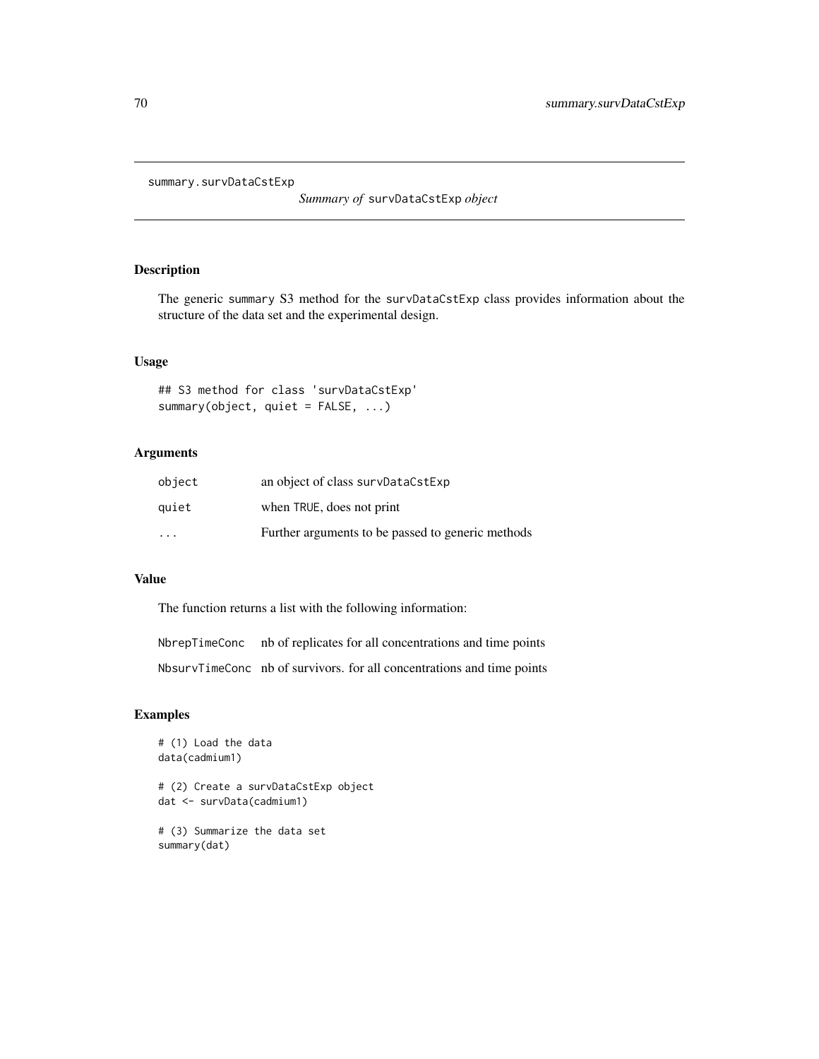# summary.survDataCstExp

*Summary of* `survDataCstExp` *object*

## Description

The generic `summary` S3 method for the `survDataCstExp` class provides information about the structure of the data set and the experimental design.

## Usage

```
## S3 method for class 'survDataCstExp'
summary(object, quiet = FALSE, ...)
```

## Arguments

| | |
|---|---|
| `object` | an object of class `survDataCstExp` |
| `quiet` | when `TRUE`, does not print |
| `...` | Further arguments to be passed to generic methods |

## Value

The function returns a list with the following information:

| | |
|---|---|
| `NbrepTimeConc` | nb of replicates for all concentrations and time points |
| `NbsurvTimeConc` | nb of survivors. for all concentrations and time points |

## Examples

```
# (1) Load the data
data(cadmium1)

# (2) Create a survDataCstExp object
dat <- survData(cadmium1)

# (3) Summarize the data set
summary(dat)
```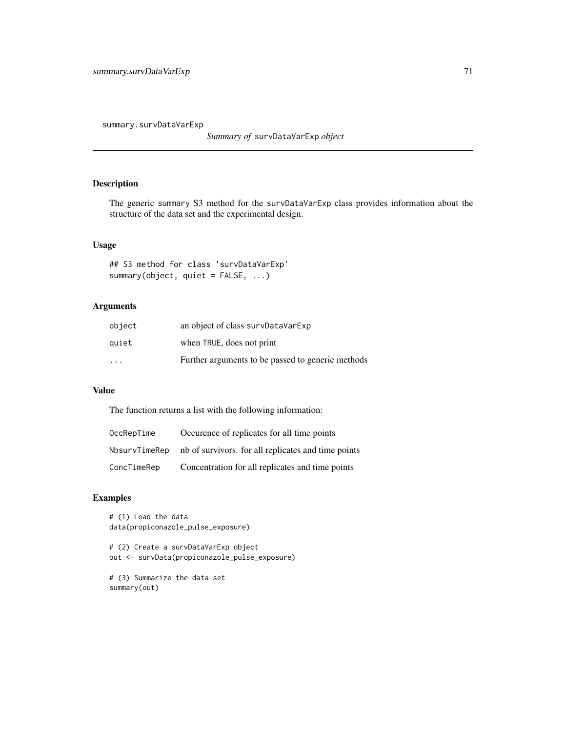summary.survDataVarExp

*Summary of* `survDataVarExp` *object*

## Description

The generic `summary` S3 method for the `survDataVarExp` class provides information about the structure of the data set and the experimental design.

## Usage

```
## S3 method for class 'survDataVarExp'
summary(object, quiet = FALSE, ...)
```

## Arguments

| | |
|---|---|
| `object` | an object of class `survDataVarExp` |
| `quiet` | when `TRUE`, does not print |
| `...` | Further arguments to be passed to generic methods |

## Value

The function returns a list with the following information:

| | |
|---|---|
| `OccRepTime` | Occurence of replicates for all time points |
| `NbsurvTimeRep` | nb of survivors. for all replicates and time points |
| `ConcTimeRep` | Concentration for all replicates and time points |

## Examples

```
# (1) Load the data
data(propiconazole_pulse_exposure)

# (2) Create a survDataVarExp object
out <- survData(propiconazole_pulse_exposure)

# (3) Summarize the data set
summary(out)
```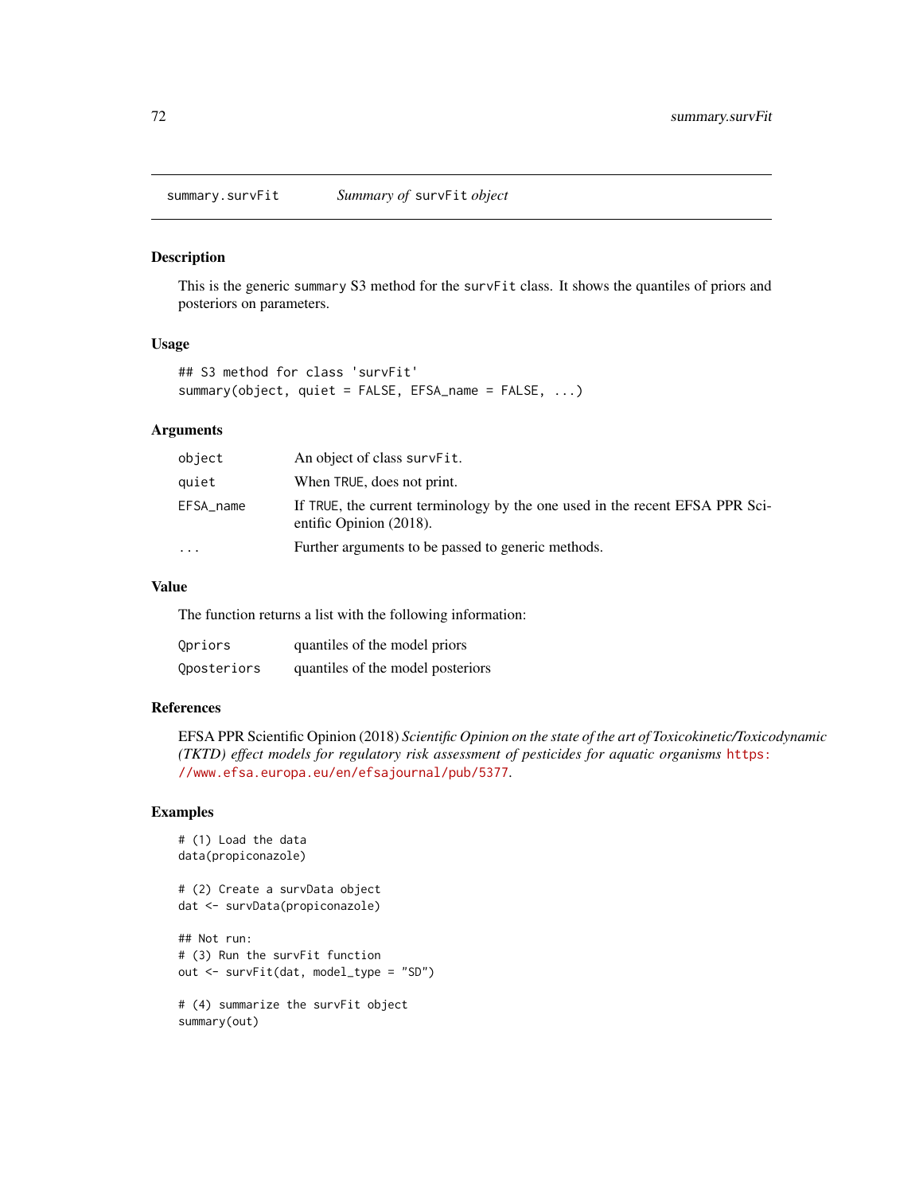# summary.survFit — *Summary of* `survFit` *object*

## Description

This is the generic `summary` S3 method for the `survFit` class. It shows the quantiles of priors and posteriors on parameters.

## Usage

```
## S3 method for class 'survFit'
summary(object, quiet = FALSE, EFSA_name = FALSE, ...)
```

## Arguments

| | |
|---|---|
| `object` | An object of class `survFit`. |
| `quiet` | When `TRUE`, does not print. |
| `EFSA_name` | If `TRUE`, the current terminology by the one used in the recent EFSA PPR Scientific Opinion (2018). |
| `...` | Further arguments to be passed to generic methods. |

## Value

The function returns a list with the following information:

| | |
|---|---|
| `Qpriors` | quantiles of the model priors |
| `Qposteriors` | quantiles of the model posteriors |

## References

EFSA PPR Scientific Opinion (2018) *Scientific Opinion on the state of the art of Toxicokinetic/Toxicodynamic (TKTD) effect models for regulatory risk assessment of pesticides for aquatic organisms* https://www.efsa.europa.eu/en/efsajournal/pub/5377.

## Examples

```
# (1) Load the data
data(propiconazole)

# (2) Create a survData object
dat <- survData(propiconazole)

## Not run:
# (3) Run the survFit function
out <- survFit(dat, model_type = "SD")

# (4) summarize the survFit object
summary(out)
```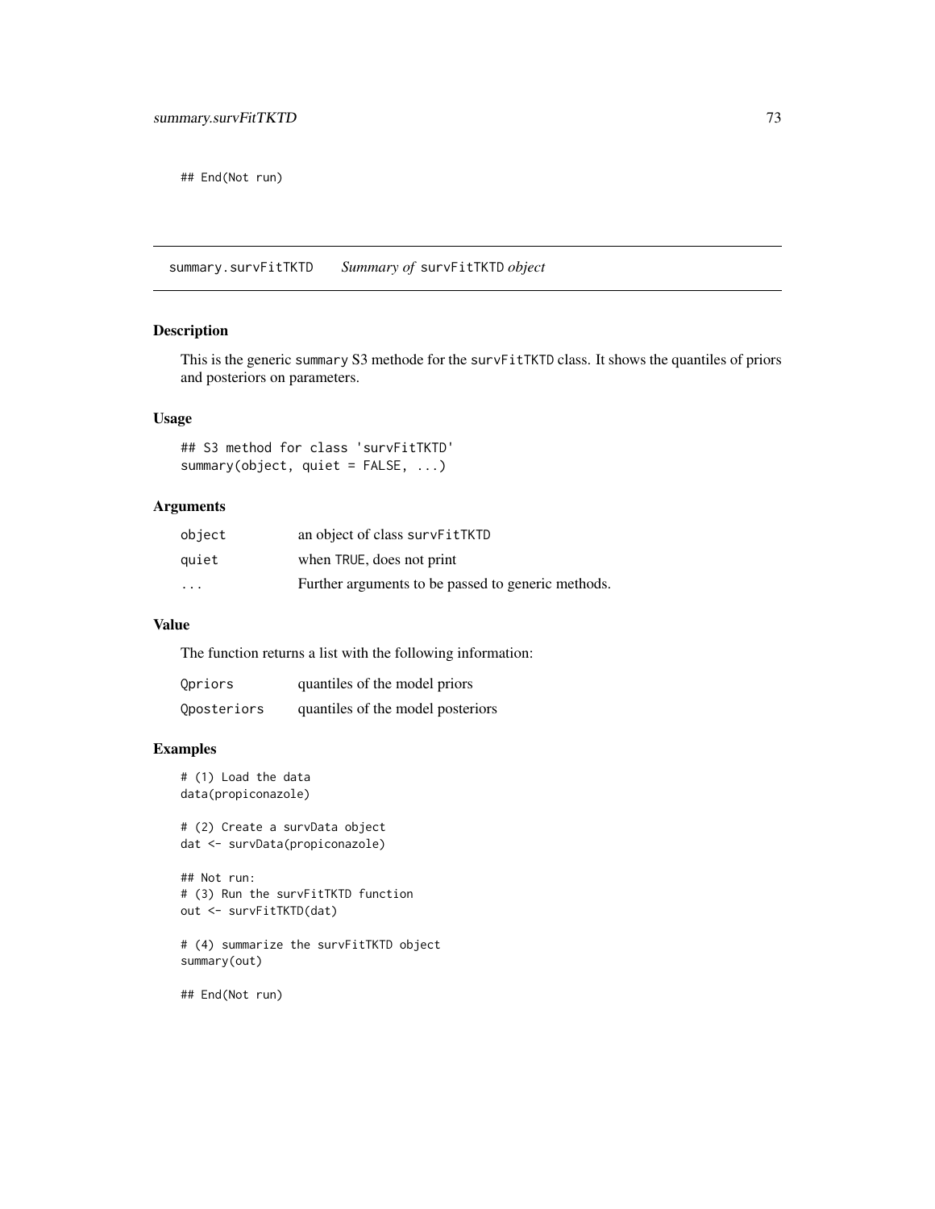```
## End(Not run)
```

## summary.survFitTKTD *Summary of survFitTKTD object*

### Description

This is the generic summary S3 methode for the survFitTKTD class. It shows the quantiles of priors and posteriors on parameters.

### Usage

```
## S3 method for class 'survFitTKTD'
summary(object, quiet = FALSE, ...)
```

### Arguments

| | |
|---|---|
| object | an object of class survFitTKTD |
| quiet | when TRUE, does not print |
| ... | Further arguments to be passed to generic methods. |

### Value

The function returns a list with the following information:

| | |
|---|---|
| Qpriors | quantiles of the model priors |
| Qposteriors | quantiles of the model posteriors |

### Examples

```
# (1) Load the data
data(propiconazole)

# (2) Create a survData object
dat <- survData(propiconazole)

## Not run:
# (3) Run the survFitTKTD function
out <- survFitTKTD(dat)

# (4) summarize the survFitTKTD object
summary(out)

## End(Not run)
```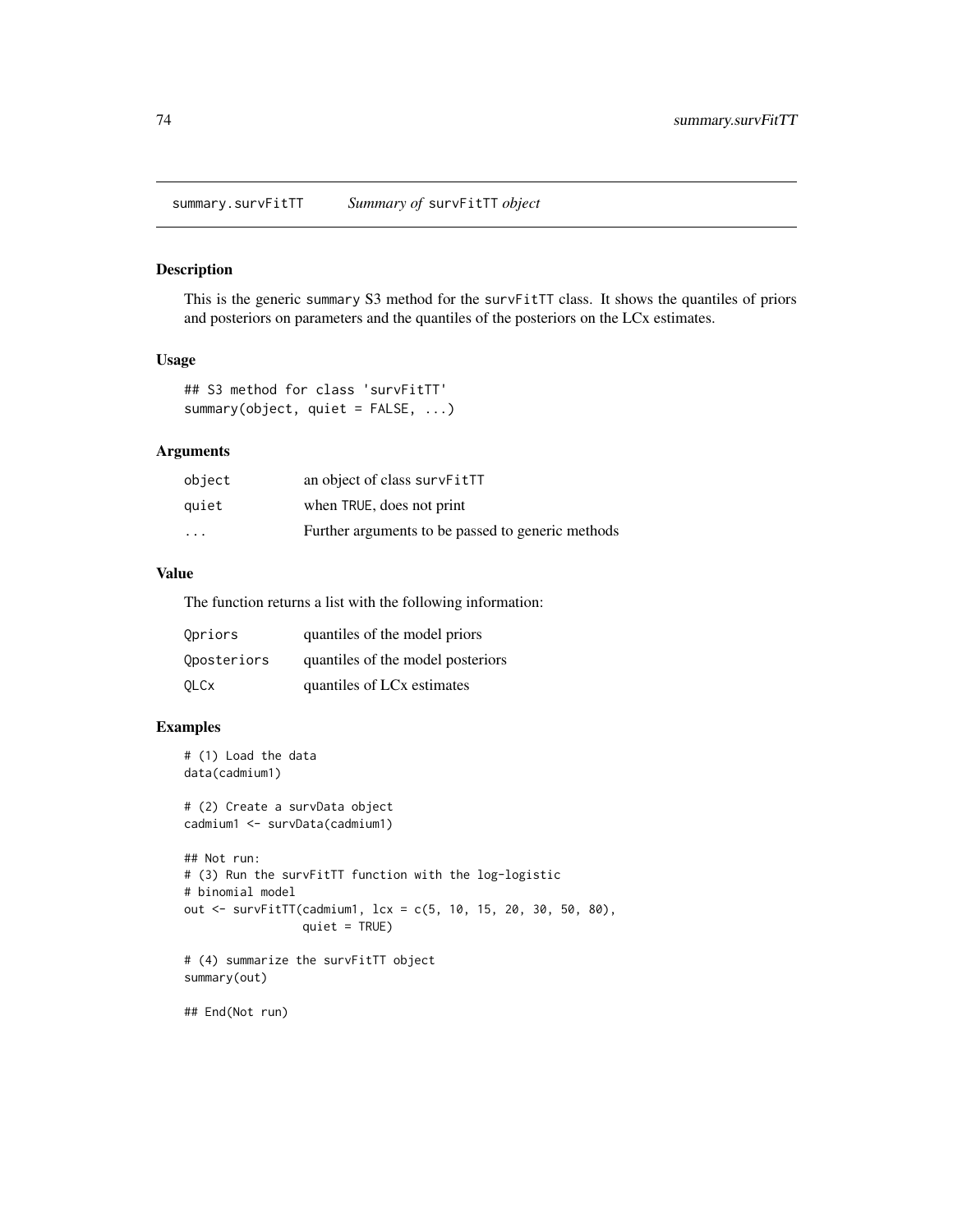## summary.survFitTT *Summary of* survFitTT *object*

### Description

This is the generic summary S3 method for the survFitTT class. It shows the quantiles of priors and posteriors on parameters and the quantiles of the posteriors on the LCx estimates.

### Usage

```
## S3 method for class 'survFitTT'
summary(object, quiet = FALSE, ...)
```

### Arguments

| | |
|---|---|
| object | an object of class survFitTT |
| quiet | when TRUE, does not print |
| ... | Further arguments to be passed to generic methods |

### Value

The function returns a list with the following information:

| | |
|---|---|
| Qpriors | quantiles of the model priors |
| Qposteriors | quantiles of the model posteriors |
| QLCx | quantiles of LCx estimates |

### Examples

```
# (1) Load the data
data(cadmium1)

# (2) Create a survData object
cadmium1 <- survData(cadmium1)

## Not run:
# (3) Run the survFitTT function with the log-logistic
# binomial model
out <- survFitTT(cadmium1, lcx = c(5, 10, 15, 20, 30, 50, 80),
                 quiet = TRUE)

# (4) summarize the survFitTT object
summary(out)

## End(Not run)
```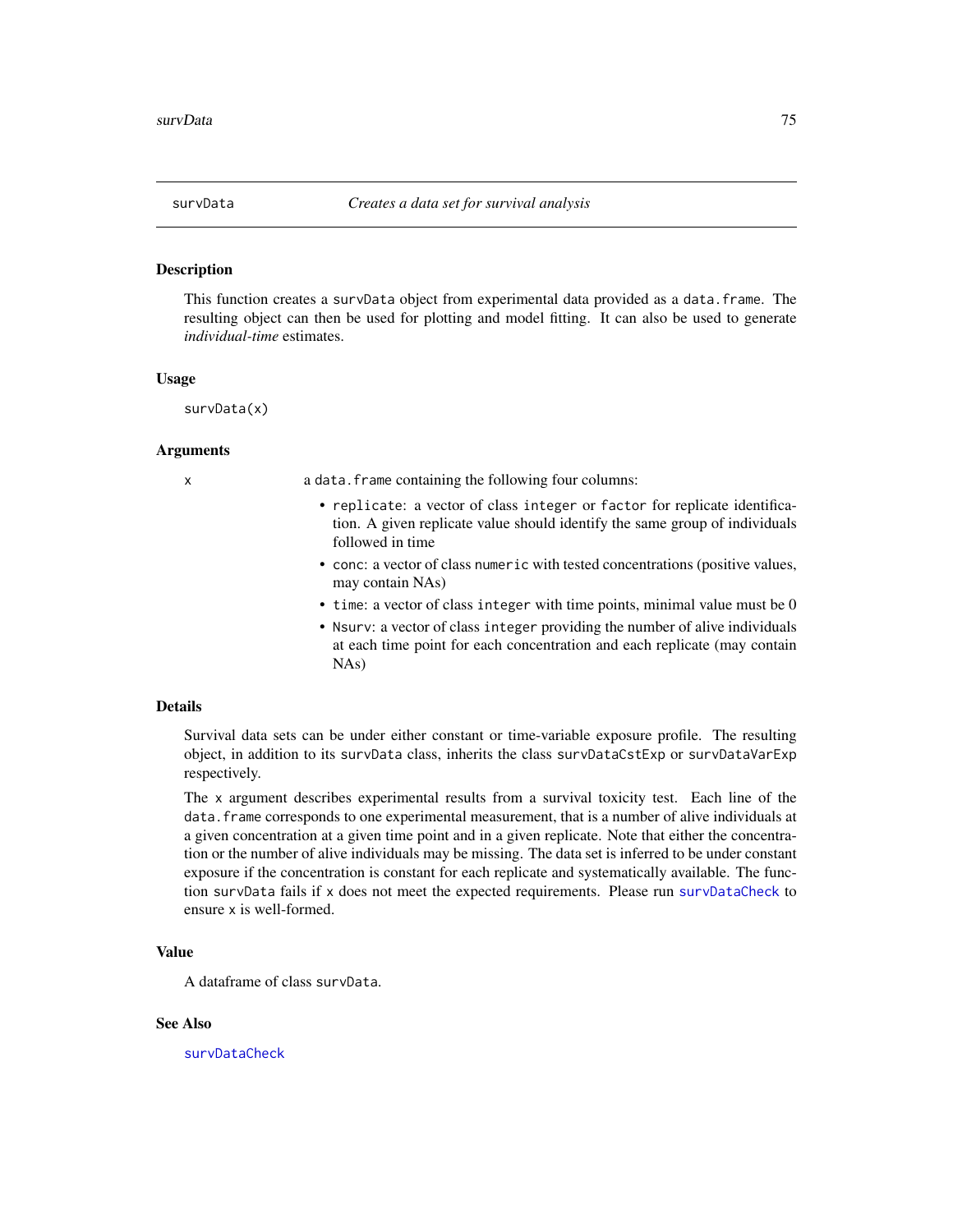# survData — *Creates a data set for survival analysis*

## Description

This function creates a `survData` object from experimental data provided as a `data.frame`. The resulting object can then be used for plotting and model fitting. It can also be used to generate *individual-time* estimates.

## Usage

```
survData(x)
```

## Arguments

`x` a `data.frame` containing the following four columns:

- `replicate`: a vector of class `integer` or `factor` for replicate identification. A given replicate value should identify the same group of individuals followed in time
- `conc`: a vector of class `numeric` with tested concentrations (positive values, may contain NAs)
- `time`: a vector of class `integer` with time points, minimal value must be 0
- `Nsurv`: a vector of class `integer` providing the number of alive individuals at each time point for each concentration and each replicate (may contain NAs)

## Details

Survival data sets can be under either constant or time-variable exposure profile. The resulting object, in addition to its `survData` class, inherits the class `survDataCstExp` or `survDataVarExp` respectively.

The `x` argument describes experimental results from a survival toxicity test. Each line of the `data.frame` corresponds to one experimental measurement, that is a number of alive individuals at a given concentration at a given time point and in a given replicate. Note that either the concentration or the number of alive individuals may be missing. The data set is inferred to be under constant exposure if the concentration is constant for each replicate and systematically available. The function `survData` fails if `x` does not meet the expected requirements. Please run `survDataCheck` to ensure `x` is well-formed.

## Value

A dataframe of class `survData`.

## See Also

`survDataCheck`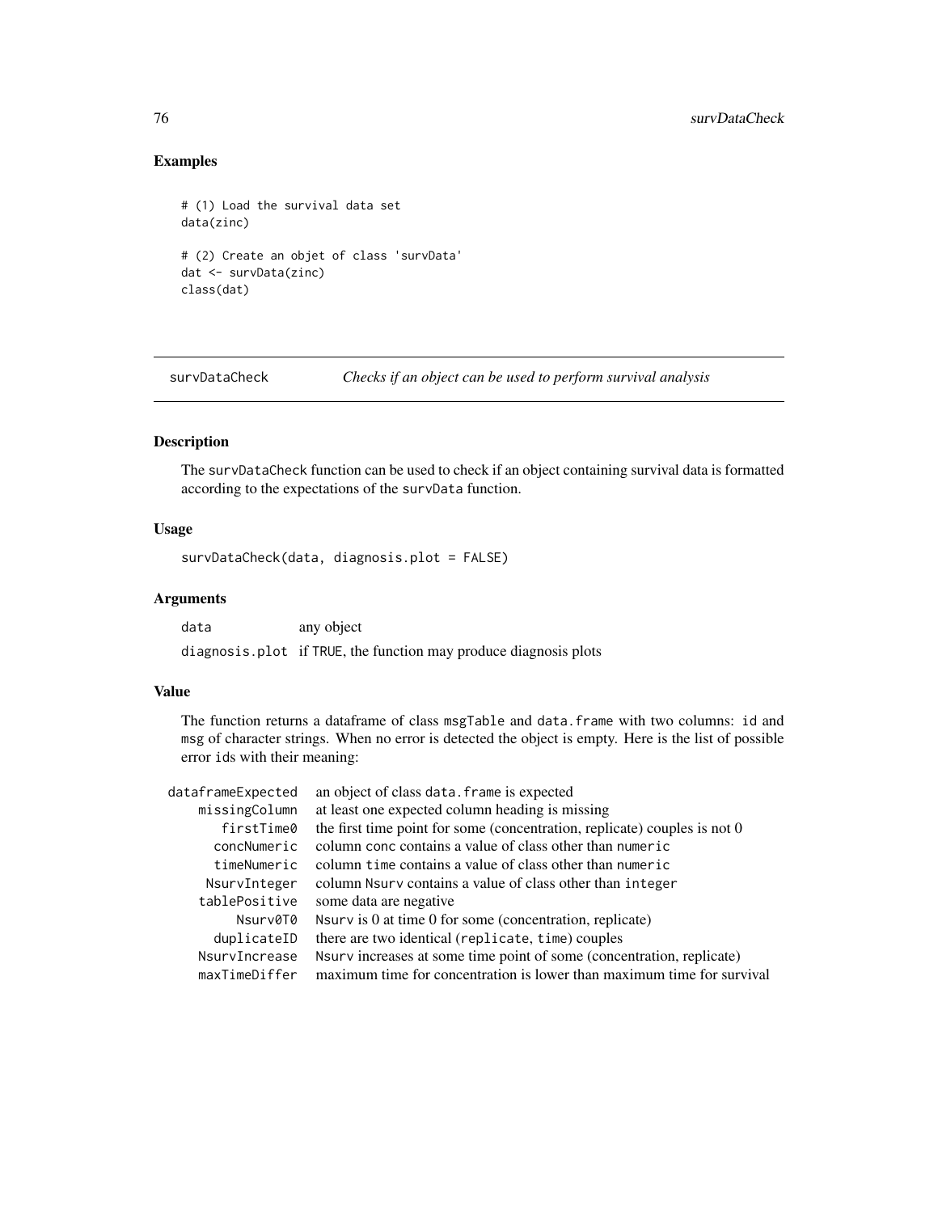### Examples

```
# (1) Load the survival data set
data(zinc)

# (2) Create an objet of class 'survData'
dat <- survData(zinc)
class(dat)
```

---

## survDataCheck    *Checks if an object can be used to perform survival analysis*

---

### Description

The `survDataCheck` function can be used to check if an object containing survival data is formatted according to the expectations of the `survData` function.

### Usage

```
survDataCheck(data, diagnosis.plot = FALSE)
```

### Arguments

| | |
|---|---|
| `data` | any object |
| `diagnosis.plot` | if `TRUE`, the function may produce diagnosis plots |

### Value

The function returns a dataframe of class `msgTable` and `data.frame` with two columns: `id` and `msg` of character strings. When no error is detected the object is empty. Here is the list of possible error `id`s with their meaning:

| | |
|---|---|
| `dataframeExpected` | an object of class `data.frame` is expected |
| `missingColumn` | at least one expected column heading is missing |
| `firstTime0` | the first time point for some (concentration, replicate) couples is not 0 |
| `concNumeric` | column `conc` contains a value of class other than `numeric` |
| `timeNumeric` | column `time` contains a value of class other than `numeric` |
| `NsurvInteger` | column `Nsurv` contains a value of class other than `integer` |
| `tablePositive` | some data are negative |
| `Nsurv0T0` | `Nsurv` is 0 at time 0 for some (concentration, replicate) |
| `duplicateID` | there are two identical (`replicate`, `time`) couples |
| `NsurvIncrease` | `Nsurv` increases at some time point of some (concentration, replicate) |
| `maxTimeDiffer` | maximum time for concentration is lower than maximum time for survival |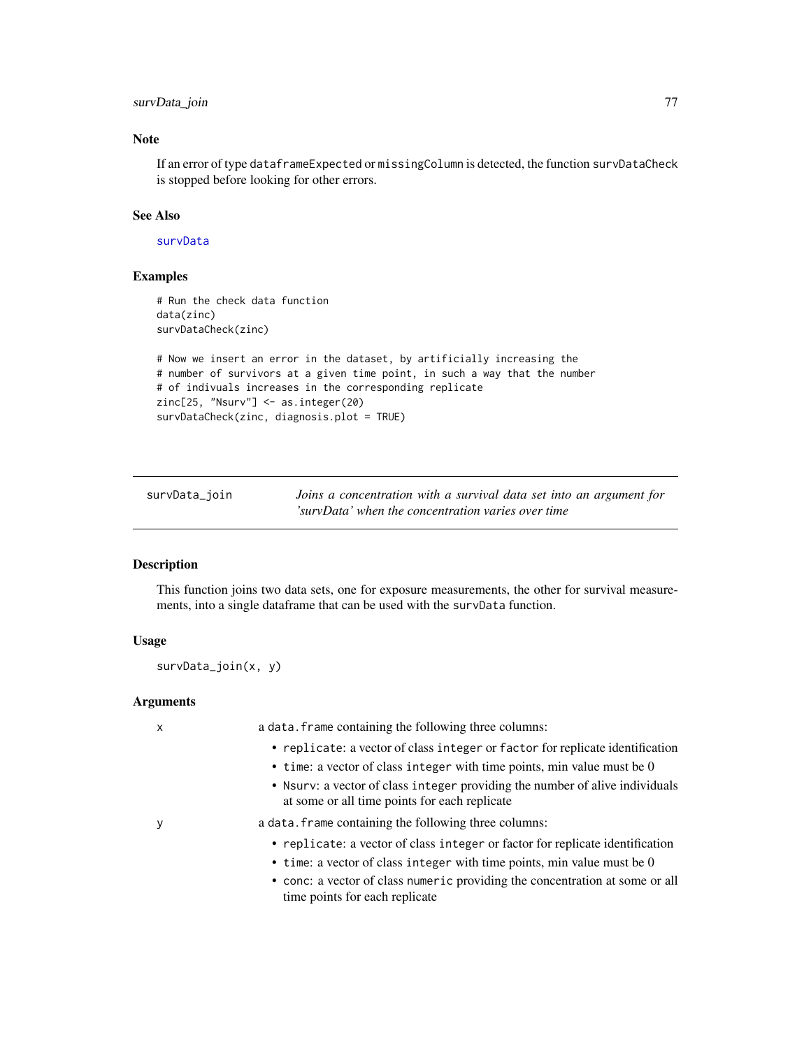### Note

If an error of type dataframeExpected or missingColumn is detected, the function survDataCheck is stopped before looking for other errors.

### See Also

survData

### Examples

```
# Run the check data function
data(zinc)
survDataCheck(zinc)

# Now we insert an error in the dataset, by artificially increasing the
# number of survivors at a given time point, in such a way that the number
# of indivuals increases in the corresponding replicate
zinc[25, "Nsurv"] <- as.integer(20)
survDataCheck(zinc, diagnosis.plot = TRUE)
```

---

## survData_join — *Joins a concentration with a survival data set into an argument for 'survData' when the concentration varies over time*

### Description

This function joins two data sets, one for exposure measurements, the other for survival measurements, into a single dataframe that can be used with the survData function.

### Usage

```
survData_join(x, y)
```

### Arguments

x — a data.frame containing the following three columns:

- replicate: a vector of class integer or factor for replicate identification
- time: a vector of class integer with time points, min value must be 0
- Nsurv: a vector of class integer providing the number of alive individuals at some or all time points for each replicate

y — a data.frame containing the following three columns:

- replicate: a vector of class integer or factor for replicate identification
- time: a vector of class integer with time points, min value must be 0
- conc: a vector of class numeric providing the concentration at some or all time points for each replicate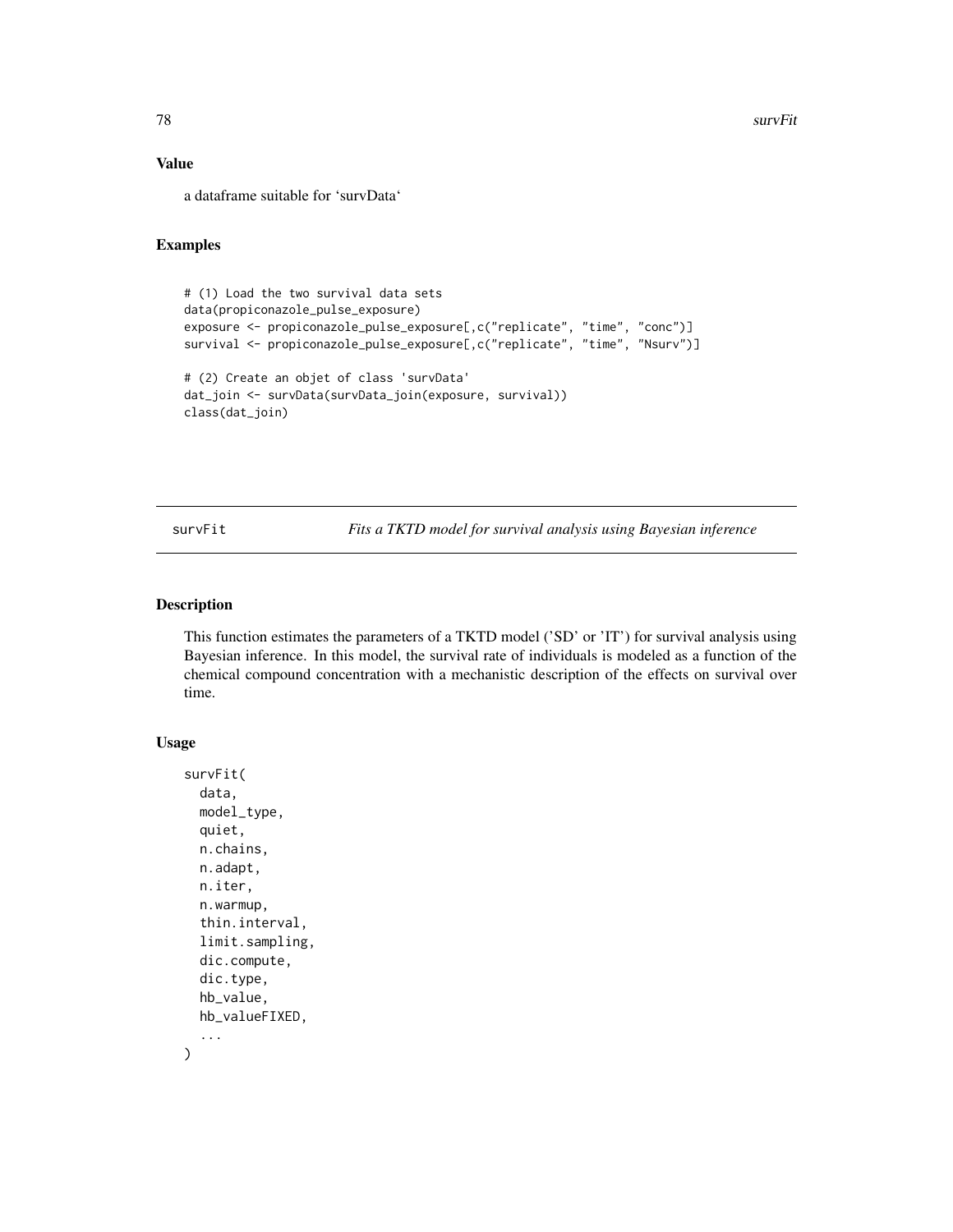## Value

a dataframe suitable for 'survData'

## Examples

```
# (1) Load the two survival data sets
data(propiconazole_pulse_exposure)
exposure <- propiconazole_pulse_exposure[,c("replicate", "time", "conc")]
survival <- propiconazole_pulse_exposure[,c("replicate", "time", "Nsurv")]

# (2) Create an objet of class 'survData'
dat_join <- survData(survData_join(exposure, survival))
class(dat_join)
```

---

# survFit *Fits a TKTD model for survival analysis using Bayesian inference*

---

## Description

This function estimates the parameters of a TKTD model ('SD' or 'IT') for survival analysis using Bayesian inference. In this model, the survival rate of individuals is modeled as a function of the chemical compound concentration with a mechanistic description of the effects on survival over time.

## Usage

```
survFit(
  data,
  model_type,
  quiet,
  n.chains,
  n.adapt,
  n.iter,
  n.warmup,
  thin.interval,
  limit.sampling,
  dic.compute,
  dic.type,
  hb_value,
  hb_valueFIXED,
  ...
)
```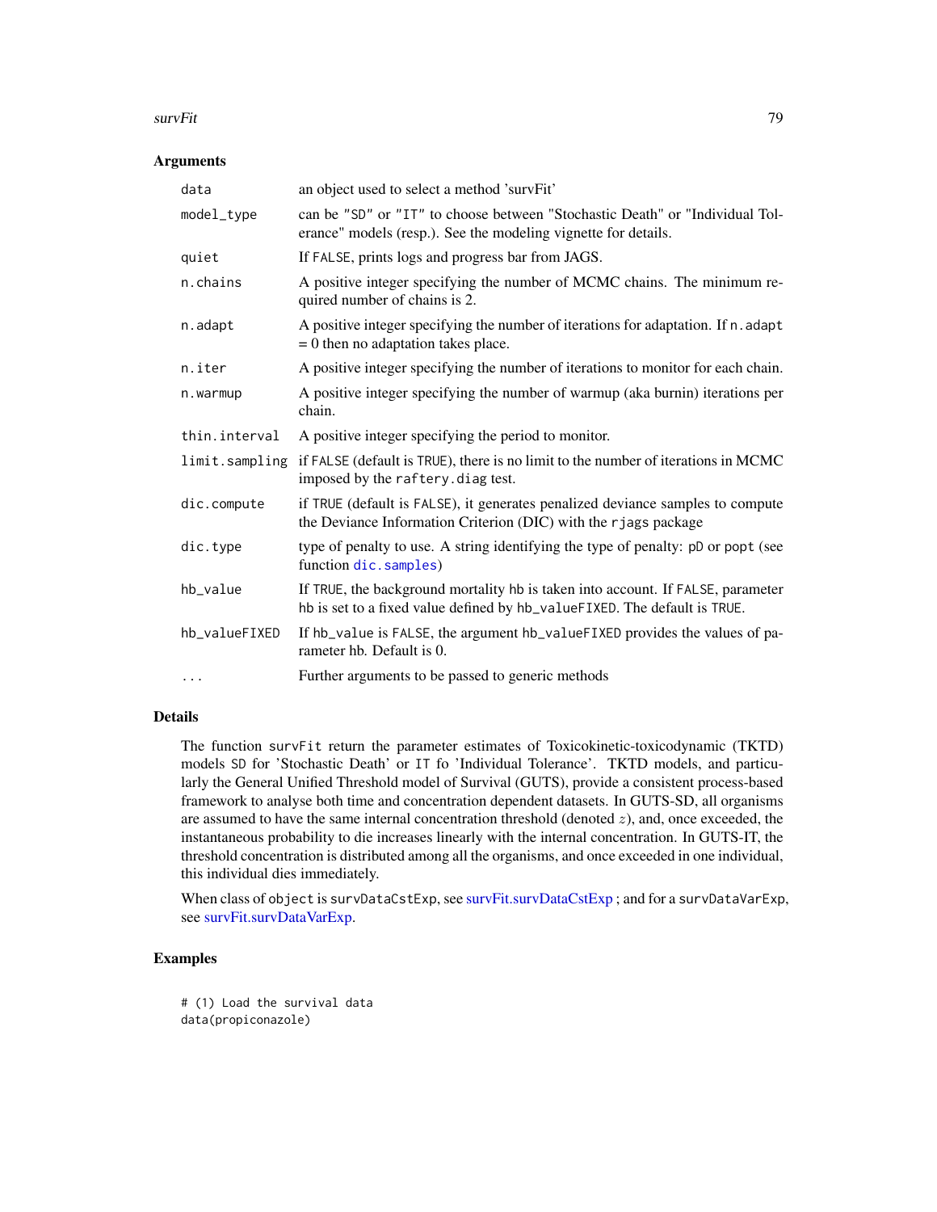## Arguments

| | |
|---|---|
| data | an object used to select a method 'survFit' |
| model_type | can be "SD" or "IT" to choose between "Stochastic Death" or "Individual Tolerance" models (resp.). See the modeling vignette for details. |
| quiet | If FALSE, prints logs and progress bar from JAGS. |
| n.chains | A positive integer specifying the number of MCMC chains. The minimum required number of chains is 2. |
| n.adapt | A positive integer specifying the number of iterations for adaptation. If n.adapt = 0 then no adaptation takes place. |
| n.iter | A positive integer specifying the number of iterations to monitor for each chain. |
| n.warmup | A positive integer specifying the number of warmup (aka burnin) iterations per chain. |
| thin.interval | A positive integer specifying the period to monitor. |
| limit.sampling | if FALSE (default is TRUE), there is no limit to the number of iterations in MCMC imposed by the raftery.diag test. |
| dic.compute | if TRUE (default is FALSE), it generates penalized deviance samples to compute the Deviance Information Criterion (DIC) with the rjags package |
| dic.type | type of penalty to use. A string identifying the type of penalty: pD or popt (see function dic.samples) |
| hb_value | If TRUE, the background mortality hb is taken into account. If FALSE, parameter hb is set to a fixed value defined by hb_valueFIXED. The default is TRUE. |
| hb_valueFIXED | If hb_value is FALSE, the argument hb_valueFIXED provides the values of parameter hb. Default is 0. |
| ... | Further arguments to be passed to generic methods |

## Details

The function survFit return the parameter estimates of Toxicokinetic-toxicodynamic (TKTD) models SD for 'Stochastic Death' or IT fo 'Individual Tolerance'. TKTD models, and particularly the General Unified Threshold model of Survival (GUTS), provide a consistent process-based framework to analyse both time and concentration dependent datasets. In GUTS-SD, all organisms are assumed to have the same internal concentration threshold (denoted $z$), and, once exceeded, the instantaneous probability to die increases linearly with the internal concentration. In GUTS-IT, the threshold concentration is distributed among all the organisms, and once exceeded in one individual, this individual dies immediately.

When class of object is survDataCstExp, see survFit.survDataCstExp ; and for a survDataVarExp, see survFit.survDataVarExp.

## Examples

```
# (1) Load the survival data
data(propiconazole)
```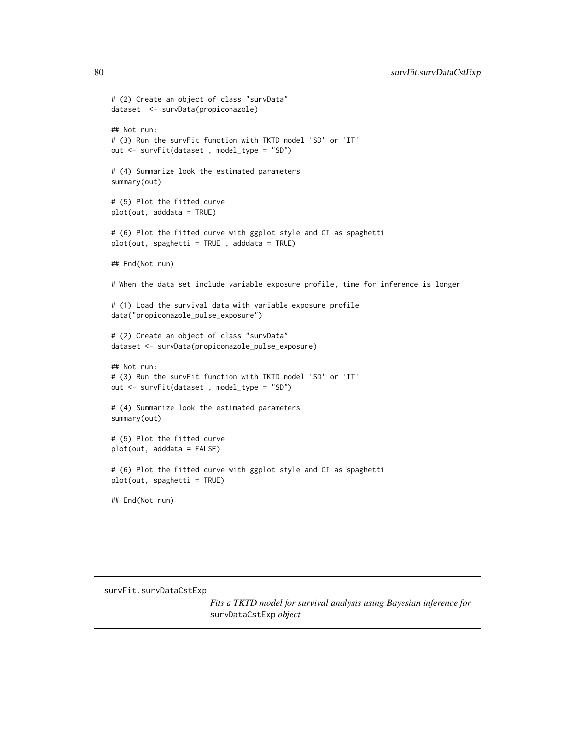```
# (2) Create an object of class "survData"
dataset  <- survData(propiconazole)

## Not run:
# (3) Run the survFit function with TKTD model 'SD' or 'IT'
out <- survFit(dataset , model_type = "SD")

# (4) Summarize look the estimated parameters
summary(out)

# (5) Plot the fitted curve
plot(out, adddata = TRUE)

# (6) Plot the fitted curve with ggplot style and CI as spaghetti
plot(out, spaghetti = TRUE , adddata = TRUE)

## End(Not run)

# When the data set include variable exposure profile, time for inference is longer

# (1) Load the survival data with variable exposure profile
data("propiconazole_pulse_exposure")

# (2) Create an object of class "survData"
dataset <- survData(propiconazole_pulse_exposure)

## Not run:
# (3) Run the survFit function with TKTD model 'SD' or 'IT'
out <- survFit(dataset , model_type = "SD")

# (4) Summarize look the estimated parameters
summary(out)

# (5) Plot the fitted curve
plot(out, adddata = FALSE)

# (6) Plot the fitted curve with ggplot style and CI as spaghetti
plot(out, spaghetti = TRUE)

## End(Not run)
```

---

## survFit.survDataCstExp — *Fits a TKTD model for survival analysis using Bayesian inference for* `survDataCstExp` *object*

---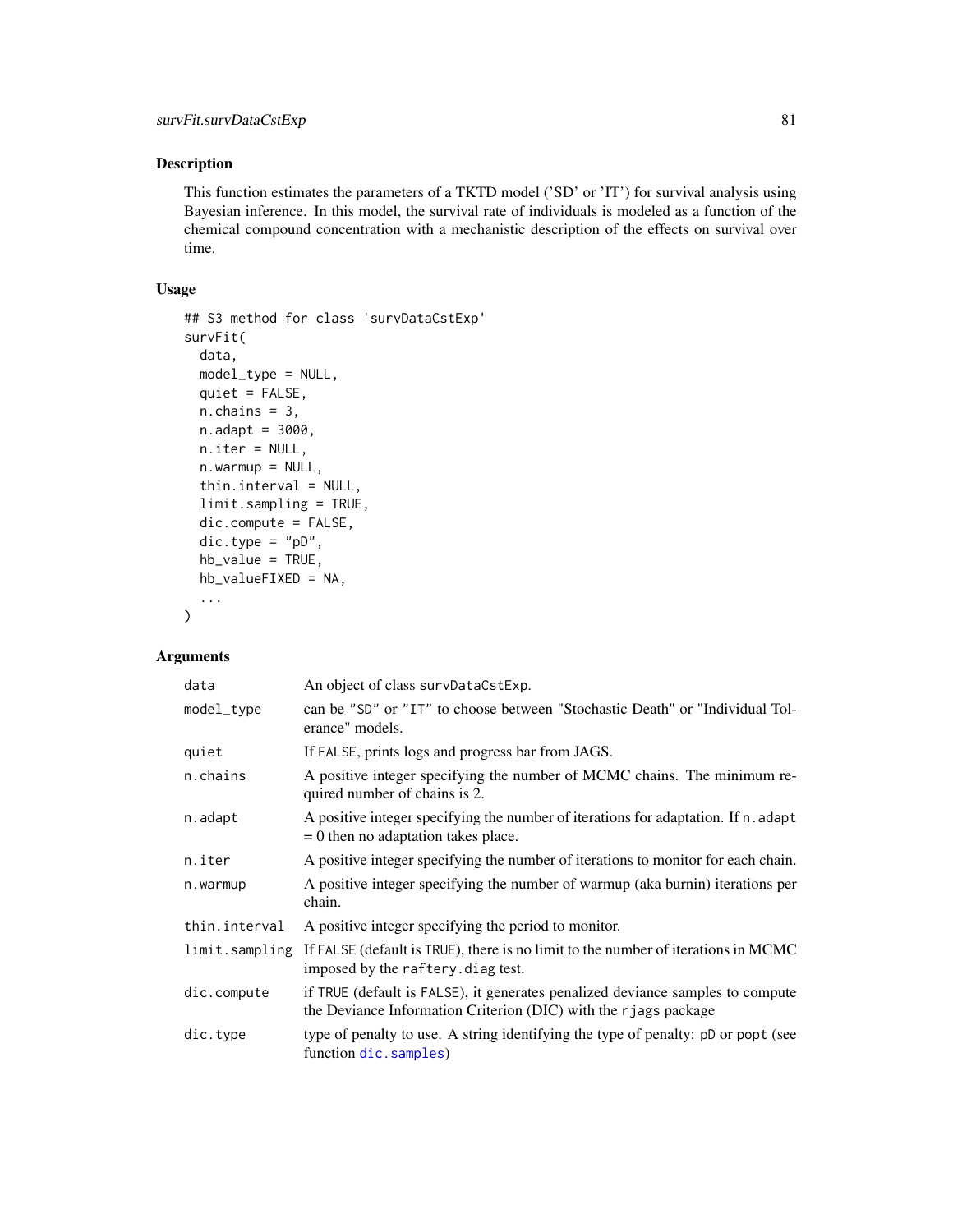## Description

This function estimates the parameters of a TKTD model ('SD' or 'IT') for survival analysis using Bayesian inference. In this model, the survival rate of individuals is modeled as a function of the chemical compound concentration with a mechanistic description of the effects on survival over time.

## Usage

```
## S3 method for class 'survDataCstExp'
survFit(
  data,
  model_type = NULL,
  quiet = FALSE,
  n.chains = 3,
  n.adapt = 3000,
  n.iter = NULL,
  n.warmup = NULL,
  thin.interval = NULL,
  limit.sampling = TRUE,
  dic.compute = FALSE,
  dic.type = "pD",
  hb_value = TRUE,
  hb_valueFIXED = NA,
  ...
)
```

## Arguments

| | |
|---|---|
| `data` | An object of class `survDataCstExp`. |
| `model_type` | can be `"SD"` or `"IT"` to choose between "Stochastic Death" or "Individual Tolerance" models. |
| `quiet` | If `FALSE`, prints logs and progress bar from JAGS. |
| `n.chains` | A positive integer specifying the number of MCMC chains. The minimum required number of chains is 2. |
| `n.adapt` | A positive integer specifying the number of iterations for adaptation. If `n.adapt` = 0 then no adaptation takes place. |
| `n.iter` | A positive integer specifying the number of iterations to monitor for each chain. |
| `n.warmup` | A positive integer specifying the number of warmup (aka burnin) iterations per chain. |
| `thin.interval` | A positive integer specifying the period to monitor. |
| `limit.sampling` | If `FALSE` (default is `TRUE`), there is no limit to the number of iterations in MCMC imposed by the `raftery.diag` test. |
| `dic.compute` | if `TRUE` (default is `FALSE`), it generates penalized deviance samples to compute the Deviance Information Criterion (DIC) with the `rjags` package |
| `dic.type` | type of penalty to use. A string identifying the type of penalty: `pD` or `popt` (see function `dic.samples`) |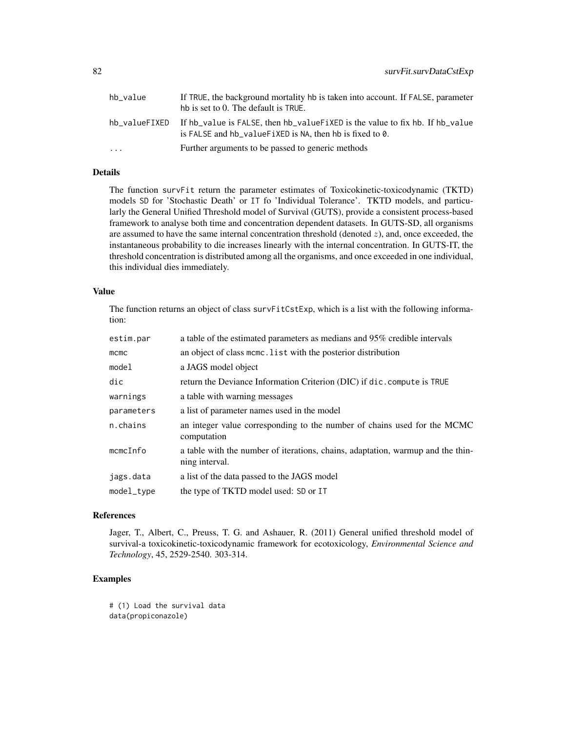| | |
|---|---|
| hb_value | If TRUE, the background mortality hb is taken into account. If FALSE, parameter hb is set to 0. The default is TRUE. |
| hb_valueFIXED | If hb_value is FALSE, then hb_valueFiXED is the value to fix hb. If hb_value is FALSE and hb_valueFiXED is NA, then hb is fixed to 0. |
| ... | Further arguments to be passed to generic methods |

## Details

The function survFit return the parameter estimates of Toxicokinetic-toxicodynamic (TKTD) models SD for 'Stochastic Death' or IT fo 'Individual Tolerance'. TKTD models, and particularly the General Unified Threshold model of Survival (GUTS), provide a consistent process-based framework to analyse both time and concentration dependent datasets. In GUTS-SD, all organisms are assumed to have the same internal concentration threshold (denoted $z$), and, once exceeded, the instantaneous probability to die increases linearly with the internal concentration. In GUTS-IT, the threshold concentration is distributed among all the organisms, and once exceeded in one individual, this individual dies immediately.

## Value

The function returns an object of class survFitCstExp, which is a list with the following information:

| | |
|---|---|
| estim.par | a table of the estimated parameters as medians and 95% credible intervals |
| mcmc | an object of class mcmc.list with the posterior distribution |
| model | a JAGS model object |
| dic | return the Deviance Information Criterion (DIC) if dic.compute is TRUE |
| warnings | a table with warning messages |
| parameters | a list of parameter names used in the model |
| n.chains | an integer value corresponding to the number of chains used for the MCMC computation |
| mcmcInfo | a table with the number of iterations, chains, adaptation, warmup and the thinning interval. |
| jags.data | a list of the data passed to the JAGS model |
| model_type | the type of TKTD model used: SD or IT |

## References

Jager, T., Albert, C., Preuss, T. G. and Ashauer, R. (2011) General unified threshold model of survival-a toxicokinetic-toxicodynamic framework for ecotoxicology, *Environmental Science and Technology*, 45, 2529-2540. 303-314.

## Examples

```
# (1) Load the survival data
data(propiconazole)
```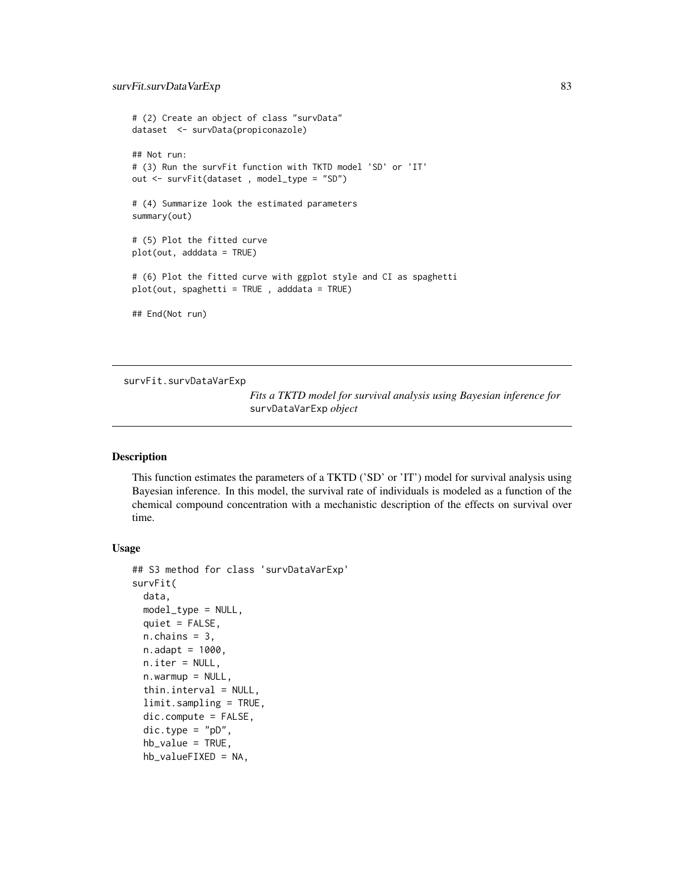```
# (2) Create an object of class "survData"
dataset  <- survData(propiconazole)

## Not run:
# (3) Run the survFit function with TKTD model 'SD' or 'IT'
out <- survFit(dataset , model_type = "SD")

# (4) Summarize look the estimated parameters
summary(out)

# (5) Plot the fitted curve
plot(out, adddata = TRUE)

# (6) Plot the fitted curve with ggplot style and CI as spaghetti
plot(out, spaghetti = TRUE , adddata = TRUE)

## End(Not run)
```

---

## survFit.survDataVarExp

*Fits a TKTD model for survival analysis using Bayesian inference for* `survDataVarExp` *object*

---

### Description

This function estimates the parameters of a TKTD ('SD' or 'IT') model for survival analysis using Bayesian inference. In this model, the survival rate of individuals is modeled as a function of the chemical compound concentration with a mechanistic description of the effects on survival over time.

### Usage

```
## S3 method for class 'survDataVarExp'
survFit(
  data,
  model_type = NULL,
  quiet = FALSE,
  n.chains = 3,
  n.adapt = 1000,
  n.iter = NULL,
  n.warmup = NULL,
  thin.interval = NULL,
  limit.sampling = TRUE,
  dic.compute = FALSE,
  dic.type = "pD",
  hb_value = TRUE,
  hb_valueFIXED = NA,
```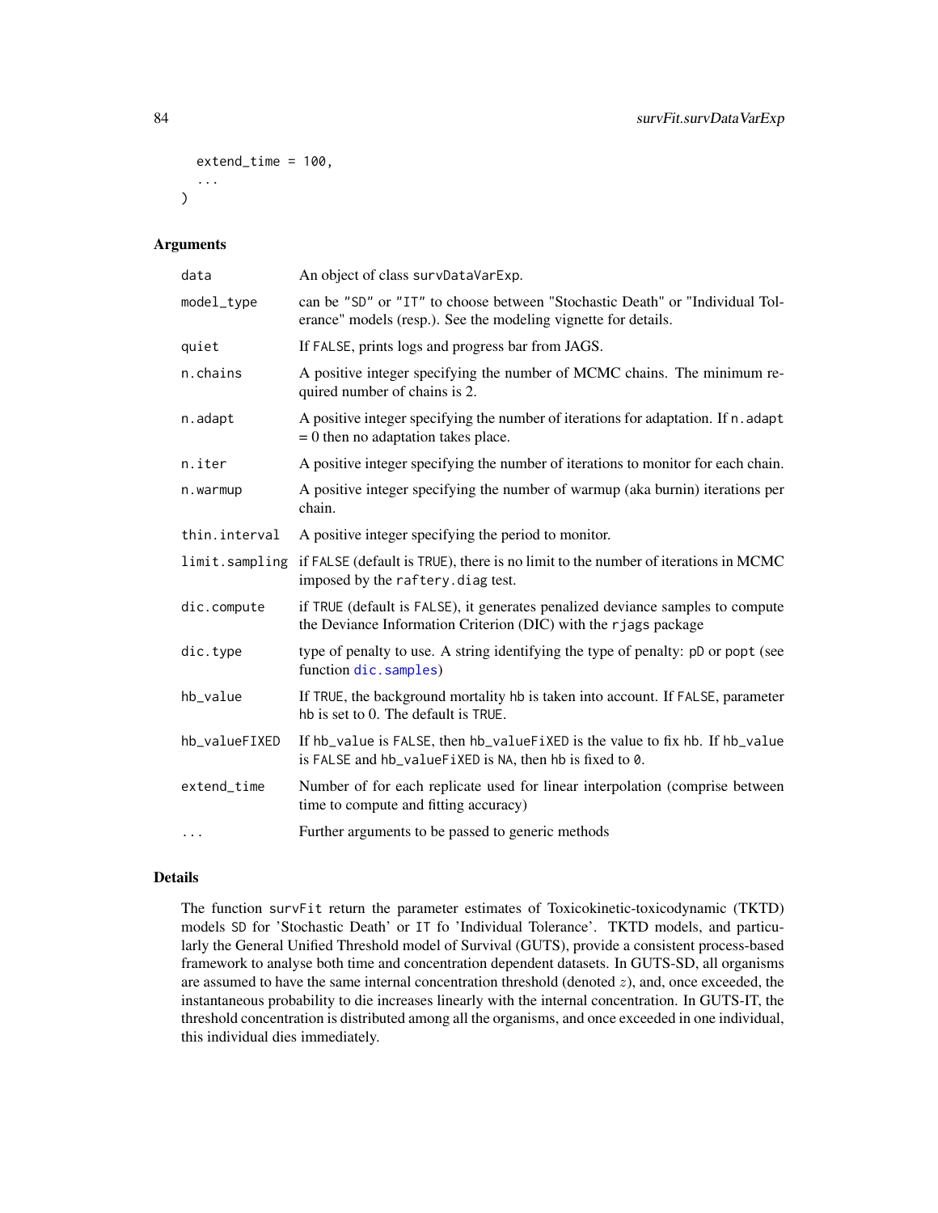```
  extend_time = 100,
  ...
)
```

### Arguments

| | |
|---|---|
| data | An object of class survDataVarExp. |
| model_type | can be "SD" or "IT" to choose between "Stochastic Death" or "Individual Tolerance" models (resp.). See the modeling vignette for details. |
| quiet | If FALSE, prints logs and progress bar from JAGS. |
| n.chains | A positive integer specifying the number of MCMC chains. The minimum required number of chains is 2. |
| n.adapt | A positive integer specifying the number of iterations for adaptation. If n.adapt = 0 then no adaptation takes place. |
| n.iter | A positive integer specifying the number of iterations to monitor for each chain. |
| n.warmup | A positive integer specifying the number of warmup (aka burnin) iterations per chain. |
| thin.interval | A positive integer specifying the period to monitor. |
| limit.sampling | if FALSE (default is TRUE), there is no limit to the number of iterations in MCMC imposed by the raftery.diag test. |
| dic.compute | if TRUE (default is FALSE), it generates penalized deviance samples to compute the Deviance Information Criterion (DIC) with the rjags package |
| dic.type | type of penalty to use. A string identifying the type of penalty: pD or popt (see function dic.samples) |
| hb_value | If TRUE, the background mortality hb is taken into account. If FALSE, parameter hb is set to 0. The default is TRUE. |
| hb_valueFIXED | If hb_value is FALSE, then hb_valueFiXED is the value to fix hb. If hb_value is FALSE and hb_valueFiXED is NA, then hb is fixed to 0. |
| extend_time | Number of for each replicate used for linear interpolation (comprise between time to compute and fitting accuracy) |
| ... | Further arguments to be passed to generic methods |

### Details

The function survFit return the parameter estimates of Toxicokinetic-toxicodynamic (TKTD) models SD for 'Stochastic Death' or IT fo 'Individual Tolerance'. TKTD models, and particularly the General Unified Threshold model of Survival (GUTS), provide a consistent process-based framework to analyse both time and concentration dependent datasets. In GUTS-SD, all organisms are assumed to have the same internal concentration threshold (denoted $z$), and, once exceeded, the instantaneous probability to die increases linearly with the internal concentration. In GUTS-IT, the threshold concentration is distributed among all the organisms, and once exceeded in one individual, this individual dies immediately.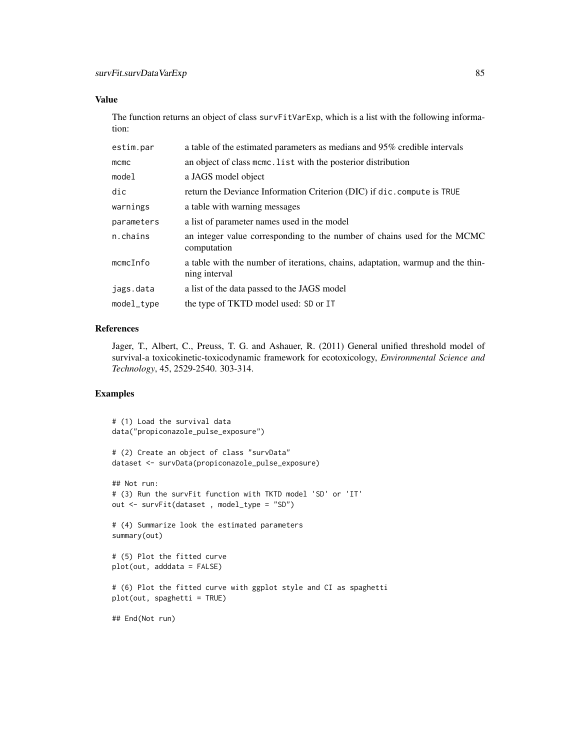## Value

The function returns an object of class `survFitVarExp`, which is a list with the following information:

| | |
|---|---|
| `estim.par` | a table of the estimated parameters as medians and 95% credible intervals |
| `mcmc` | an object of class `mcmc.list` with the posterior distribution |
| `model` | a JAGS model object |
| `dic` | return the Deviance Information Criterion (DIC) if `dic.compute` is `TRUE` |
| `warnings` | a table with warning messages |
| `parameters` | a list of parameter names used in the model |
| `n.chains` | an integer value corresponding to the number of chains used for the MCMC computation |
| `mcmcInfo` | a table with the number of iterations, chains, adaptation, warmup and the thinning interval |
| `jags.data` | a list of the data passed to the JAGS model |
| `model_type` | the type of TKTD model used: `SD` or `IT` |

## References

Jager, T., Albert, C., Preuss, T. G. and Ashauer, R. (2011) General unified threshold model of survival-a toxicokinetic-toxicodynamic framework for ecotoxicology, *Environmental Science and Technology*, 45, 2529-2540. 303-314.

## Examples

```
# (1) Load the survival data
data("propiconazole_pulse_exposure")

# (2) Create an object of class "survData"
dataset <- survData(propiconazole_pulse_exposure)

## Not run:
# (3) Run the survFit function with TKTD model 'SD' or 'IT'
out <- survFit(dataset , model_type = "SD")

# (4) Summarize look the estimated parameters
summary(out)

# (5) Plot the fitted curve
plot(out, adddata = FALSE)

# (6) Plot the fitted curve with ggplot style and CI as spaghetti
plot(out, spaghetti = TRUE)

## End(Not run)
```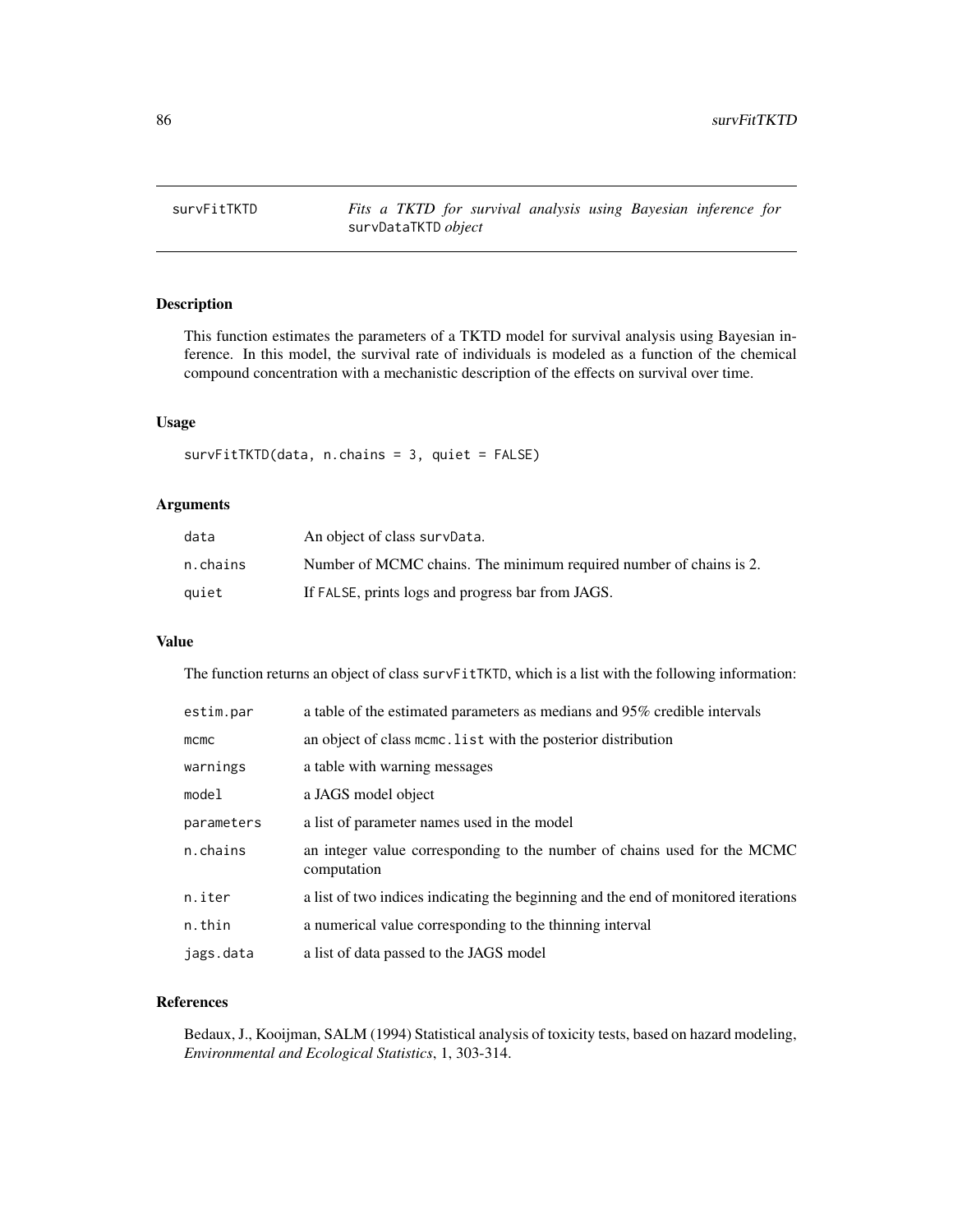# survFitTKTD

*Fits a TKTD for survival analysis using Bayesian inference for* `survDataTKTD` *object*

## Description

This function estimates the parameters of a TKTD model for survival analysis using Bayesian inference. In this model, the survival rate of individuals is modeled as a function of the chemical compound concentration with a mechanistic description of the effects on survival over time.

## Usage

```
survFitTKTD(data, n.chains = 3, quiet = FALSE)
```

## Arguments

| | |
|---|---|
| data | An object of class `survData`. |
| n.chains | Number of MCMC chains. The minimum required number of chains is 2. |
| quiet | If `FALSE`, prints logs and progress bar from JAGS. |

## Value

The function returns an object of class `survFitTKTD`, which is a list with the following information:

| | |
|---|---|
| estim.par | a table of the estimated parameters as medians and 95% credible intervals |
| mcmc | an object of class `mcmc.list` with the posterior distribution |
| warnings | a table with warning messages |
| model | a JAGS model object |
| parameters | a list of parameter names used in the model |
| n.chains | an integer value corresponding to the number of chains used for the MCMC computation |
| n.iter | a list of two indices indicating the beginning and the end of monitored iterations |
| n.thin | a numerical value corresponding to the thinning interval |
| jags.data | a list of data passed to the JAGS model |

## References

Bedaux, J., Kooijman, SALM (1994) Statistical analysis of toxicity tests, based on hazard modeling, *Environmental and Ecological Statistics*, 1, 303-314.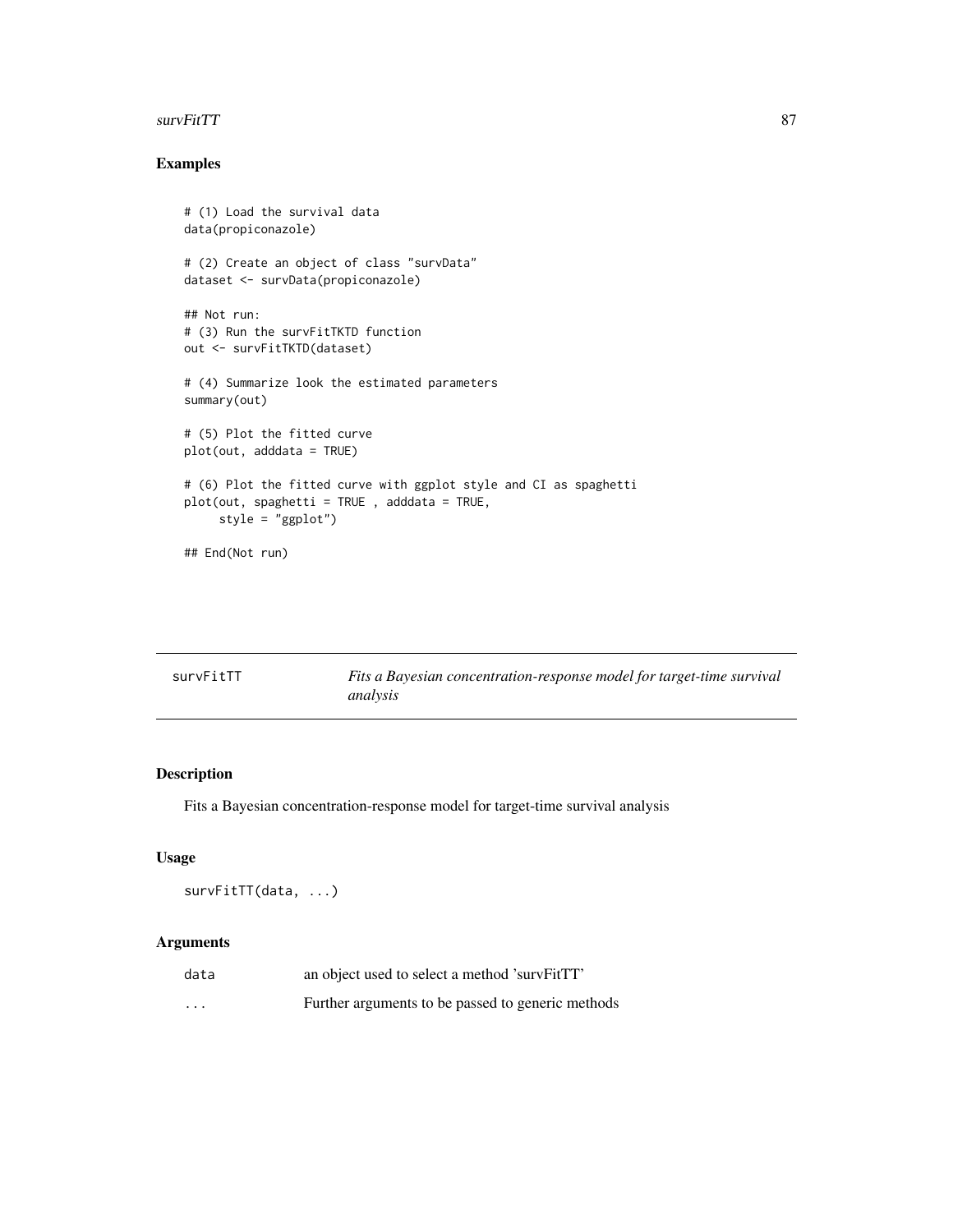## Examples

```
# (1) Load the survival data
data(propiconazole)

# (2) Create an object of class "survData"
dataset <- survData(propiconazole)

## Not run:
# (3) Run the survFitTKTD function
out <- survFitTKTD(dataset)

# (4) Summarize look the estimated parameters
summary(out)

# (5) Plot the fitted curve
plot(out, adddata = TRUE)

# (6) Plot the fitted curve with ggplot style and CI as spaghetti
plot(out, spaghetti = TRUE , adddata = TRUE,
     style = "ggplot")

## End(Not run)
```

---

# survFitTT — *Fits a Bayesian concentration-response model for target-time survival analysis*

---

## Description

Fits a Bayesian concentration-response model for target-time survival analysis

## Usage

```
survFitTT(data, ...)
```

## Arguments

| | |
|---|---|
| data | an object used to select a method 'survFitTT' |
| ... | Further arguments to be passed to generic methods |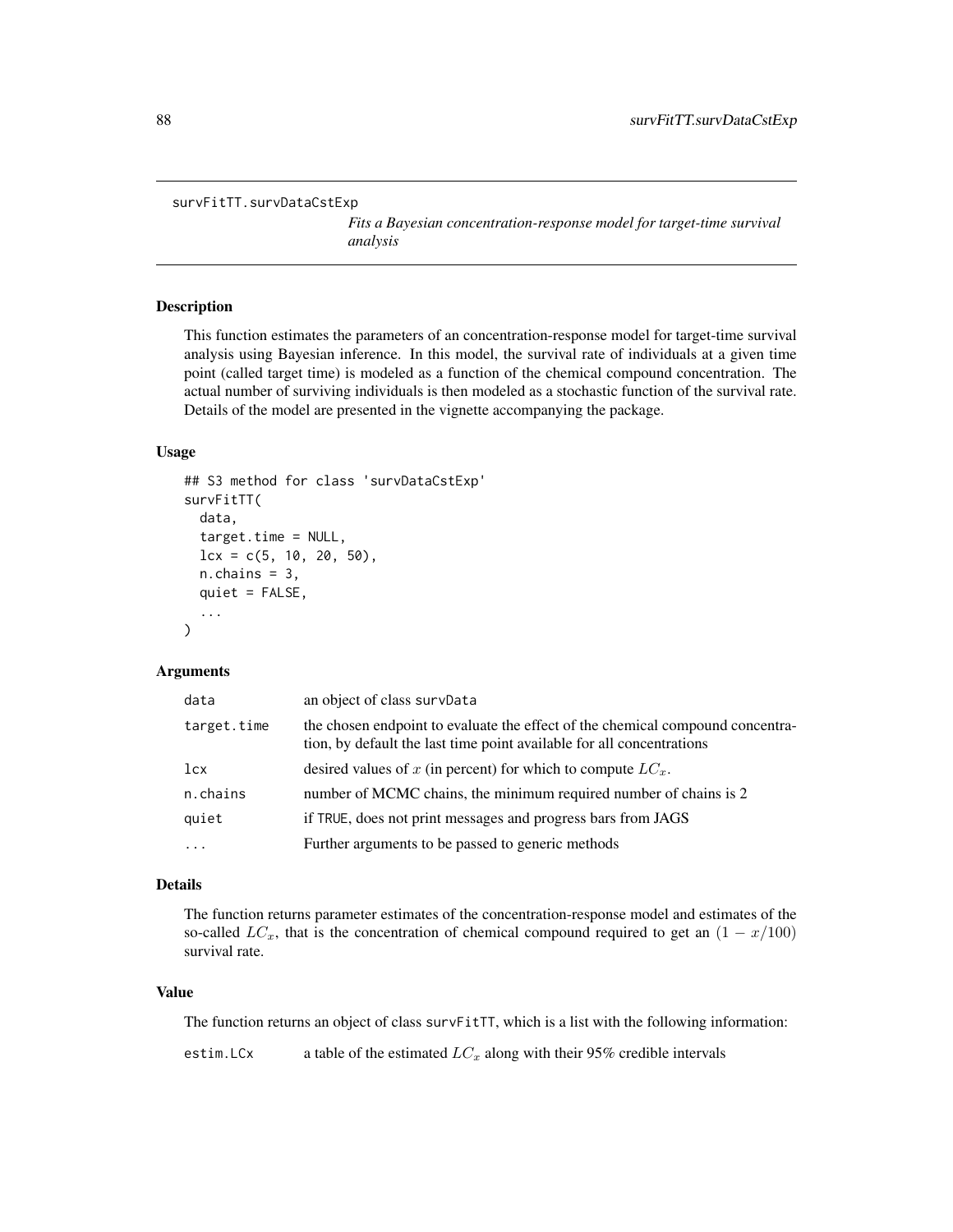```
survFitTT.survDataCstExp
```

*Fits a Bayesian concentration-response model for target-time survival analysis*

## Description

This function estimates the parameters of an concentration-response model for target-time survival analysis using Bayesian inference. In this model, the survival rate of individuals at a given time point (called target time) is modeled as a function of the chemical compound concentration. The actual number of surviving individuals is then modeled as a stochastic function of the survival rate. Details of the model are presented in the vignette accompanying the package.

## Usage

```
## S3 method for class 'survDataCstExp'
survFitTT(
  data,
  target.time = NULL,
  lcx = c(5, 10, 20, 50),
  n.chains = 3,
  quiet = FALSE,
  ...
)
```

## Arguments

| | |
|---|---|
| `data` | an object of class `survData` |
| `target.time` | the chosen endpoint to evaluate the effect of the chemical compound concentration, by default the last time point available for all concentrations |
| `lcx` | desired values of $x$ (in percent) for which to compute $LC_x$. |
| `n.chains` | number of MCMC chains, the minimum required number of chains is 2 |
| `quiet` | if `TRUE`, does not print messages and progress bars from JAGS |
| `...` | Further arguments to be passed to generic methods |

## Details

The function returns parameter estimates of the concentration-response model and estimates of the so-called $LC_x$, that is the concentration of chemical compound required to get an $(1 - x/100)$ survival rate.

## Value

The function returns an object of class `survFitTT`, which is a list with the following information:

| | |
|---|---|
| `estim.LCx` | a table of the estimated $LC_x$ along with their 95% credible intervals |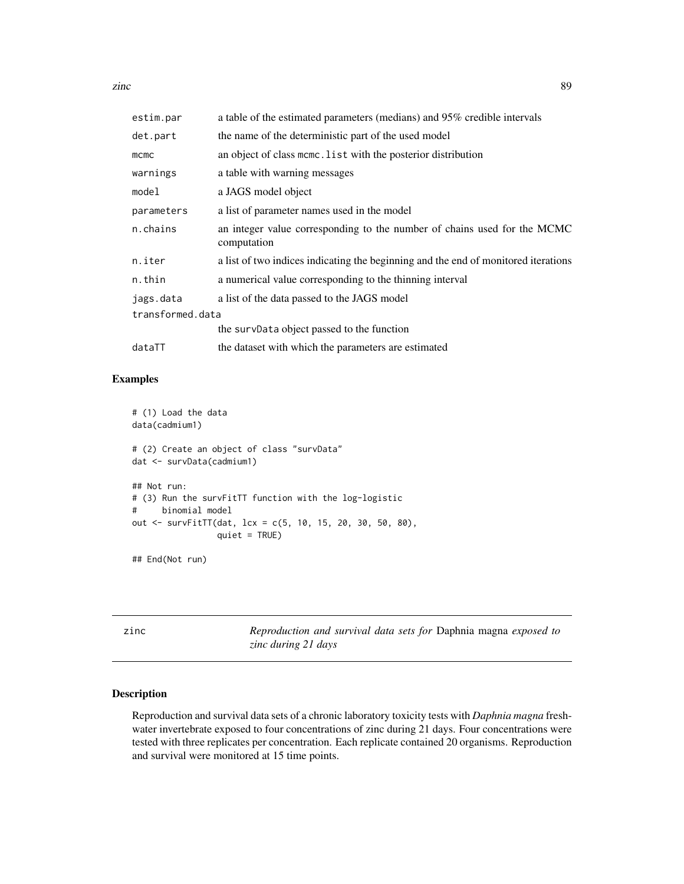| | |
|---|---|
| estim.par | a table of the estimated parameters (medians) and 95% credible intervals |
| det.part | the name of the deterministic part of the used model |
| mcmc | an object of class mcmc.list with the posterior distribution |
| warnings | a table with warning messages |
| model | a JAGS model object |
| parameters | a list of parameter names used in the model |
| n.chains | an integer value corresponding to the number of chains used for the MCMC computation |
| n.iter | a list of two indices indicating the beginning and the end of monitored iterations |
| n.thin | a numerical value corresponding to the thinning interval |
| jags.data | a list of the data passed to the JAGS model |
| transformed.data | the survData object passed to the function |
| dataTT | the dataset with which the parameters are estimated |

## Examples

```
# (1) Load the data
data(cadmium1)

# (2) Create an object of class "survData"
dat <- survData(cadmium1)

## Not run:
# (3) Run the survFitTT function with the log-logistic
#     binomial model
out <- survFitTT(dat, lcx = c(5, 10, 15, 20, 30, 50, 80),
                 quiet = TRUE)

## End(Not run)
```

---

zinc — *Reproduction and survival data sets for* Daphnia magna *exposed to zinc during 21 days*

---

## Description

Reproduction and survival data sets of a chronic laboratory toxicity tests with *Daphnia magna* freshwater invertebrate exposed to four concentrations of zinc during 21 days. Four concentrations were tested with three replicates per concentration. Each replicate contained 20 organisms. Reproduction and survival were monitored at 15 time points.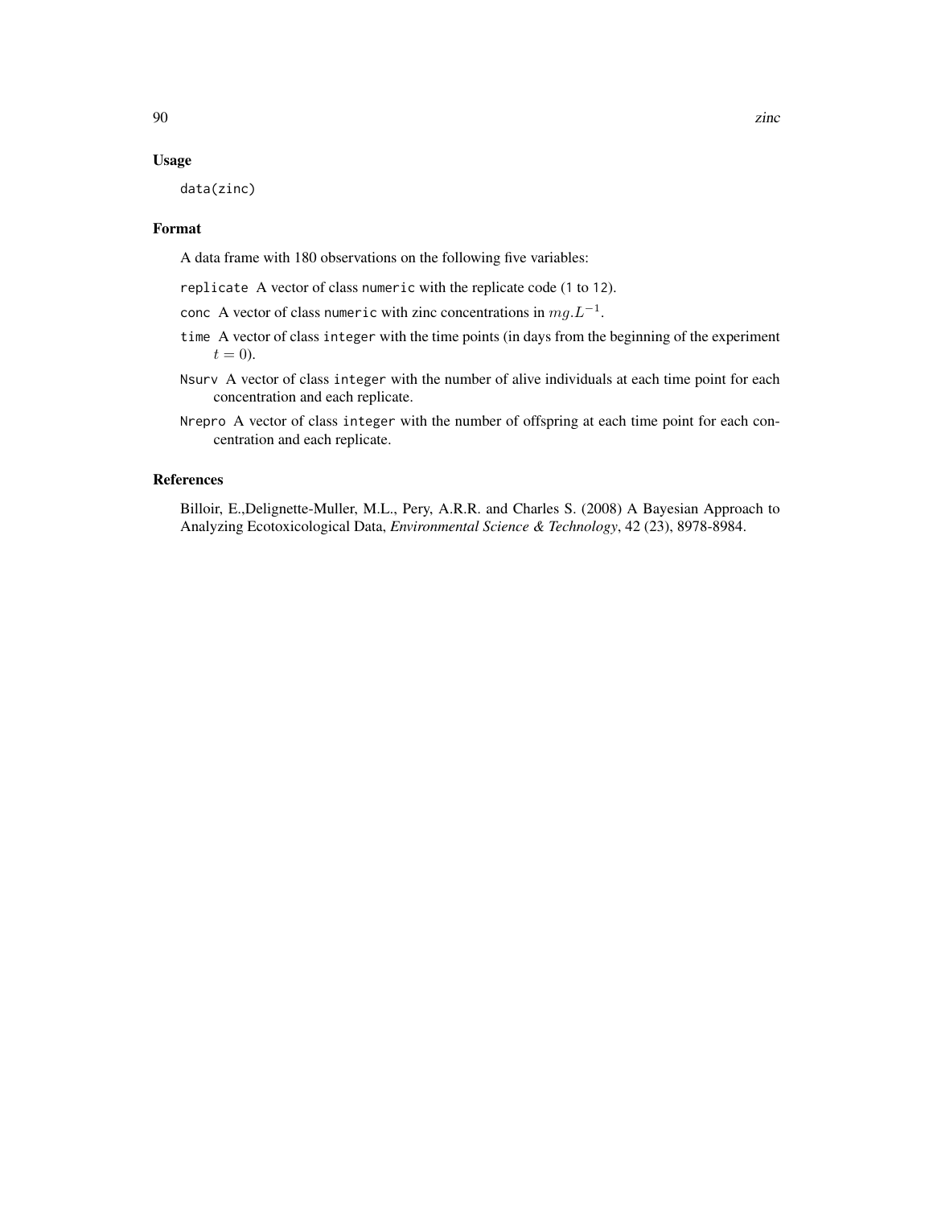### Usage

```
data(zinc)
```

### Format

A data frame with 180 observations on the following five variables:

- `replicate` A vector of class `numeric` with the replicate code (1 to 12).
- `conc` A vector of class `numeric` with zinc concentrations in $mg.L^{-1}$.
- `time` A vector of class `integer` with the time points (in days from the beginning of the experiment $t = 0$).
- `Nsurv` A vector of class `integer` with the number of alive individuals at each time point for each concentration and each replicate.
- `Nrepro` A vector of class `integer` with the number of offspring at each time point for each concentration and each replicate.

### References

Billoir, E.,Delignette-Muller, M.L., Pery, A.R.R. and Charles S. (2008) A Bayesian Approach to Analyzing Ecotoxicological Data, *Environmental Science & Technology*, 42 (23), 8978-8984.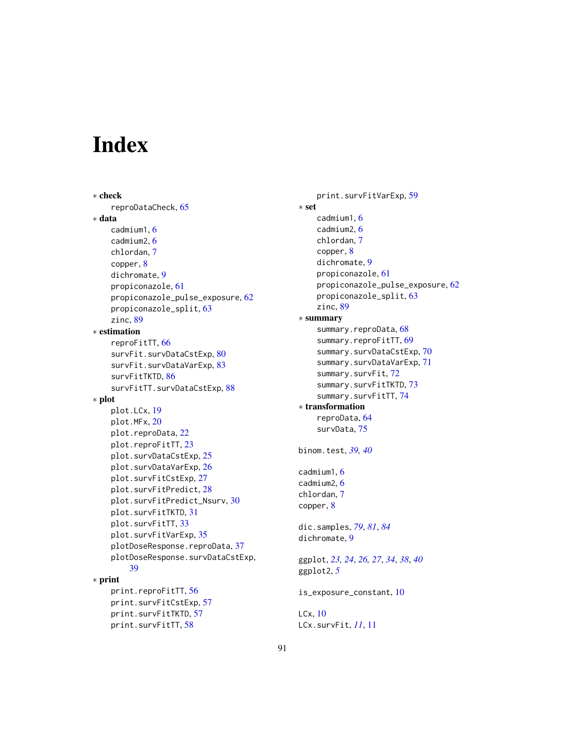# Index

∗ **check**
    reproDataCheck, 65
∗ **data**
    cadmium1, 6
    cadmium2, 6
    chlordan, 7
    copper, 8
    dichromate, 9
    propiconazole, 61
    propiconazole_pulse_exposure, 62
    propiconazole_split, 63
    zinc, 89
∗ **estimation**
    reproFitTT, 66
    survFit.survDataCstExp, 80
    survFit.survDataVarExp, 83
    survFitTKTD, 86
    survFitTT.survDataCstExp, 88
∗ **plot**
    plot.LCx, 19
    plot.MFx, 20
    plot.reproData, 22
    plot.reproFitTT, 23
    plot.survDataCstExp, 25
    plot.survDataVarExp, 26
    plot.survFitCstExp, 27
    plot.survFitPredict, 28
    plot.survFitPredict_Nsurv, 30
    plot.survFitTKTD, 31
    plot.survFitTT, 33
    plot.survFitVarExp, 35
    plotDoseResponse.reproData, 37
    plotDoseResponse.survDataCstExp, 39
∗ **print**
    print.reproFitTT, 56
    print.survFitCstExp, 57
    print.survFitTKTD, 57
    print.survFitTT, 58
    print.survFitVarExp, 59
∗ **set**
    cadmium1, 6
    cadmium2, 6
    chlordan, 7
    copper, 8
    dichromate, 9
    propiconazole, 61
    propiconazole_pulse_exposure, 62
    propiconazole_split, 63
    zinc, 89
∗ **summary**
    summary.reproData, 68
    summary.reproFitTT, 69
    summary.survDataCstExp, 70
    summary.survDataVarExp, 71
    summary.survFit, 72
    summary.survFitTKTD, 73
    summary.survFitTT, 74
∗ **transformation**
    reproData, 64
    survData, 75

binom.test, *39, 40*

cadmium1, 6
cadmium2, 6
chlordan, 7
copper, 8

dic.samples, *79*, *81*, *84*
dichromate, 9

ggplot, *23, 24*, *26, 27*, *34*, *38*, *40*
ggplot2, *5*

is_exposure_constant, 10

LCx, 10
LCx.survFit, *11*, 11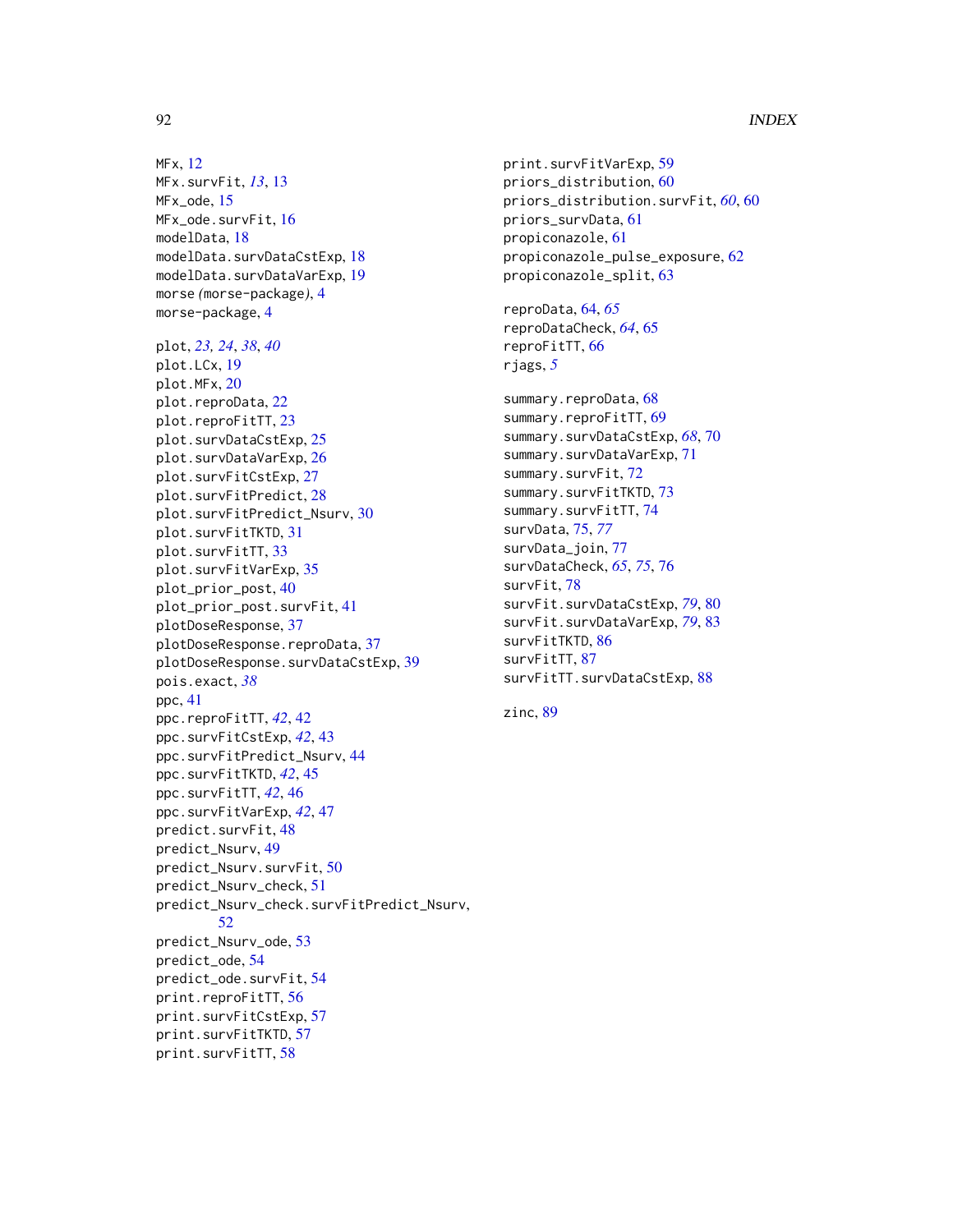MFx, 12
MFx.survFit, *13*, 13
MFx_ode, 15
MFx_ode.survFit, 16
modelData, 18
modelData.survDataCstExp, 18
modelData.survDataVarExp, 19
morse *(morse-package)*, 4
morse-package, 4

plot, *23, 24*, *38*, *40*
plot.LCx, 19
plot.MFx, 20
plot.reproData, 22
plot.reproFitTT, 23
plot.survDataCstExp, 25
plot.survDataVarExp, 26
plot.survFitCstExp, 27
plot.survFitPredict, 28
plot.survFitPredict_Nsurv, 30
plot.survFitTKTD, 31
plot.survFitTT, 33
plot.survFitVarExp, 35
plot_prior_post, 40
plot_prior_post.survFit, 41
plotDoseResponse, 37
plotDoseResponse.reproData, 37
plotDoseResponse.survDataCstExp, 39
pois.exact, *38*
ppc, 41
ppc.reproFitTT, *42*, 42
ppc.survFitCstExp, *42*, 43
ppc.survFitPredict_Nsurv, 44
ppc.survFitTKTD, *42*, 45
ppc.survFitTT, *42*, 46
ppc.survFitVarExp, *42*, 47
predict.survFit, 48
predict_Nsurv, 49
predict_Nsurv.survFit, 50
predict_Nsurv_check, 51
predict_Nsurv_check.survFitPredict_Nsurv, 52
predict_Nsurv_ode, 53
predict_ode, 54
predict_ode.survFit, 54
print.reproFitTT, 56
print.survFitCstExp, 57
print.survFitTKTD, 57
print.survFitTT, 58
print.survFitVarExp, 59
priors_distribution, 60
priors_distribution.survFit, *60*, 60
priors_survData, 61
propiconazole, 61
propiconazole_pulse_exposure, 62
propiconazole_split, 63

reproData, 64, *65*
reproDataCheck, *64*, 65
reproFitTT, 66
rjags, *5*

summary.reproData, 68
summary.reproFitTT, 69
summary.survDataCstExp, *68*, 70
summary.survDataVarExp, 71
summary.survFit, 72
summary.survFitTKTD, 73
summary.survFitTT, 74
survData, 75, *77*
survData_join, 77
survDataCheck, *65*, *75*, 76
survFit, 78
survFit.survDataCstExp, *79*, 80
survFit.survDataVarExp, *79*, 83
survFitTKTD, 86
survFitTT, 87
survFitTT.survDataCstExp, 88

zinc, 89